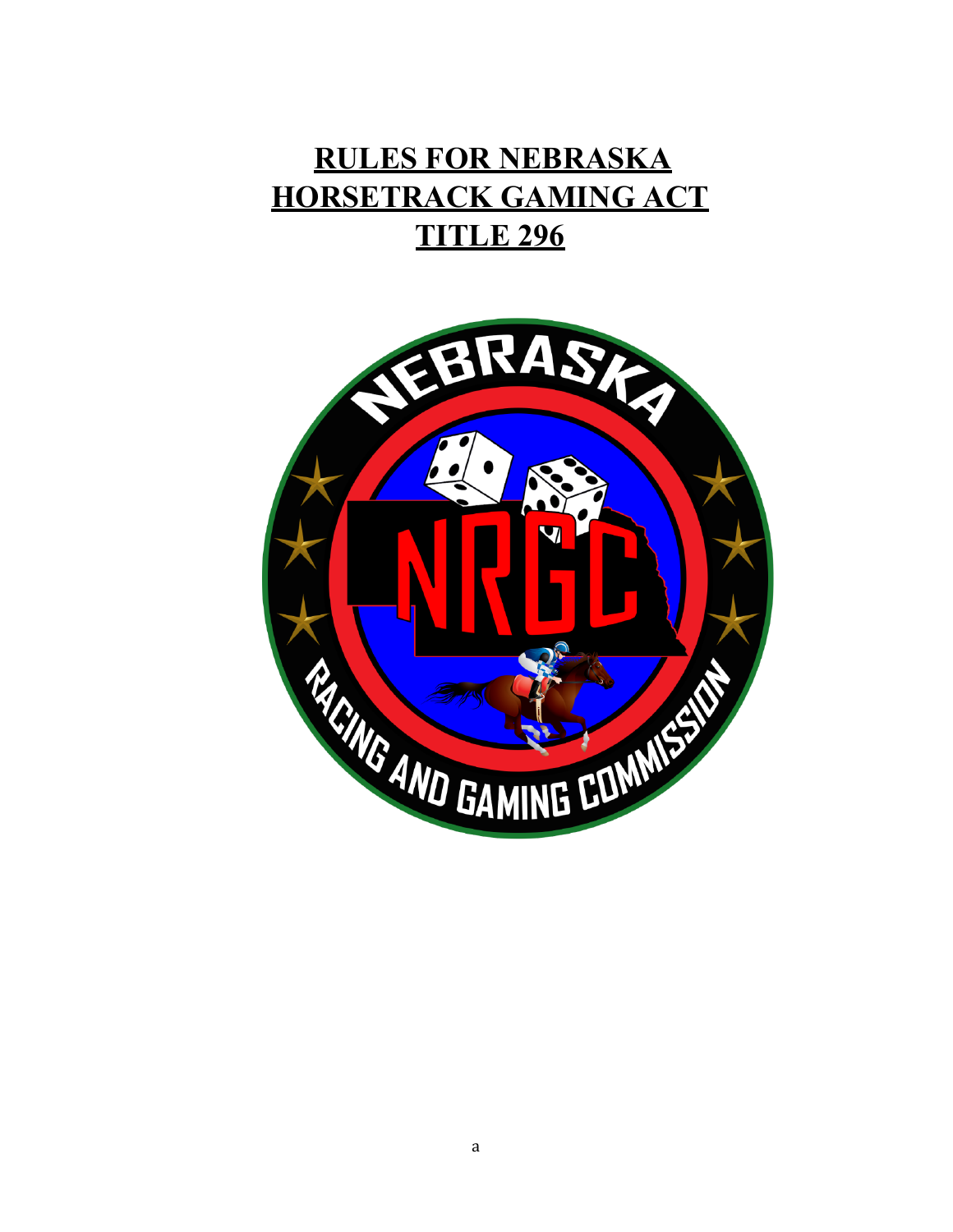# RULES FOR NEBRASKA HORSETRACK GAMING ACT TITLE 296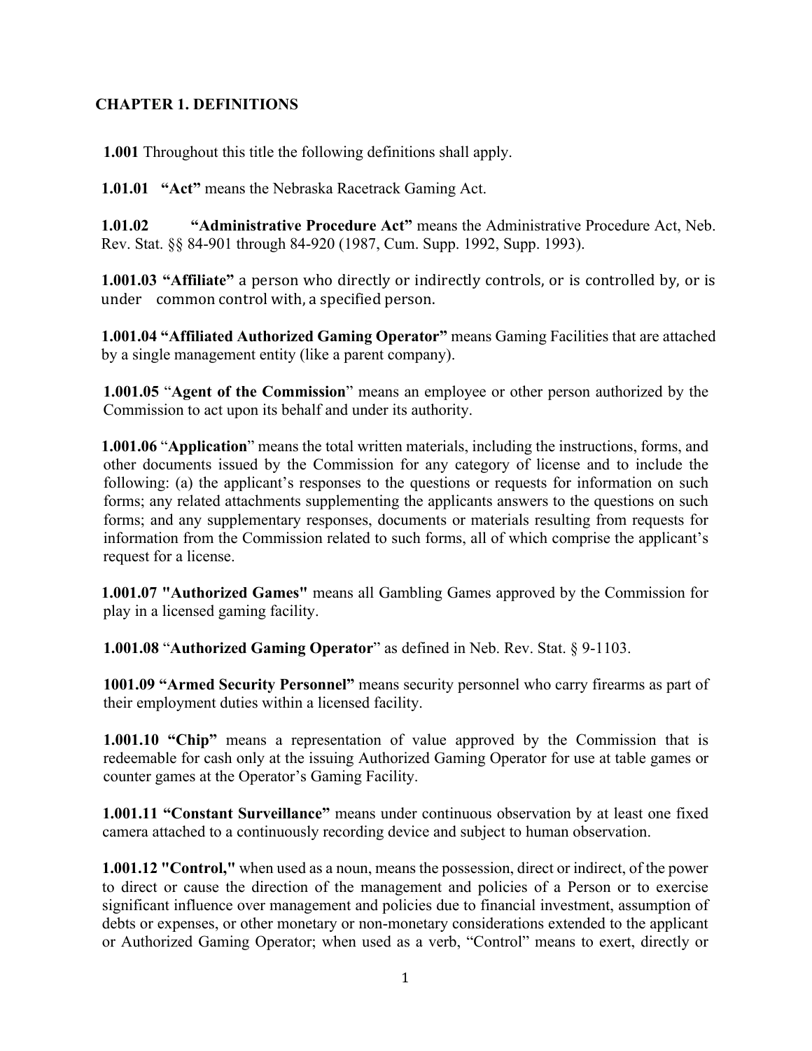## CHAPTER 1. DEFINITIONS

**1.001** Throughout this title the following definitions shall apply.

**1.01.01 "Act"** means the Nebraska Racetrack Gaming Act.

**1.01.02 "Administrative Procedure Act"** means the Administrative Procedure Act, Neb. Rev. Stat. §§ 84-901 through 84-920 (1987, Cum. Supp. 1992, Supp. 1993).

**1.001.03 "Affiliate"** a person who directly or indirectly controls, or is controlled by, or is under common control with, a specified person.

**1.001.04 "Affiliated Authorized Gaming Operator"** means Gaming Facilities that are attached by a single management entity (like a parent company).

**1.001.05** "**Agent of the Commission**" means an employee or other person authorized by the Commission to act upon its behalf and under its authority.

**1.001.06** "**Application**" means the total written materials, including the instructions, forms, and other documents issued by the Commission for any category of license and to include the following: (a) the applicant's responses to the questions or requests for information on such forms; any related attachments supplementing the applicants answers to the questions on such forms; and any supplementary responses, documents or materials resulting from requests for information from the Commission related to such forms, all of which comprise the applicant's request for a license.

**1.001.07 "Authorized Games"** means all Gambling Games approved by the Commission for play in a licensed gaming facility.

**1.001.08** "**Authorized Gaming Operator**" as defined in Neb. Rev. Stat. § 9-1103.

**1001.09 "Armed Security Personnel"** means security personnel who carry firearms as part of their employment duties within a licensed facility.

**1.001.10 "Chip"** means a representation of value approved by the Commission that is redeemable for cash only at the issuing Authorized Gaming Operator for use at table games or counter games at the Operator's Gaming Facility.

**1.001.11 "Constant Surveillance"** means under continuous observation by at least one fixed camera attached to a continuously recording device and subject to human observation.

**1.001.12 "Control,"** when used as a noun, means the possession, direct or indirect, of the power to direct or cause the direction of the management and policies of a Person or to exercise significant influence over management and policies due to financial investment, assumption of debts or expenses, or other monetary or non-monetary considerations extended to the applicant or Authorized Gaming Operator; when used as a verb, "Control" means to exert, directly or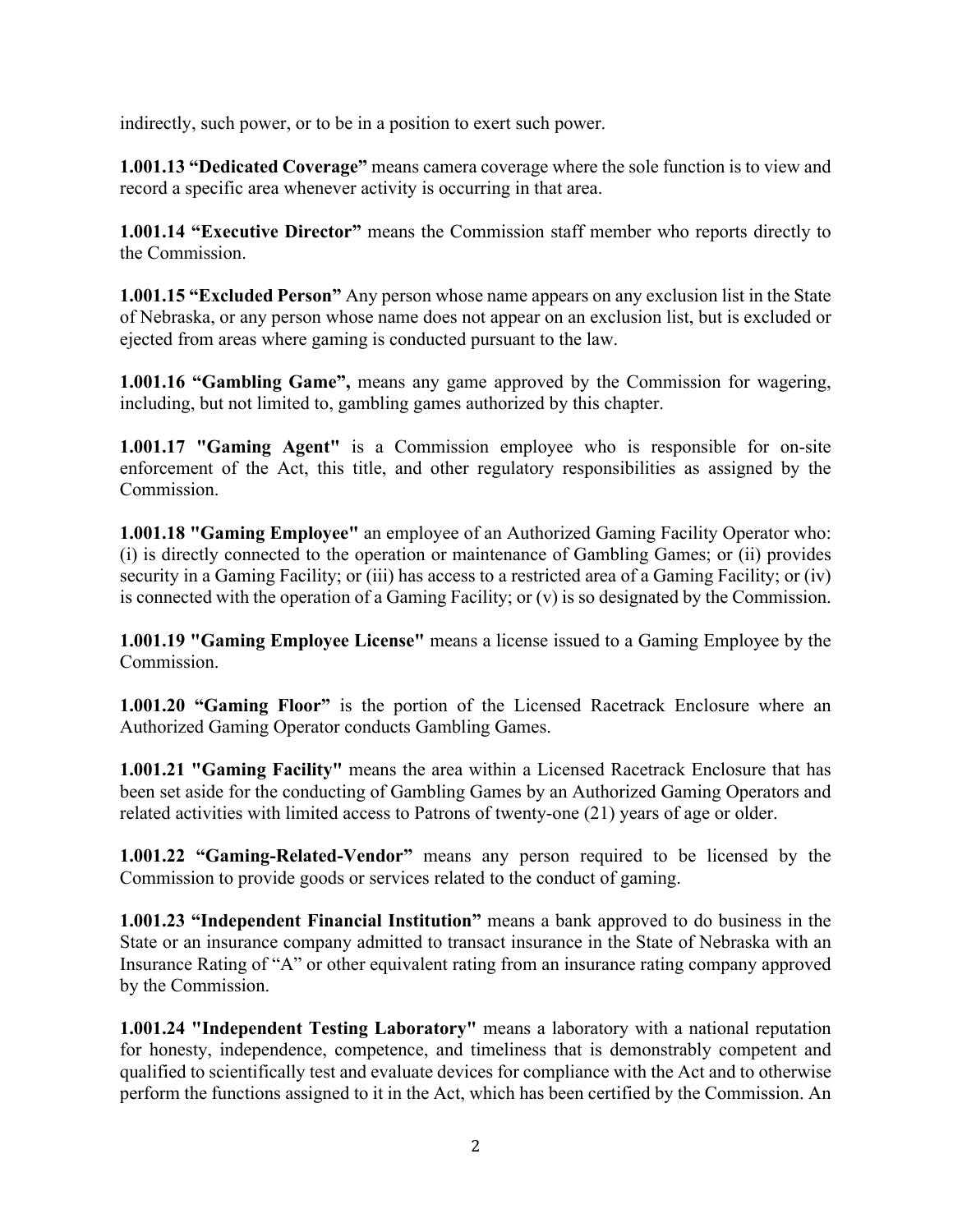indirectly, such power, or to be in a position to exert such power.

**1.001.13 "Dedicated Coverage"** means camera coverage where the sole function is to view and record a specific area whenever activity is occurring in that area.

**1.001.14 "Executive Director"** means the Commission staff member who reports directly to the Commission.

**1.001.15 "Excluded Person"** Any person whose name appears on any exclusion list in the State of Nebraska, or any person whose name does not appear on an exclusion list, but is excluded or ejected from areas where gaming is conducted pursuant to the law.

**1.001.16 "Gambling Game",** means any game approved by the Commission for wagering, including, but not limited to, gambling games authorized by this chapter.

**1.001.17 "Gaming Agent"** is a Commission employee who is responsible for on-site enforcement of the Act, this title, and other regulatory responsibilities as assigned by the Commission.

**1.001.18 "Gaming Employee"** an employee of an Authorized Gaming Facility Operator who: (i) is directly connected to the operation or maintenance of Gambling Games; or (ii) provides security in a Gaming Facility; or (iii) has access to a restricted area of a Gaming Facility; or (iv) is connected with the operation of a Gaming Facility; or (v) is so designated by the Commission.

**1.001.19 "Gaming Employee License"** means a license issued to a Gaming Employee by the Commission.

**1.001.20 "Gaming Floor"** is the portion of the Licensed Racetrack Enclosure where an Authorized Gaming Operator conducts Gambling Games.

**1.001.21 "Gaming Facility"** means the area within a Licensed Racetrack Enclosure that has been set aside for the conducting of Gambling Games by an Authorized Gaming Operators and related activities with limited access to Patrons of twenty-one (21) years of age or older.

**1.001.22 "Gaming-Related-Vendor"** means any person required to be licensed by the Commission to provide goods or services related to the conduct of gaming.

**1.001.23 "Independent Financial Institution"** means a bank approved to do business in the State or an insurance company admitted to transact insurance in the State of Nebraska with an Insurance Rating of "A" or other equivalent rating from an insurance rating company approved by the Commission.

**1.001.24 "Independent Testing Laboratory"** means a laboratory with a national reputation for honesty, independence, competence, and timeliness that is demonstrably competent and qualified to scientifically test and evaluate devices for compliance with the Act and to otherwise perform the functions assigned to it in the Act, which has been certified by the Commission. An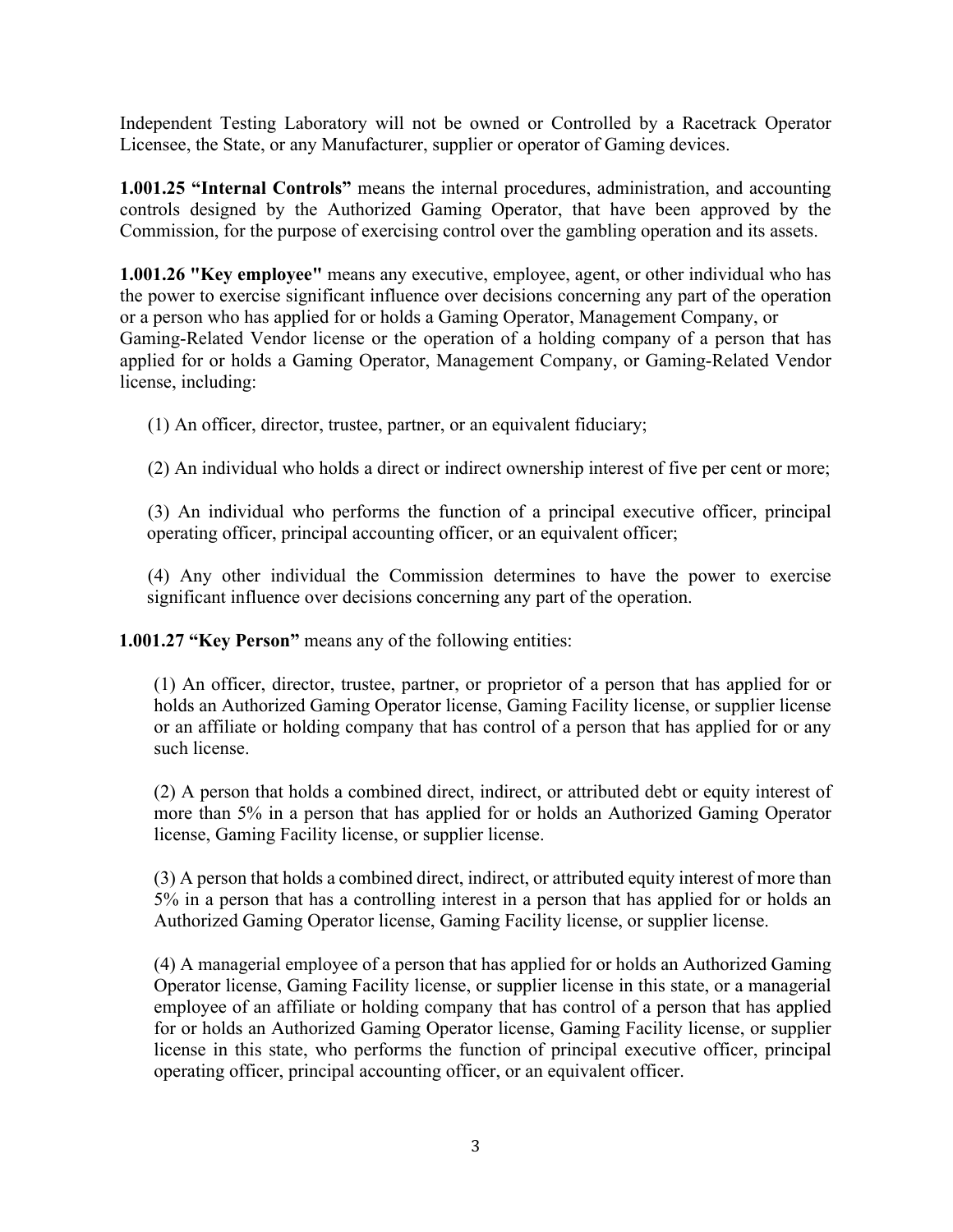Independent Testing Laboratory will not be owned or Controlled by a Racetrack Operator Licensee, the State, or any Manufacturer, supplier or operator of Gaming devices.

**1.001.25 "Internal Controls"** means the internal procedures, administration, and accounting controls designed by the Authorized Gaming Operator, that have been approved by the Commission, for the purpose of exercising control over the gambling operation and its assets.

**1.001.26 "Key employee"** means any executive, employee, agent, or other individual who has the power to exercise significant influence over decisions concerning any part of the operation or a person who has applied for or holds a Gaming Operator, Management Company, or Gaming-Related Vendor license or the operation of a holding company of a person that has applied for or holds a Gaming Operator, Management Company, or Gaming-Related Vendor license, including:

(1) An officer, director, trustee, partner, or an equivalent fiduciary;

(2) An individual who holds a direct or indirect ownership interest of five per cent or more;

(3) An individual who performs the function of a principal executive officer, principal operating officer, principal accounting officer, or an equivalent officer;

(4) Any other individual the Commission determines to have the power to exercise significant influence over decisions concerning any part of the operation.

**1.001.27 "Key Person"** means any of the following entities:

(1) An officer, director, trustee, partner, or proprietor of a person that has applied for or holds an Authorized Gaming Operator license, Gaming Facility license, or supplier license or an affiliate or holding company that has control of a person that has applied for or any such license.

(2) A person that holds a combined direct, indirect, or attributed debt or equity interest of more than 5% in a person that has applied for or holds an Authorized Gaming Operator license, Gaming Facility license, or supplier license.

(3) A person that holds a combined direct, indirect, or attributed equity interest of more than 5% in a person that has a controlling interest in a person that has applied for or holds an Authorized Gaming Operator license, Gaming Facility license, or supplier license.

(4) A managerial employee of a person that has applied for or holds an Authorized Gaming Operator license, Gaming Facility license, or supplier license in this state, or a managerial employee of an affiliate or holding company that has control of a person that has applied for or holds an Authorized Gaming Operator license, Gaming Facility license, or supplier license in this state, who performs the function of principal executive officer, principal operating officer, principal accounting officer, or an equivalent officer.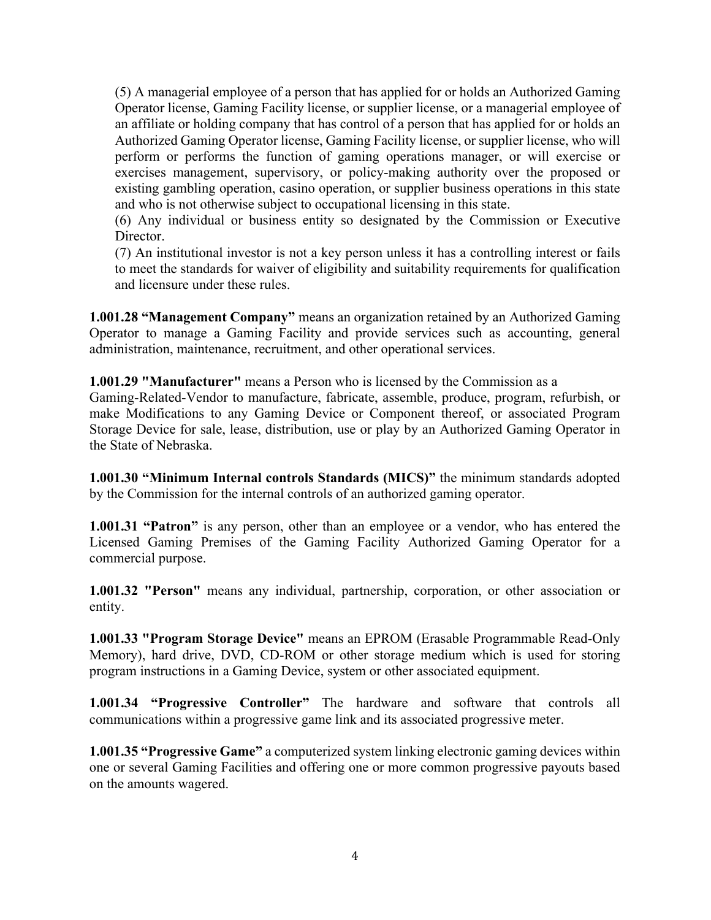(5) A managerial employee of a person that has applied for or holds an Authorized Gaming Operator license, Gaming Facility license, or supplier license, or a managerial employee of an affiliate or holding company that has control of a person that has applied for or holds an Authorized Gaming Operator license, Gaming Facility license, or supplier license, who will perform or performs the function of gaming operations manager, or will exercise or exercises management, supervisory, or policy-making authority over the proposed or existing gambling operation, casino operation, or supplier business operations in this state and who is not otherwise subject to occupational licensing in this state.

(6) Any individual or business entity so designated by the Commission or Executive Director.

(7) An institutional investor is not a key person unless it has a controlling interest or fails to meet the standards for waiver of eligibility and suitability requirements for qualification and licensure under these rules.

**1.001.28 "Management Company"** means an organization retained by an Authorized Gaming Operator to manage a Gaming Facility and provide services such as accounting, general administration, maintenance, recruitment, and other operational services.

**1.001.29 "Manufacturer"** means a Person who is licensed by the Commission as a Gaming-Related-Vendor to manufacture, fabricate, assemble, produce, program, refurbish, or make Modifications to any Gaming Device or Component thereof, or associated Program Storage Device for sale, lease, distribution, use or play by an Authorized Gaming Operator in the State of Nebraska.

**1.001.30 "Minimum Internal controls Standards (MICS)"** the minimum standards adopted by the Commission for the internal controls of an authorized gaming operator.

**1.001.31 "Patron"** is any person, other than an employee or a vendor, who has entered the Licensed Gaming Premises of the Gaming Facility Authorized Gaming Operator for a commercial purpose.

**1.001.32 "Person"** means any individual, partnership, corporation, or other association or entity.

**1.001.33 "Program Storage Device"** means an EPROM (Erasable Programmable Read-Only Memory), hard drive, DVD, CD-ROM or other storage medium which is used for storing program instructions in a Gaming Device, system or other associated equipment.

**1.001.34 "Progressive Controller"** The hardware and software that controls all communications within a progressive game link and its associated progressive meter.

**1.001.35 "Progressive Game"** a computerized system linking electronic gaming devices within one or several Gaming Facilities and offering one or more common progressive payouts based on the amounts wagered.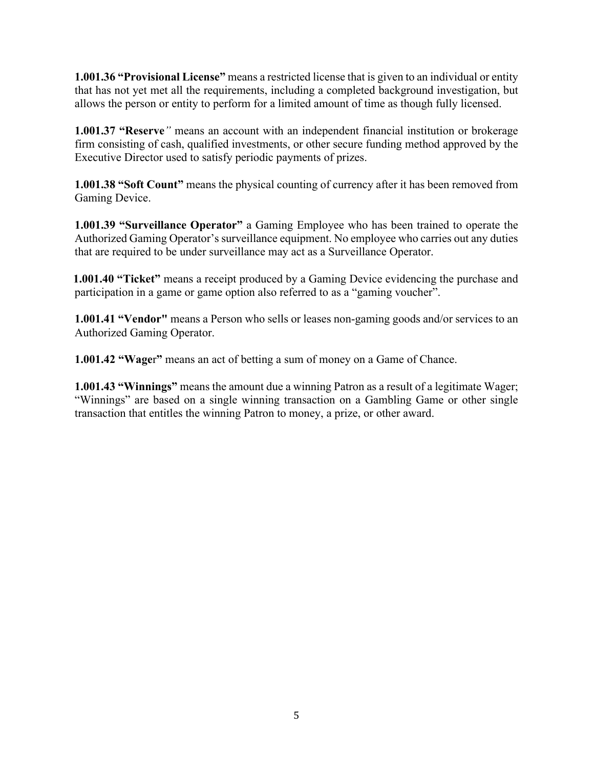**1.001.36 “Provisional License”** means a restricted license that is given to an individual or entity that has not yet met all the requirements, including a completed background investigation, but allows the person or entity to perform for a limited amount of time as though fully licensed.

**1.001.37 “Reserve*”*** means an account with an independent financial institution or brokerage firm consisting of cash, qualified investments, or other secure funding method approved by the Executive Director used to satisfy periodic payments of prizes.

**1.001.38 “Soft Count”** means the physical counting of currency after it has been removed from Gaming Device.

**1.001.39 “Surveillance Operator”** a Gaming Employee who has been trained to operate the Authorized Gaming Operator’s surveillance equipment. No employee who carries out any duties that are required to be under surveillance may act as a Surveillance Operator.

**1.001.40 “Ticket”** means a receipt produced by a Gaming Device evidencing the purchase and participation in a game or game option also referred to as a “gaming voucher”.

**1.001.41 “Vendor"** means a Person who sells or leases non-gaming goods and/or services to an Authorized Gaming Operator.

**1.001.42 “Wager”** means an act of betting a sum of money on a Game of Chance.

**1.001.43 “Winnings”** means the amount due a winning Patron as a result of a legitimate Wager; “Winnings” are based on a single winning transaction on a Gambling Game or other single transaction that entitles the winning Patron to money, a prize, or other award.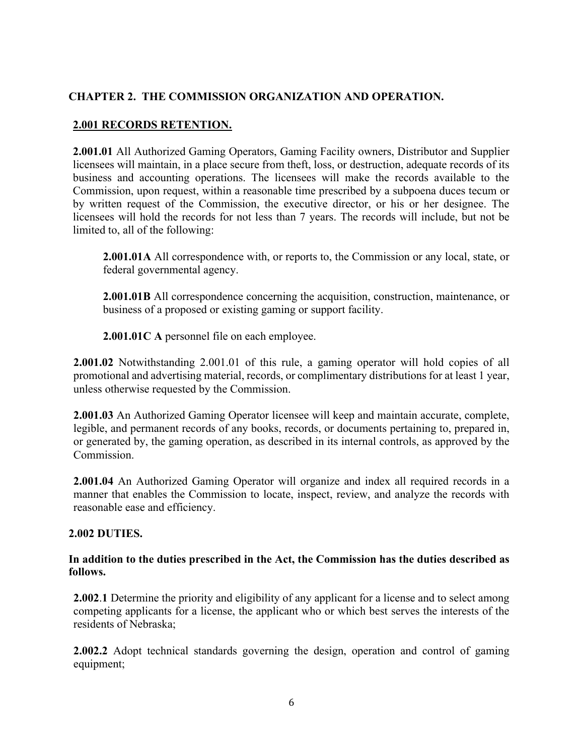## CHAPTER 2. THE COMMISSION ORGANIZATION AND OPERATION.

### 2.001 RECORDS RETENTION.

**2.001.01** All Authorized Gaming Operators, Gaming Facility owners, Distributor and Supplier licensees will maintain, in a place secure from theft, loss, or destruction, adequate records of its business and accounting operations. The licensees will make the records available to the Commission, upon request, within a reasonable time prescribed by a subpoena duces tecum or by written request of the Commission, the executive director, or his or her designee. The licensees will hold the records for not less than 7 years. The records will include, but not be limited to, all of the following:

**2.001.01A** All correspondence with, or reports to, the Commission or any local, state, or federal governmental agency.

**2.001.01B** All correspondence concerning the acquisition, construction, maintenance, or business of a proposed or existing gaming or support facility.

**2.001.01C A** personnel file on each employee.

**2.001.02** Notwithstanding 2.001.01 of this rule, a gaming operator will hold copies of all promotional and advertising material, records, or complimentary distributions for at least 1 year, unless otherwise requested by the Commission.

**2.001.03** An Authorized Gaming Operator licensee will keep and maintain accurate, complete, legible, and permanent records of any books, records, or documents pertaining to, prepared in, or generated by, the gaming operation, as described in its internal controls, as approved by the Commission.

**2.001.04** An Authorized Gaming Operator will organize and index all required records in a manner that enables the Commission to locate, inspect, review, and analyze the records with reasonable ease and efficiency.

### 2.002 DUTIES.

**In addition to the duties prescribed in the Act, the Commission has the duties described as follows.**

**2.002.1** Determine the priority and eligibility of any applicant for a license and to select among competing applicants for a license, the applicant who or which best serves the interests of the residents of Nebraska;

**2.002.2** Adopt technical standards governing the design, operation and control of gaming equipment;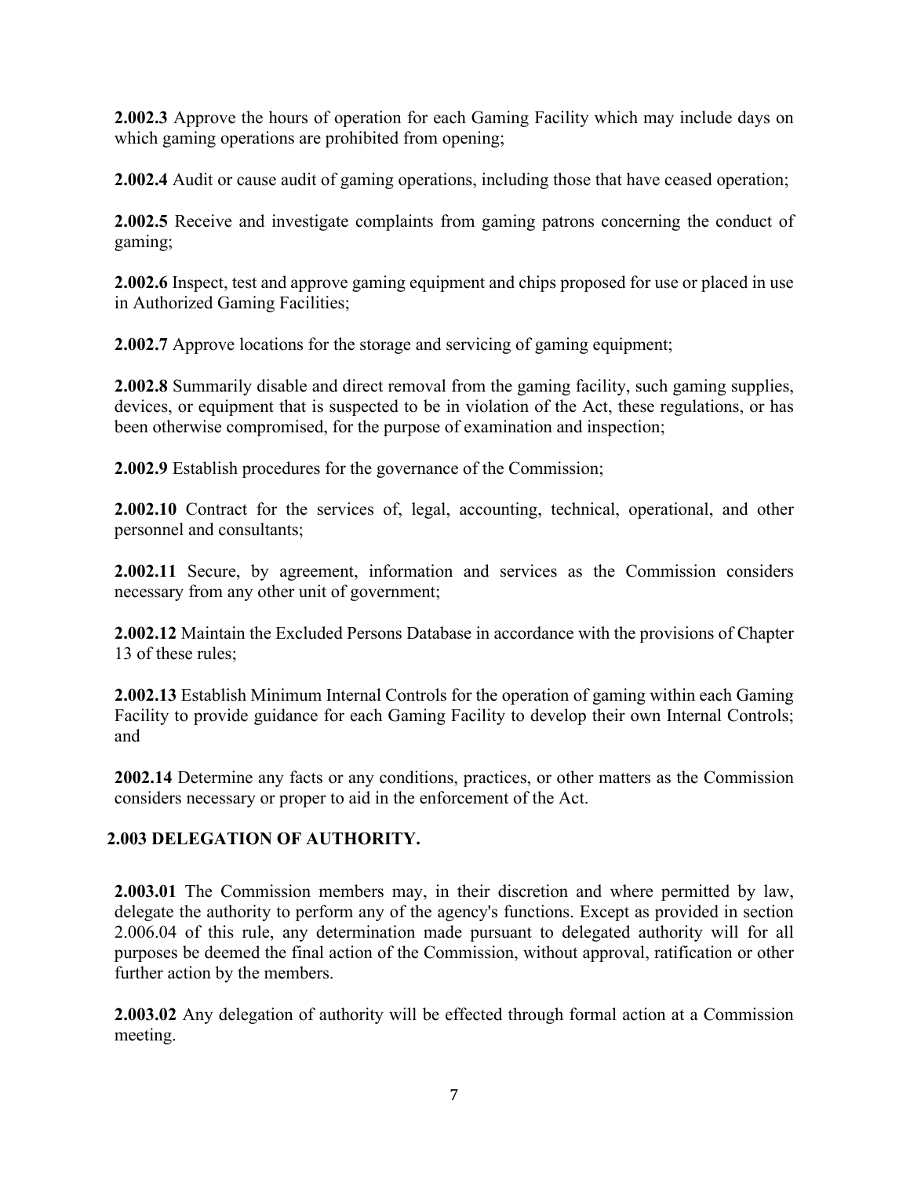**2.002.3** Approve the hours of operation for each Gaming Facility which may include days on which gaming operations are prohibited from opening;

**2.002.4** Audit or cause audit of gaming operations, including those that have ceased operation;

**2.002.5** Receive and investigate complaints from gaming patrons concerning the conduct of gaming;

**2.002.6** Inspect, test and approve gaming equipment and chips proposed for use or placed in use in Authorized Gaming Facilities;

**2.002.7** Approve locations for the storage and servicing of gaming equipment;

**2.002.8** Summarily disable and direct removal from the gaming facility, such gaming supplies, devices, or equipment that is suspected to be in violation of the Act, these regulations, or has been otherwise compromised, for the purpose of examination and inspection;

**2.002.9** Establish procedures for the governance of the Commission;

**2.002.10** Contract for the services of, legal, accounting, technical, operational, and other personnel and consultants;

**2.002.11** Secure, by agreement, information and services as the Commission considers necessary from any other unit of government;

**2.002.12** Maintain the Excluded Persons Database in accordance with the provisions of Chapter 13 of these rules;

**2.002.13** Establish Minimum Internal Controls for the operation of gaming within each Gaming Facility to provide guidance for each Gaming Facility to develop their own Internal Controls; and

**2002.14** Determine any facts or any conditions, practices, or other matters as the Commission considers necessary or proper to aid in the enforcement of the Act.

## 2.003 DELEGATION OF AUTHORITY.

**2.003.01** The Commission members may, in their discretion and where permitted by law, delegate the authority to perform any of the agency's functions. Except as provided in section 2.006.04 of this rule, any determination made pursuant to delegated authority will for all purposes be deemed the final action of the Commission, without approval, ratification or other further action by the members.

**2.003.02** Any delegation of authority will be effected through formal action at a Commission meeting.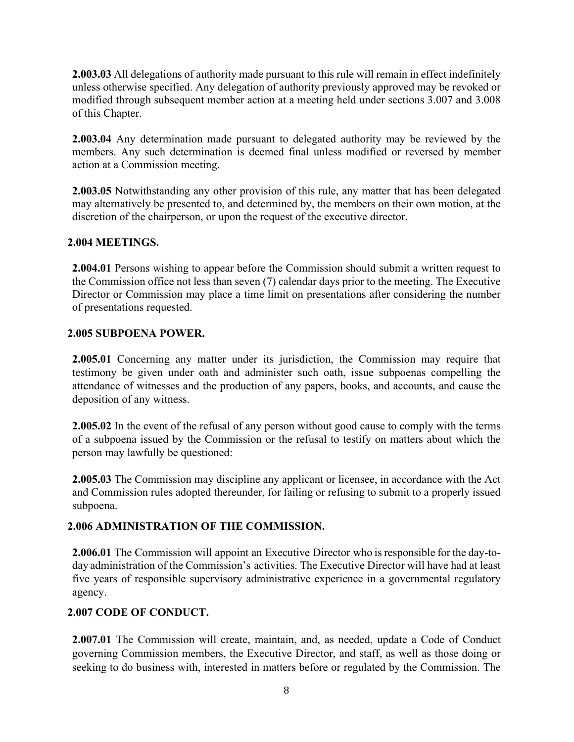**2.003.03** All delegations of authority made pursuant to this rule will remain in effect indefinitely unless otherwise specified. Any delegation of authority previously approved may be revoked or modified through subsequent member action at a meeting held under sections 3.007 and 3.008 of this Chapter.

**2.003.04** Any determination made pursuant to delegated authority may be reviewed by the members. Any such determination is deemed final unless modified or reversed by member action at a Commission meeting.

**2.003.05** Notwithstanding any other provision of this rule, any matter that has been delegated may alternatively be presented to, and determined by, the members on their own motion, at the discretion of the chairperson, or upon the request of the executive director.

## 2.004 MEETINGS.

**2.004.01** Persons wishing to appear before the Commission should submit a written request to the Commission office not less than seven (7) calendar days prior to the meeting. The Executive Director or Commission may place a time limit on presentations after considering the number of presentations requested.

## 2.005 SUBPOENA POWER.

**2.005.01** Concerning any matter under its jurisdiction, the Commission may require that testimony be given under oath and administer such oath, issue subpoenas compelling the attendance of witnesses and the production of any papers, books, and accounts, and cause the deposition of any witness.

**2.005.02** In the event of the refusal of any person without good cause to comply with the terms of a subpoena issued by the Commission or the refusal to testify on matters about which the person may lawfully be questioned:

**2.005.03** The Commission may discipline any applicant or licensee, in accordance with the Act and Commission rules adopted thereunder, for failing or refusing to submit to a properly issued subpoena.

## 2.006 ADMINISTRATION OF THE COMMISSION.

**2.006.01** The Commission will appoint an Executive Director who is responsible for the day-to-day administration of the Commission's activities. The Executive Director will have had at least five years of responsible supervisory administrative experience in a governmental regulatory agency.

## 2.007 CODE OF CONDUCT.

**2.007.01** The Commission will create, maintain, and, as needed, update a Code of Conduct governing Commission members, the Executive Director, and staff, as well as those doing or seeking to do business with, interested in matters before or regulated by the Commission. The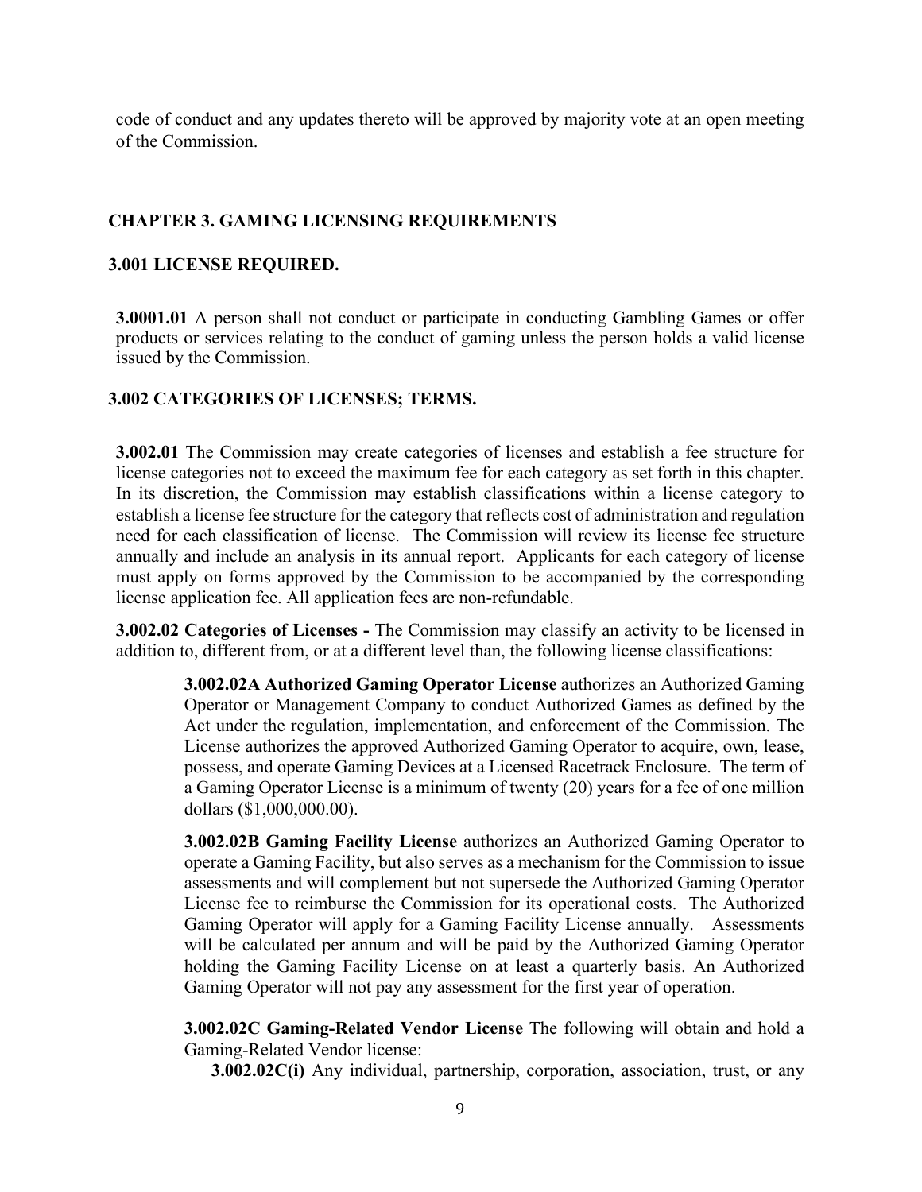code of conduct and any updates thereto will be approved by majority vote at an open meeting of the Commission.

## CHAPTER 3. GAMING LICENSING REQUIREMENTS

### 3.001 LICENSE REQUIRED.

**3.0001.01** A person shall not conduct or participate in conducting Gambling Games or offer products or services relating to the conduct of gaming unless the person holds a valid license issued by the Commission.

### 3.002 CATEGORIES OF LICENSES; TERMS.

**3.002.01** The Commission may create categories of licenses and establish a fee structure for license categories not to exceed the maximum fee for each category as set forth in this chapter. In its discretion, the Commission may establish classifications within a license category to establish a license fee structure for the category that reflects cost of administration and regulation need for each classification of license. The Commission will review its license fee structure annually and include an analysis in its annual report. Applicants for each category of license must apply on forms approved by the Commission to be accompanied by the corresponding license application fee. All application fees are non-refundable.

**3.002.02 Categories of Licenses -** The Commission may classify an activity to be licensed in addition to, different from, or at a different level than, the following license classifications:

> **3.002.02A Authorized Gaming Operator License** authorizes an Authorized Gaming Operator or Management Company to conduct Authorized Games as defined by the Act under the regulation, implementation, and enforcement of the Commission. The License authorizes the approved Authorized Gaming Operator to acquire, own, lease, possess, and operate Gaming Devices at a Licensed Racetrack Enclosure. The term of a Gaming Operator License is a minimum of twenty (20) years for a fee of one million dollars ($1,000,000.00).
>
> **3.002.02B Gaming Facility License** authorizes an Authorized Gaming Operator to operate a Gaming Facility, but also serves as a mechanism for the Commission to issue assessments and will complement but not supersede the Authorized Gaming Operator License fee to reimburse the Commission for its operational costs. The Authorized Gaming Operator will apply for a Gaming Facility License annually. Assessments will be calculated per annum and will be paid by the Authorized Gaming Operator holding the Gaming Facility License on at least a quarterly basis. An Authorized Gaming Operator will not pay any assessment for the first year of operation.
>
> **3.002.02C Gaming-Related Vendor License** The following will obtain and hold a Gaming-Related Vendor license:
>
> **3.002.02C(i)** Any individual, partnership, corporation, association, trust, or any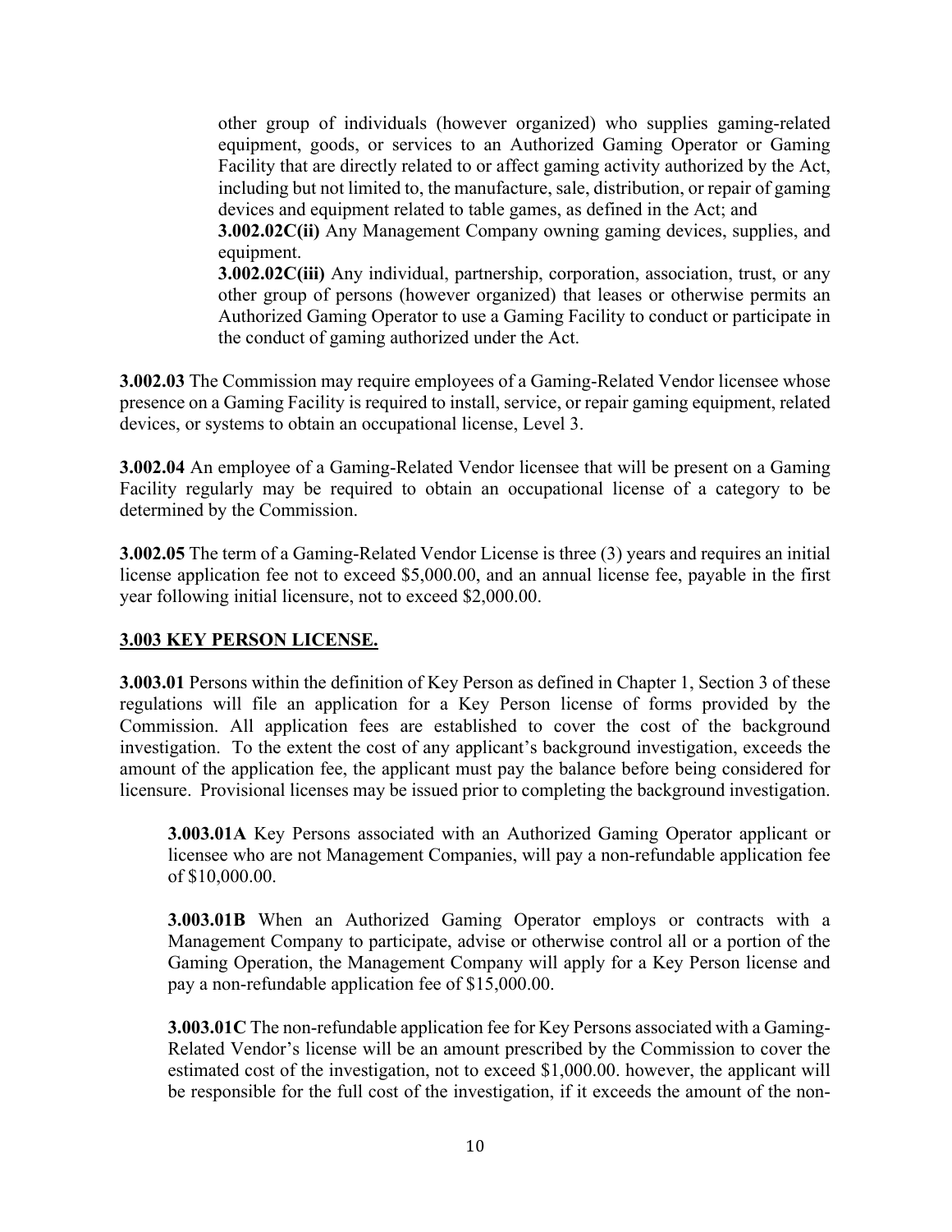other group of individuals (however organized) who supplies gaming-related equipment, goods, or services to an Authorized Gaming Operator or Gaming Facility that are directly related to or affect gaming activity authorized by the Act, including but not limited to, the manufacture, sale, distribution, or repair of gaming devices and equipment related to table games, as defined in the Act; and

**3.002.02C(ii)** Any Management Company owning gaming devices, supplies, and equipment.

**3.002.02C(iii)** Any individual, partnership, corporation, association, trust, or any other group of persons (however organized) that leases or otherwise permits an Authorized Gaming Operator to use a Gaming Facility to conduct or participate in the conduct of gaming authorized under the Act.

**3.002.03** The Commission may require employees of a Gaming-Related Vendor licensee whose presence on a Gaming Facility is required to install, service, or repair gaming equipment, related devices, or systems to obtain an occupational license, Level 3.

**3.002.04** An employee of a Gaming-Related Vendor licensee that will be present on a Gaming Facility regularly may be required to obtain an occupational license of a category to be determined by the Commission.

**3.002.05** The term of a Gaming-Related Vendor License is three (3) years and requires an initial license application fee not to exceed $5,000.00, and an annual license fee, payable in the first year following initial licensure, not to exceed $2,000.00.

## 3.003 KEY PERSON LICENSE.

**3.003.01** Persons within the definition of Key Person as defined in Chapter 1, Section 3 of these regulations will file an application for a Key Person license of forms provided by the Commission. All application fees are established to cover the cost of the background investigation. To the extent the cost of any applicant's background investigation, exceeds the amount of the application fee, the applicant must pay the balance before being considered for licensure. Provisional licenses may be issued prior to completing the background investigation.

**3.003.01A** Key Persons associated with an Authorized Gaming Operator applicant or licensee who are not Management Companies, will pay a non-refundable application fee of $10,000.00.

**3.003.01B** When an Authorized Gaming Operator employs or contracts with a Management Company to participate, advise or otherwise control all or a portion of the Gaming Operation, the Management Company will apply for a Key Person license and pay a non-refundable application fee of $15,000.00.

**3.003.01C** The non-refundable application fee for Key Persons associated with a Gaming-Related Vendor's license will be an amount prescribed by the Commission to cover the estimated cost of the investigation, not to exceed $1,000.00. however, the applicant will be responsible for the full cost of the investigation, if it exceeds the amount of the non-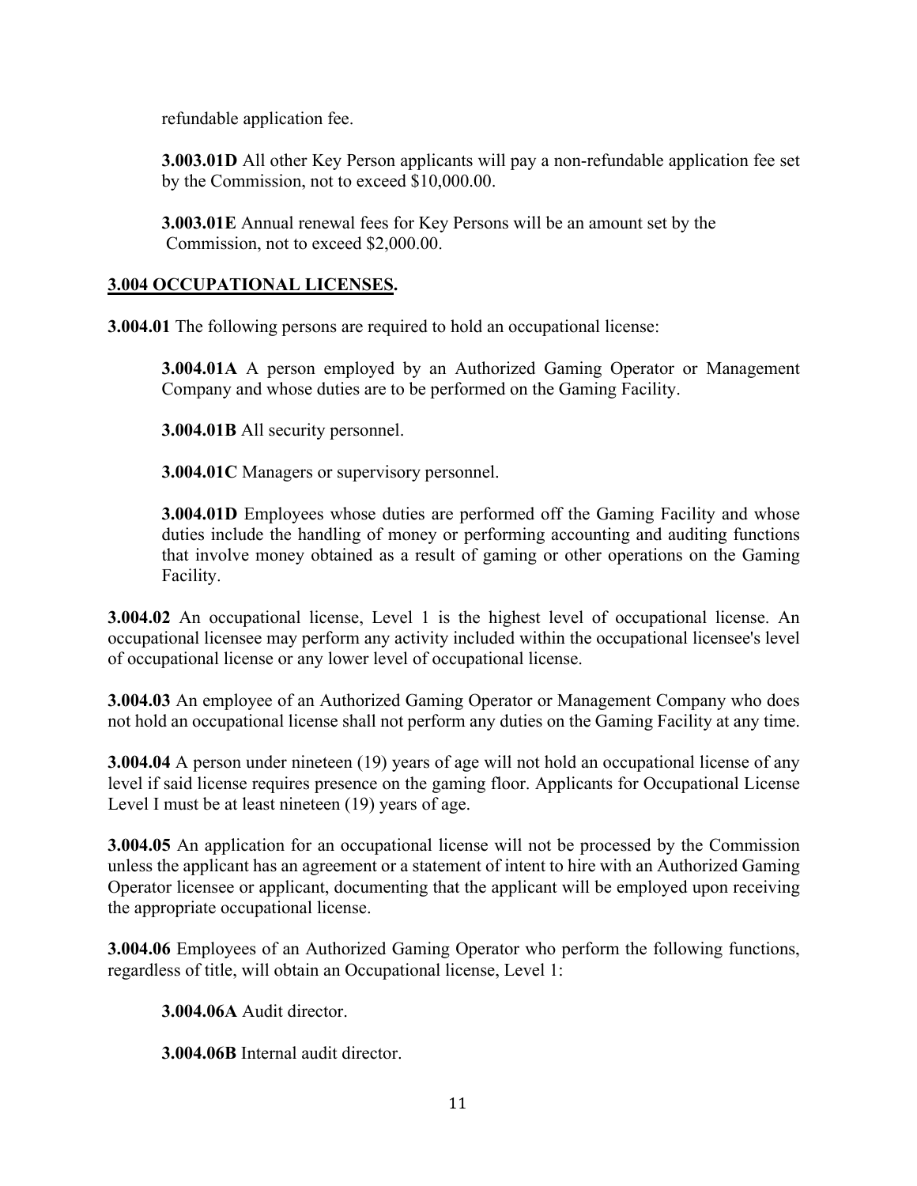refundable application fee.

**3.003.01D** All other Key Person applicants will pay a non-refundable application fee set by the Commission, not to exceed $10,000.00.

**3.003.01E** Annual renewal fees for Key Persons will be an amount set by the Commission, not to exceed $2,000.00.

**3.004 OCCUPATIONAL LICENSES.**

**3.004.01** The following persons are required to hold an occupational license:

**3.004.01A** A person employed by an Authorized Gaming Operator or Management Company and whose duties are to be performed on the Gaming Facility.

**3.004.01B** All security personnel.

**3.004.01C** Managers or supervisory personnel.

**3.004.01D** Employees whose duties are performed off the Gaming Facility and whose duties include the handling of money or performing accounting and auditing functions that involve money obtained as a result of gaming or other operations on the Gaming Facility.

**3.004.02** An occupational license, Level 1 is the highest level of occupational license. An occupational licensee may perform any activity included within the occupational licensee's level of occupational license or any lower level of occupational license.

**3.004.03** An employee of an Authorized Gaming Operator or Management Company who does not hold an occupational license shall not perform any duties on the Gaming Facility at any time.

**3.004.04** A person under nineteen (19) years of age will not hold an occupational license of any level if said license requires presence on the gaming floor. Applicants for Occupational License Level I must be at least nineteen (19) years of age.

**3.004.05** An application for an occupational license will not be processed by the Commission unless the applicant has an agreement or a statement of intent to hire with an Authorized Gaming Operator licensee or applicant, documenting that the applicant will be employed upon receiving the appropriate occupational license.

**3.004.06** Employees of an Authorized Gaming Operator who perform the following functions, regardless of title, will obtain an Occupational license, Level 1:

**3.004.06A** Audit director.

**3.004.06B** Internal audit director.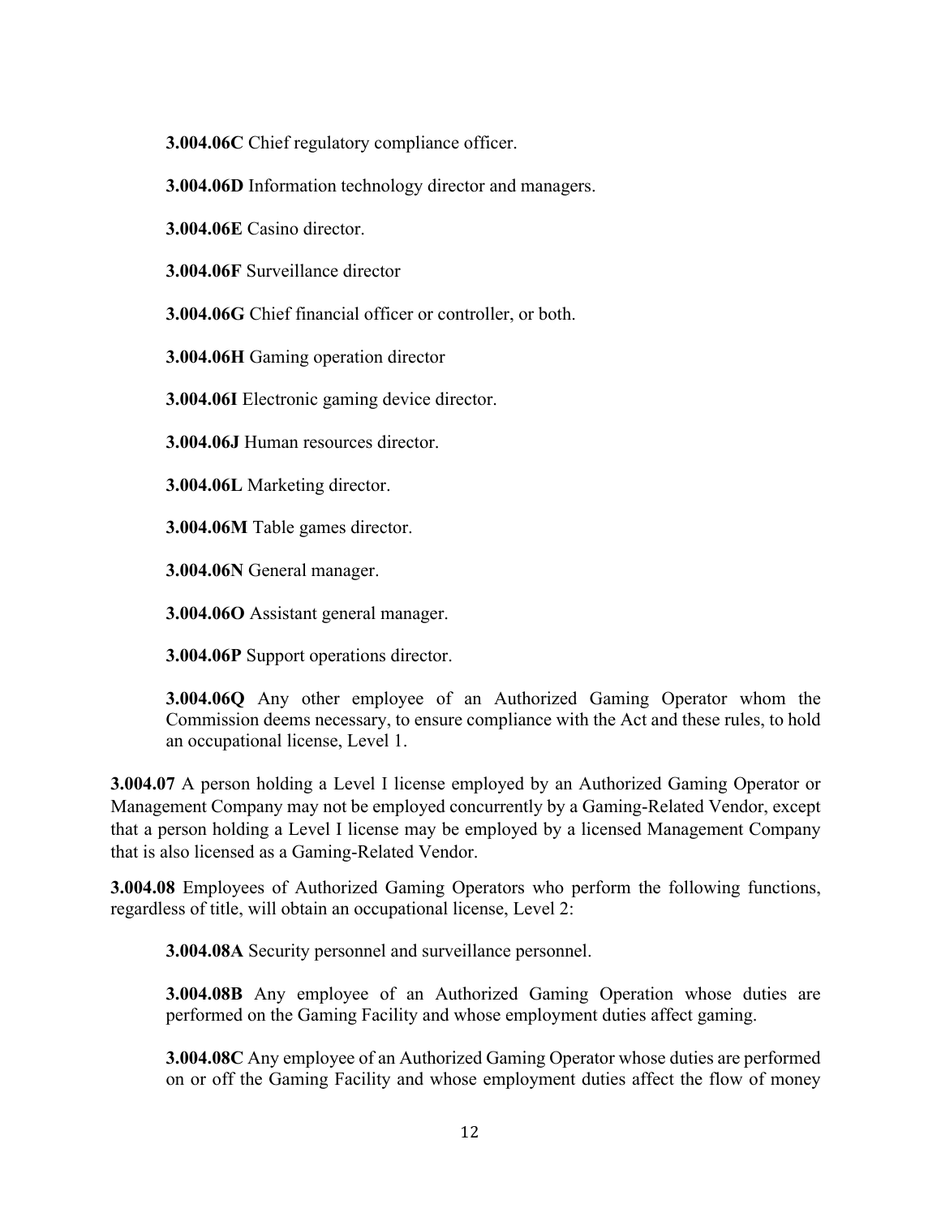**3.004.06C** Chief regulatory compliance officer.

**3.004.06D** Information technology director and managers.

**3.004.06E** Casino director.

**3.004.06F** Surveillance director

**3.004.06G** Chief financial officer or controller, or both.

**3.004.06H** Gaming operation director

**3.004.06I** Electronic gaming device director.

**3.004.06J** Human resources director.

**3.004.06L** Marketing director.

**3.004.06M** Table games director.

**3.004.06N** General manager.

**3.004.06O** Assistant general manager.

**3.004.06P** Support operations director.

**3.004.06Q** Any other employee of an Authorized Gaming Operator whom the Commission deems necessary, to ensure compliance with the Act and these rules, to hold an occupational license, Level 1.

**3.004.07** A person holding a Level I license employed by an Authorized Gaming Operator or Management Company may not be employed concurrently by a Gaming-Related Vendor, except that a person holding a Level I license may be employed by a licensed Management Company that is also licensed as a Gaming-Related Vendor.

**3.004.08** Employees of Authorized Gaming Operators who perform the following functions, regardless of title, will obtain an occupational license, Level 2:

**3.004.08A** Security personnel and surveillance personnel.

**3.004.08B** Any employee of an Authorized Gaming Operation whose duties are performed on the Gaming Facility and whose employment duties affect gaming.

**3.004.08C** Any employee of an Authorized Gaming Operator whose duties are performed on or off the Gaming Facility and whose employment duties affect the flow of money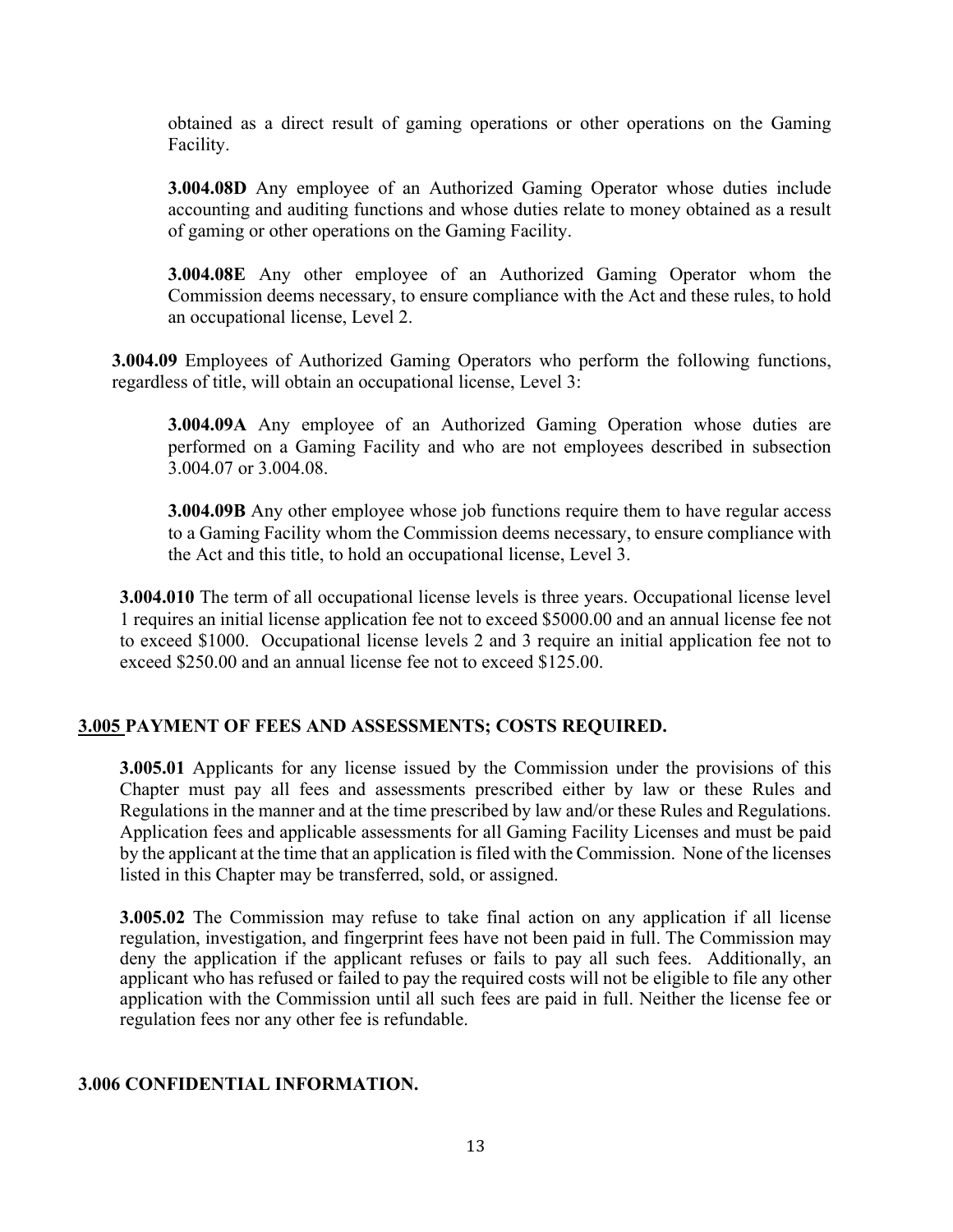obtained as a direct result of gaming operations or other operations on the Gaming Facility.

**3.004.08D** Any employee of an Authorized Gaming Operator whose duties include accounting and auditing functions and whose duties relate to money obtained as a result of gaming or other operations on the Gaming Facility.

**3.004.08E** Any other employee of an Authorized Gaming Operator whom the Commission deems necessary, to ensure compliance with the Act and these rules, to hold an occupational license, Level 2.

**3.004.09** Employees of Authorized Gaming Operators who perform the following functions, regardless of title, will obtain an occupational license, Level 3:

**3.004.09A** Any employee of an Authorized Gaming Operation whose duties are performed on a Gaming Facility and who are not employees described in subsection 3.004.07 or 3.004.08.

**3.004.09B** Any other employee whose job functions require them to have regular access to a Gaming Facility whom the Commission deems necessary, to ensure compliance with the Act and this title, to hold an occupational license, Level 3.

**3.004.010** The term of all occupational license levels is three years. Occupational license level 1 requires an initial license application fee not to exceed $5000.00 and an annual license fee not to exceed $1000. Occupational license levels 2 and 3 require an initial application fee not to exceed $250.00 and an annual license fee not to exceed $125.00.

## 3.005 PAYMENT OF FEES AND ASSESSMENTS; COSTS REQUIRED.

**3.005.01** Applicants for any license issued by the Commission under the provisions of this Chapter must pay all fees and assessments prescribed either by law or these Rules and Regulations in the manner and at the time prescribed by law and/or these Rules and Regulations. Application fees and applicable assessments for all Gaming Facility Licenses and must be paid by the applicant at the time that an application is filed with the Commission. None of the licenses listed in this Chapter may be transferred, sold, or assigned.

**3.005.02** The Commission may refuse to take final action on any application if all license regulation, investigation, and fingerprint fees have not been paid in full. The Commission may deny the application if the applicant refuses or fails to pay all such fees. Additionally, an applicant who has refused or failed to pay the required costs will not be eligible to file any other application with the Commission until all such fees are paid in full. Neither the license fee or regulation fees nor any other fee is refundable.

## 3.006 CONFIDENTIAL INFORMATION.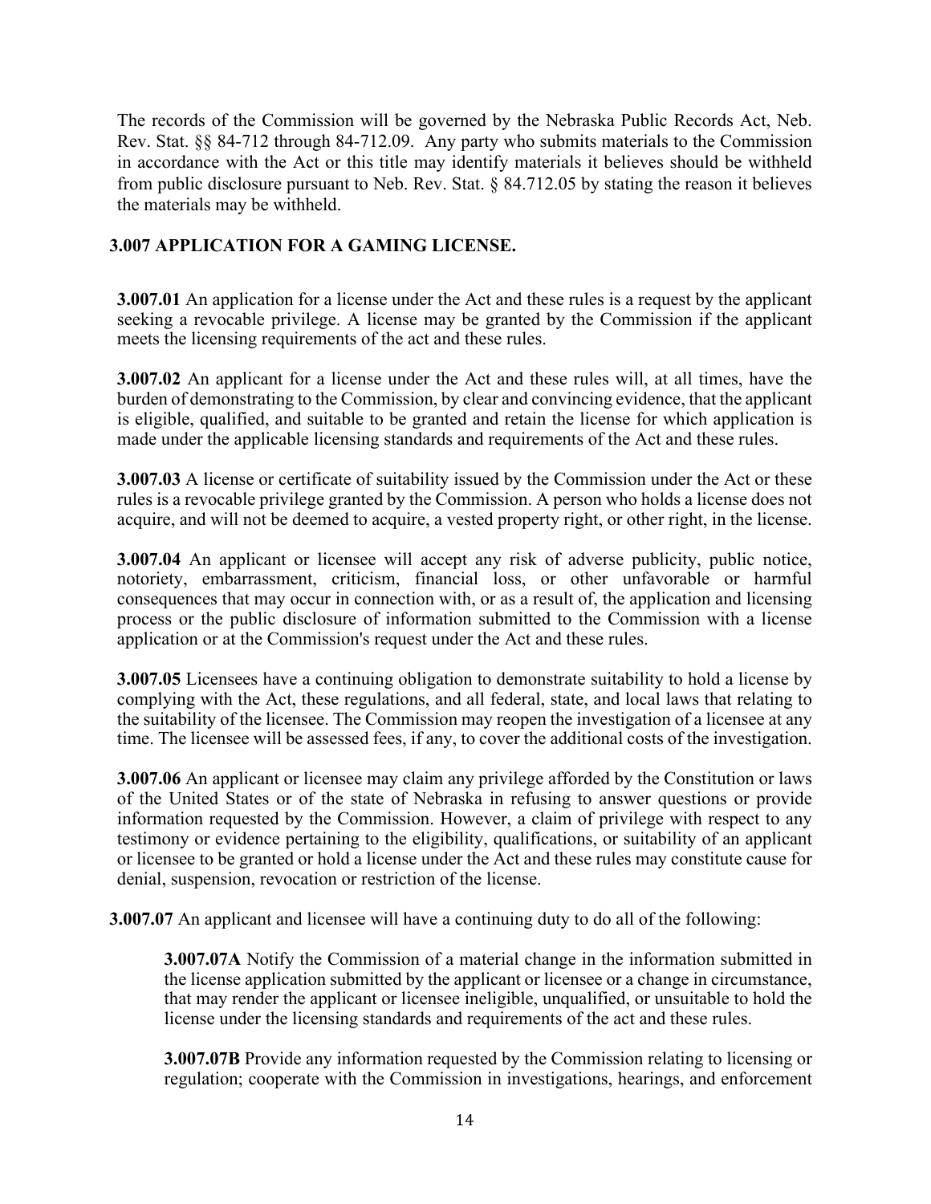The records of the Commission will be governed by the Nebraska Public Records Act, Neb. Rev. Stat. §§ 84-712 through 84-712.09. Any party who submits materials to the Commission in accordance with the Act or this title may identify materials it believes should be withheld from public disclosure pursuant to Neb. Rev. Stat. § 84.712.05 by stating the reason it believes the materials may be withheld.

## 3.007 APPLICATION FOR A GAMING LICENSE.

**3.007.01** An application for a license under the Act and these rules is a request by the applicant seeking a revocable privilege. A license may be granted by the Commission if the applicant meets the licensing requirements of the act and these rules.

**3.007.02** An applicant for a license under the Act and these rules will, at all times, have the burden of demonstrating to the Commission, by clear and convincing evidence, that the applicant is eligible, qualified, and suitable to be granted and retain the license for which application is made under the applicable licensing standards and requirements of the Act and these rules.

**3.007.03** A license or certificate of suitability issued by the Commission under the Act or these rules is a revocable privilege granted by the Commission. A person who holds a license does not acquire, and will not be deemed to acquire, a vested property right, or other right, in the license.

**3.007.04** An applicant or licensee will accept any risk of adverse publicity, public notice, notoriety, embarrassment, criticism, financial loss, or other unfavorable or harmful consequences that may occur in connection with, or as a result of, the application and licensing process or the public disclosure of information submitted to the Commission with a license application or at the Commission's request under the Act and these rules.

**3.007.05** Licensees have a continuing obligation to demonstrate suitability to hold a license by complying with the Act, these regulations, and all federal, state, and local laws that relating to the suitability of the licensee. The Commission may reopen the investigation of a licensee at any time. The licensee will be assessed fees, if any, to cover the additional costs of the investigation.

**3.007.06** An applicant or licensee may claim any privilege afforded by the Constitution or laws of the United States or of the state of Nebraska in refusing to answer questions or provide information requested by the Commission. However, a claim of privilege with respect to any testimony or evidence pertaining to the eligibility, qualifications, or suitability of an applicant or licensee to be granted or hold a license under the Act and these rules may constitute cause for denial, suspension, revocation or restriction of the license.

**3.007.07** An applicant and licensee will have a continuing duty to do all of the following:

**3.007.07A** Notify the Commission of a material change in the information submitted in the license application submitted by the applicant or licensee or a change in circumstance, that may render the applicant or licensee ineligible, unqualified, or unsuitable to hold the license under the licensing standards and requirements of the act and these rules.

**3.007.07B** Provide any information requested by the Commission relating to licensing or regulation; cooperate with the Commission in investigations, hearings, and enforcement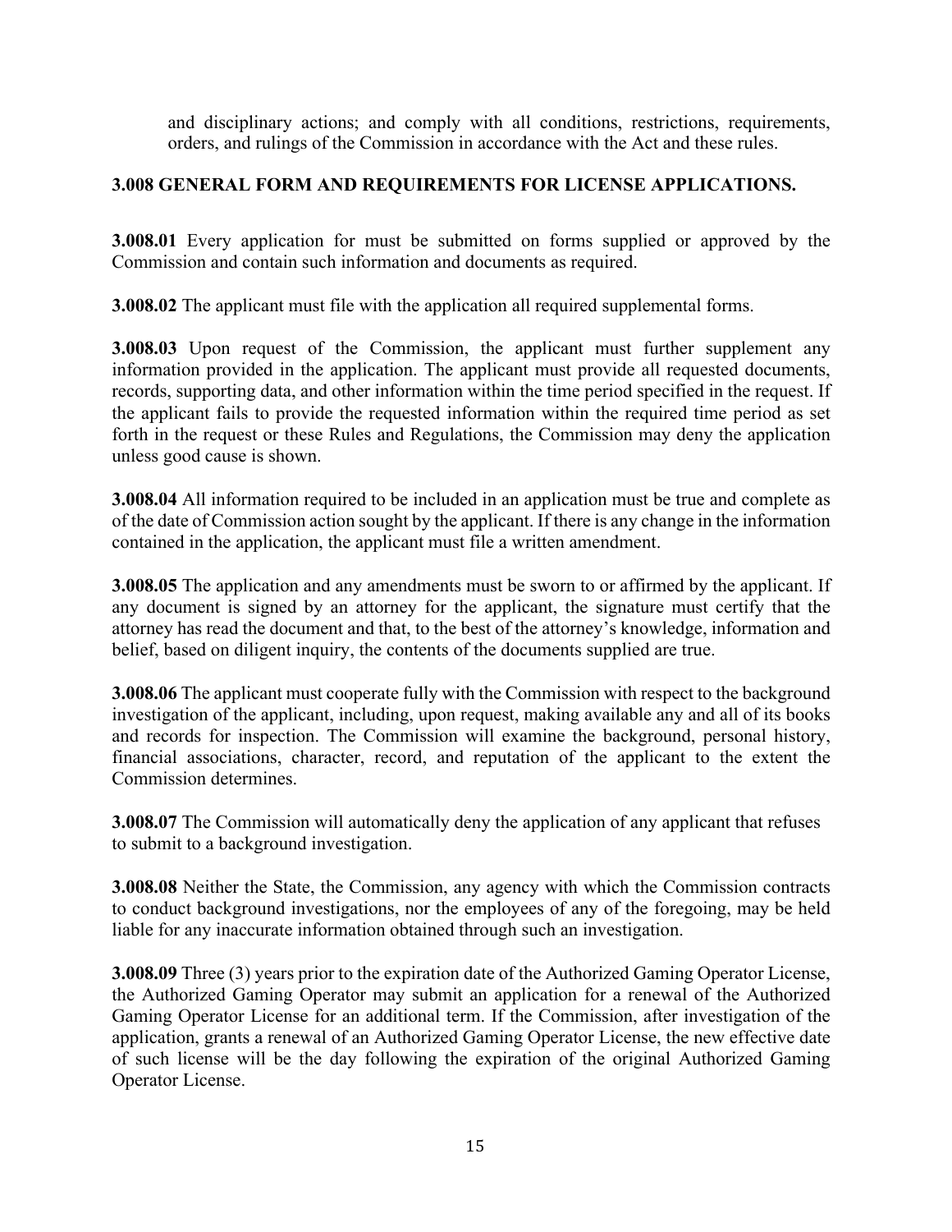and disciplinary actions; and comply with all conditions, restrictions, requirements, orders, and rulings of the Commission in accordance with the Act and these rules.

### 3.008 GENERAL FORM AND REQUIREMENTS FOR LICENSE APPLICATIONS.

**3.008.01** Every application for must be submitted on forms supplied or approved by the Commission and contain such information and documents as required.

**3.008.02** The applicant must file with the application all required supplemental forms.

**3.008.03** Upon request of the Commission, the applicant must further supplement any information provided in the application. The applicant must provide all requested documents, records, supporting data, and other information within the time period specified in the request. If the applicant fails to provide the requested information within the required time period as set forth in the request or these Rules and Regulations, the Commission may deny the application unless good cause is shown.

**3.008.04** All information required to be included in an application must be true and complete as of the date of Commission action sought by the applicant. If there is any change in the information contained in the application, the applicant must file a written amendment.

**3.008.05** The application and any amendments must be sworn to or affirmed by the applicant. If any document is signed by an attorney for the applicant, the signature must certify that the attorney has read the document and that, to the best of the attorney's knowledge, information and belief, based on diligent inquiry, the contents of the documents supplied are true.

**3.008.06** The applicant must cooperate fully with the Commission with respect to the background investigation of the applicant, including, upon request, making available any and all of its books and records for inspection. The Commission will examine the background, personal history, financial associations, character, record, and reputation of the applicant to the extent the Commission determines.

**3.008.07** The Commission will automatically deny the application of any applicant that refuses to submit to a background investigation.

**3.008.08** Neither the State, the Commission, any agency with which the Commission contracts to conduct background investigations, nor the employees of any of the foregoing, may be held liable for any inaccurate information obtained through such an investigation.

**3.008.09** Three (3) years prior to the expiration date of the Authorized Gaming Operator License, the Authorized Gaming Operator may submit an application for a renewal of the Authorized Gaming Operator License for an additional term. If the Commission, after investigation of the application, grants a renewal of an Authorized Gaming Operator License, the new effective date of such license will be the day following the expiration of the original Authorized Gaming Operator License.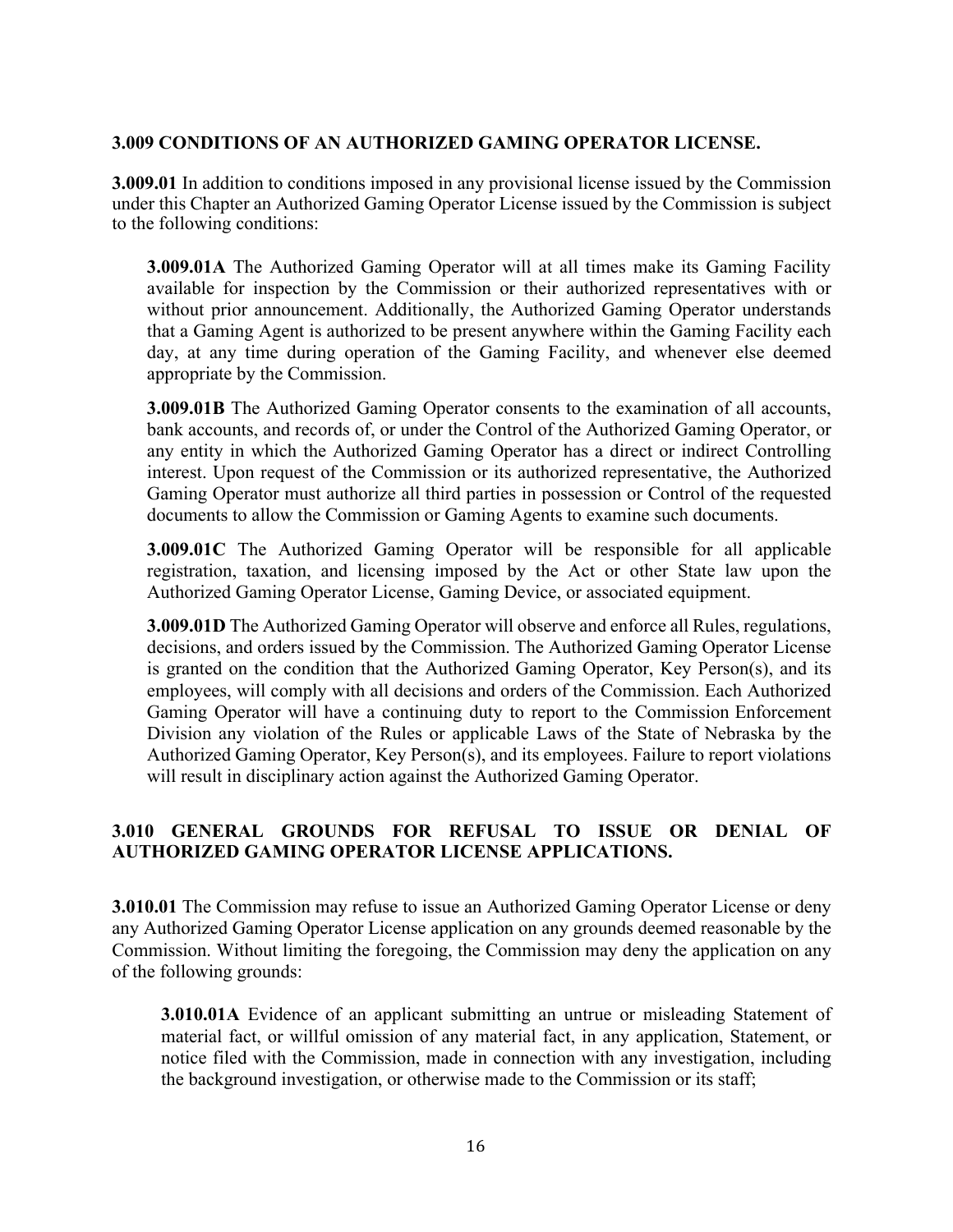### 3.009 CONDITIONS OF AN AUTHORIZED GAMING OPERATOR LICENSE.

**3.009.01** In addition to conditions imposed in any provisional license issued by the Commission under this Chapter an Authorized Gaming Operator License issued by the Commission is subject to the following conditions:

**3.009.01A** The Authorized Gaming Operator will at all times make its Gaming Facility available for inspection by the Commission or their authorized representatives with or without prior announcement. Additionally, the Authorized Gaming Operator understands that a Gaming Agent is authorized to be present anywhere within the Gaming Facility each day, at any time during operation of the Gaming Facility, and whenever else deemed appropriate by the Commission.

**3.009.01B** The Authorized Gaming Operator consents to the examination of all accounts, bank accounts, and records of, or under the Control of the Authorized Gaming Operator, or any entity in which the Authorized Gaming Operator has a direct or indirect Controlling interest. Upon request of the Commission or its authorized representative, the Authorized Gaming Operator must authorize all third parties in possession or Control of the requested documents to allow the Commission or Gaming Agents to examine such documents.

**3.009.01C** The Authorized Gaming Operator will be responsible for all applicable registration, taxation, and licensing imposed by the Act or other State law upon the Authorized Gaming Operator License, Gaming Device, or associated equipment.

**3.009.01D** The Authorized Gaming Operator will observe and enforce all Rules, regulations, decisions, and orders issued by the Commission. The Authorized Gaming Operator License is granted on the condition that the Authorized Gaming Operator, Key Person(s), and its employees, will comply with all decisions and orders of the Commission. Each Authorized Gaming Operator will have a continuing duty to report to the Commission Enforcement Division any violation of the Rules or applicable Laws of the State of Nebraska by the Authorized Gaming Operator, Key Person(s), and its employees. Failure to report violations will result in disciplinary action against the Authorized Gaming Operator.

### 3.010 GENERAL GROUNDS FOR REFUSAL TO ISSUE OR DENIAL OF AUTHORIZED GAMING OPERATOR LICENSE APPLICATIONS.

**3.010.01** The Commission may refuse to issue an Authorized Gaming Operator License or deny any Authorized Gaming Operator License application on any grounds deemed reasonable by the Commission. Without limiting the foregoing, the Commission may deny the application on any of the following grounds:

**3.010.01A** Evidence of an applicant submitting an untrue or misleading Statement of material fact, or willful omission of any material fact, in any application, Statement, or notice filed with the Commission, made in connection with any investigation, including the background investigation, or otherwise made to the Commission or its staff;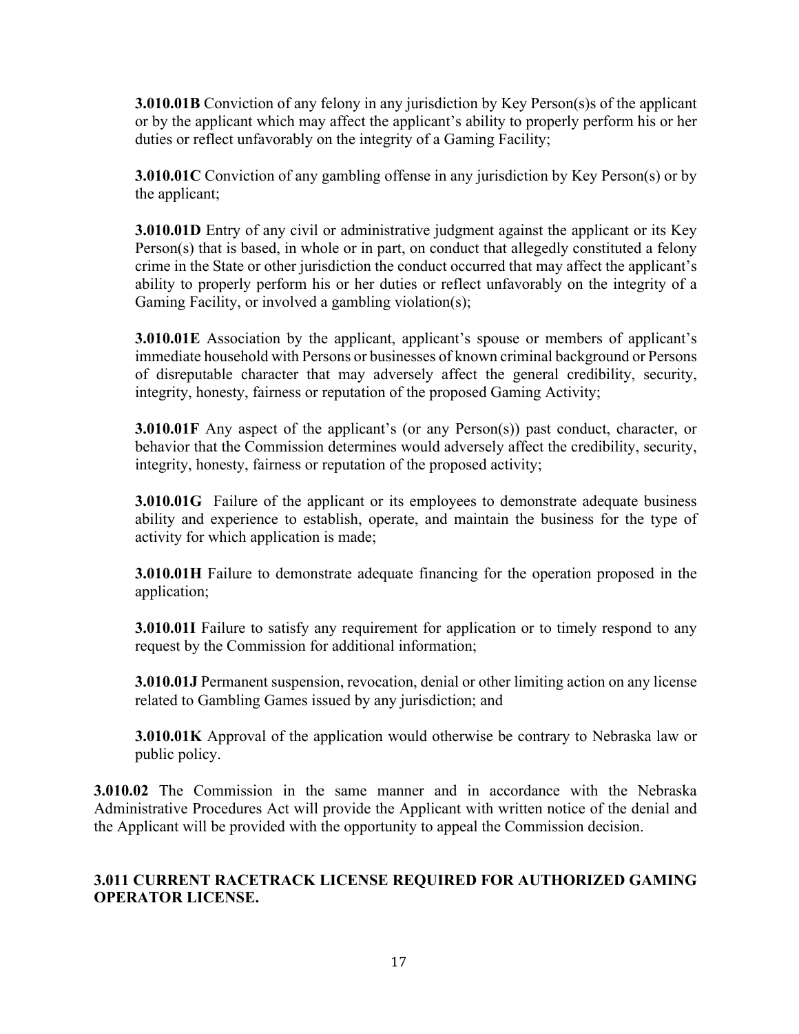**3.010.01B** Conviction of any felony in any jurisdiction by Key Person(s)s of the applicant or by the applicant which may affect the applicant's ability to properly perform his or her duties or reflect unfavorably on the integrity of a Gaming Facility;

**3.010.01C** Conviction of any gambling offense in any jurisdiction by Key Person(s) or by the applicant;

**3.010.01D** Entry of any civil or administrative judgment against the applicant or its Key Person(s) that is based, in whole or in part, on conduct that allegedly constituted a felony crime in the State or other jurisdiction the conduct occurred that may affect the applicant's ability to properly perform his or her duties or reflect unfavorably on the integrity of a Gaming Facility, or involved a gambling violation(s);

**3.010.01E** Association by the applicant, applicant's spouse or members of applicant's immediate household with Persons or businesses of known criminal background or Persons of disreputable character that may adversely affect the general credibility, security, integrity, honesty, fairness or reputation of the proposed Gaming Activity;

**3.010.01F** Any aspect of the applicant's (or any Person(s)) past conduct, character, or behavior that the Commission determines would adversely affect the credibility, security, integrity, honesty, fairness or reputation of the proposed activity;

**3.010.01G** Failure of the applicant or its employees to demonstrate adequate business ability and experience to establish, operate, and maintain the business for the type of activity for which application is made;

**3.010.01H** Failure to demonstrate adequate financing for the operation proposed in the application;

**3.010.01I** Failure to satisfy any requirement for application or to timely respond to any request by the Commission for additional information;

**3.010.01J** Permanent suspension, revocation, denial or other limiting action on any license related to Gambling Games issued by any jurisdiction; and

**3.010.01K** Approval of the application would otherwise be contrary to Nebraska law or public policy.

**3.010.02** The Commission in the same manner and in accordance with the Nebraska Administrative Procedures Act will provide the Applicant with written notice of the denial and the Applicant will be provided with the opportunity to appeal the Commission decision.

**3.011 CURRENT RACETRACK LICENSE REQUIRED FOR AUTHORIZED GAMING OPERATOR LICENSE.**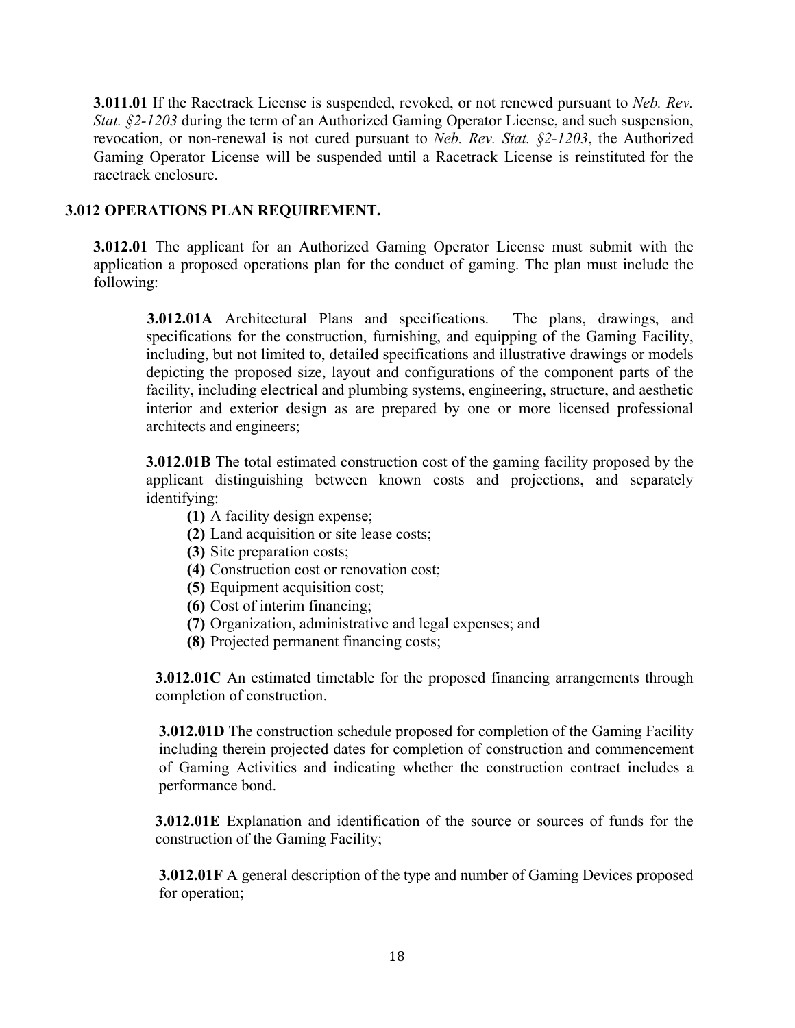**3.011.01** If the Racetrack License is suspended, revoked, or not renewed pursuant to *Neb. Rev. Stat. §2-1203* during the term of an Authorized Gaming Operator License, and such suspension, revocation, or non-renewal is not cured pursuant to *Neb. Rev. Stat. §2-1203*, the Authorized Gaming Operator License will be suspended until a Racetrack License is reinstituted for the racetrack enclosure.

## 3.012 OPERATIONS PLAN REQUIREMENT.

**3.012.01** The applicant for an Authorized Gaming Operator License must submit with the application a proposed operations plan for the conduct of gaming. The plan must include the following:

**3.012.01A** Architectural Plans and specifications. The plans, drawings, and specifications for the construction, furnishing, and equipping of the Gaming Facility, including, but not limited to, detailed specifications and illustrative drawings or models depicting the proposed size, layout and configurations of the component parts of the facility, including electrical and plumbing systems, engineering, structure, and aesthetic interior and exterior design as are prepared by one or more licensed professional architects and engineers;

**3.012.01B** The total estimated construction cost of the gaming facility proposed by the applicant distinguishing between known costs and projections, and separately identifying:

**(1)** A facility design expense;
**(2)** Land acquisition or site lease costs;
**(3)** Site preparation costs;
**(4)** Construction cost or renovation cost;
**(5)** Equipment acquisition cost;
**(6)** Cost of interim financing;
**(7)** Organization, administrative and legal expenses; and
**(8)** Projected permanent financing costs;

**3.012.01C** An estimated timetable for the proposed financing arrangements through completion of construction.

**3.012.01D** The construction schedule proposed for completion of the Gaming Facility including therein projected dates for completion of construction and commencement of Gaming Activities and indicating whether the construction contract includes a performance bond.

**3.012.01E** Explanation and identification of the source or sources of funds for the construction of the Gaming Facility;

**3.012.01F** A general description of the type and number of Gaming Devices proposed for operation;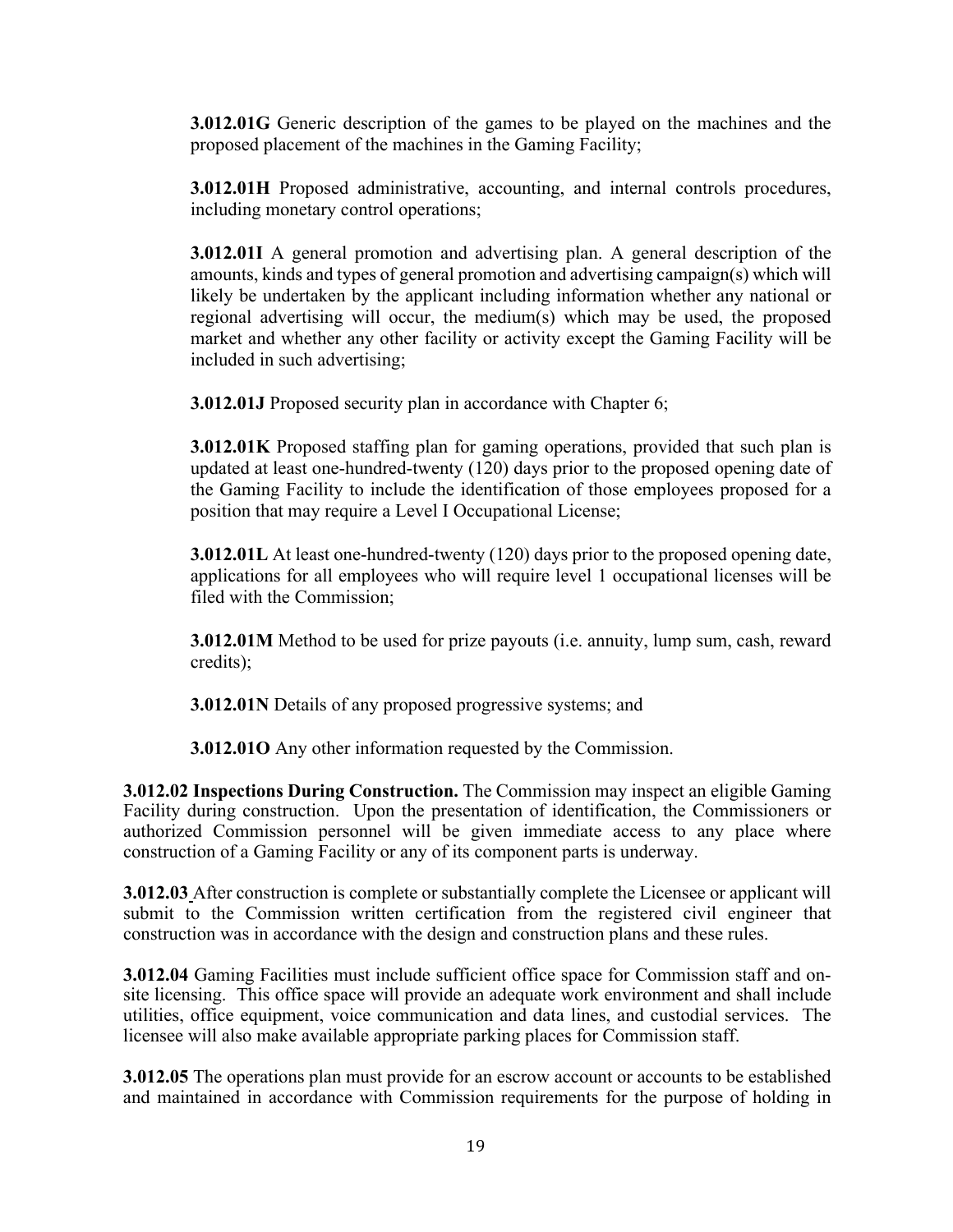**3.012.01G** Generic description of the games to be played on the machines and the proposed placement of the machines in the Gaming Facility;

**3.012.01H** Proposed administrative, accounting, and internal controls procedures, including monetary control operations;

**3.012.01I** A general promotion and advertising plan. A general description of the amounts, kinds and types of general promotion and advertising campaign(s) which will likely be undertaken by the applicant including information whether any national or regional advertising will occur, the medium(s) which may be used, the proposed market and whether any other facility or activity except the Gaming Facility will be included in such advertising;

**3.012.01J** Proposed security plan in accordance with Chapter 6;

**3.012.01K** Proposed staffing plan for gaming operations, provided that such plan is updated at least one-hundred-twenty (120) days prior to the proposed opening date of the Gaming Facility to include the identification of those employees proposed for a position that may require a Level I Occupational License;

**3.012.01L** At least one-hundred-twenty (120) days prior to the proposed opening date, applications for all employees who will require level 1 occupational licenses will be filed with the Commission;

**3.012.01M** Method to be used for prize payouts (i.e. annuity, lump sum, cash, reward credits);

**3.012.01N** Details of any proposed progressive systems; and

**3.012.01O** Any other information requested by the Commission.

**3.012.02 Inspections During Construction.** The Commission may inspect an eligible Gaming Facility during construction. Upon the presentation of identification, the Commissioners or authorized Commission personnel will be given immediate access to any place where construction of a Gaming Facility or any of its component parts is underway.

**3.012.03** After construction is complete or substantially complete the Licensee or applicant will submit to the Commission written certification from the registered civil engineer that construction was in accordance with the design and construction plans and these rules.

**3.012.04** Gaming Facilities must include sufficient office space for Commission staff and on-site licensing. This office space will provide an adequate work environment and shall include utilities, office equipment, voice communication and data lines, and custodial services. The licensee will also make available appropriate parking places for Commission staff.

**3.012.05** The operations plan must provide for an escrow account or accounts to be established and maintained in accordance with Commission requirements for the purpose of holding in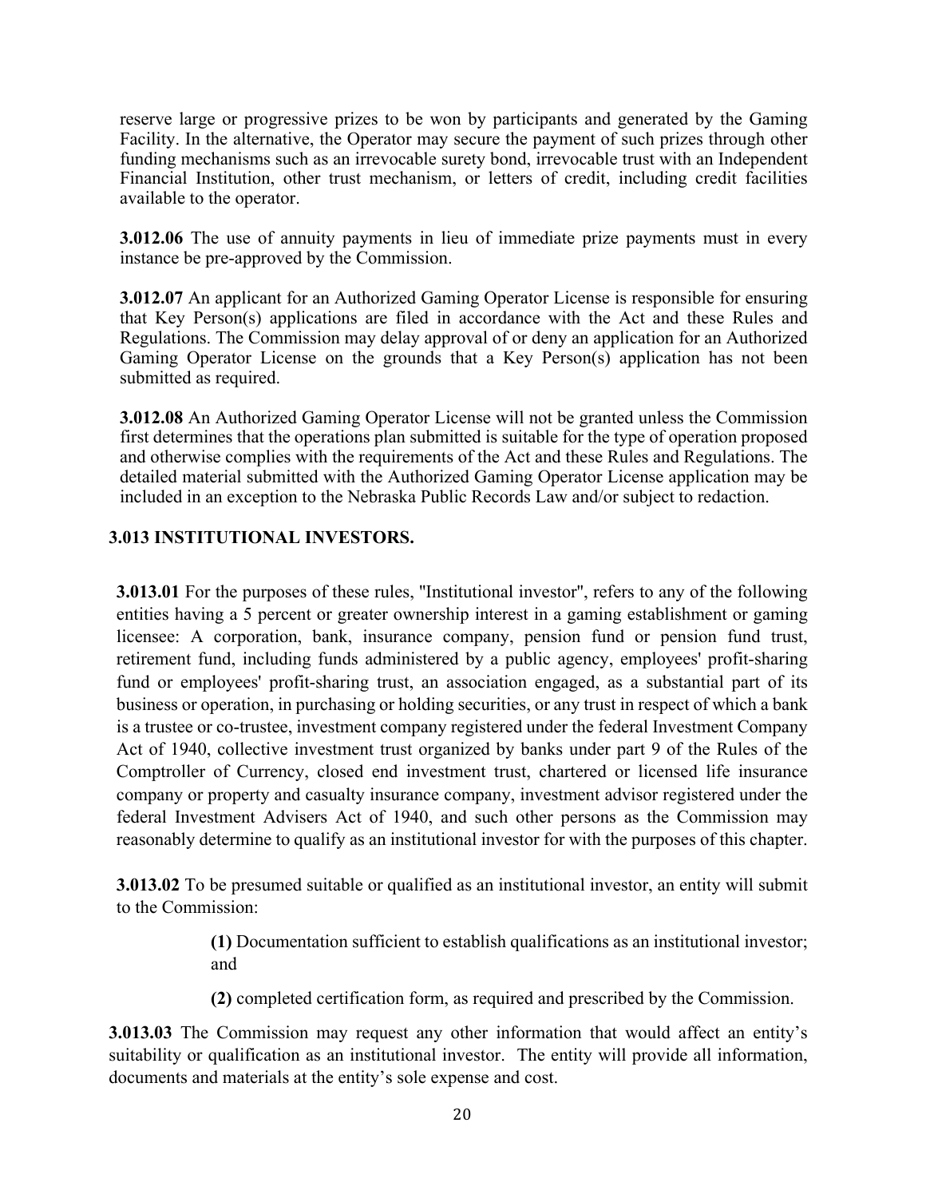reserve large or progressive prizes to be won by participants and generated by the Gaming Facility. In the alternative, the Operator may secure the payment of such prizes through other funding mechanisms such as an irrevocable surety bond, irrevocable trust with an Independent Financial Institution, other trust mechanism, or letters of credit, including credit facilities available to the operator.

**3.012.06** The use of annuity payments in lieu of immediate prize payments must in every instance be pre-approved by the Commission.

**3.012.07** An applicant for an Authorized Gaming Operator License is responsible for ensuring that Key Person(s) applications are filed in accordance with the Act and these Rules and Regulations. The Commission may delay approval of or deny an application for an Authorized Gaming Operator License on the grounds that a Key Person(s) application has not been submitted as required.

**3.012.08** An Authorized Gaming Operator License will not be granted unless the Commission first determines that the operations plan submitted is suitable for the type of operation proposed and otherwise complies with the requirements of the Act and these Rules and Regulations. The detailed material submitted with the Authorized Gaming Operator License application may be included in an exception to the Nebraska Public Records Law and/or subject to redaction.

**3.013 INSTITUTIONAL INVESTORS.**

**3.013.01** For the purposes of these rules, "Institutional investor", refers to any of the following entities having a 5 percent or greater ownership interest in a gaming establishment or gaming licensee: A corporation, bank, insurance company, pension fund or pension fund trust, retirement fund, including funds administered by a public agency, employees' profit-sharing fund or employees' profit-sharing trust, an association engaged, as a substantial part of its business or operation, in purchasing or holding securities, or any trust in respect of which a bank is a trustee or co-trustee, investment company registered under the federal Investment Company Act of 1940, collective investment trust organized by banks under part 9 of the Rules of the Comptroller of Currency, closed end investment trust, chartered or licensed life insurance company or property and casualty insurance company, investment advisor registered under the federal Investment Advisers Act of 1940, and such other persons as the Commission may reasonably determine to qualify as an institutional investor for with the purposes of this chapter.

**3.013.02** To be presumed suitable or qualified as an institutional investor, an entity will submit to the Commission:

> **(1)** Documentation sufficient to establish qualifications as an institutional investor; and
>
> **(2)** completed certification form, as required and prescribed by the Commission.

**3.013.03** The Commission may request any other information that would affect an entity's suitability or qualification as an institutional investor. The entity will provide all information, documents and materials at the entity's sole expense and cost.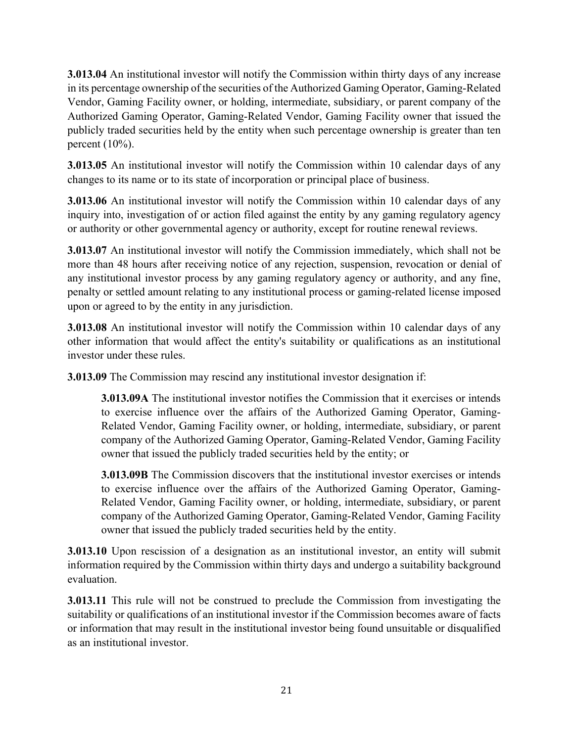**3.013.04** An institutional investor will notify the Commission within thirty days of any increase in its percentage ownership of the securities of the Authorized Gaming Operator, Gaming-Related Vendor, Gaming Facility owner, or holding, intermediate, subsidiary, or parent company of the Authorized Gaming Operator, Gaming-Related Vendor, Gaming Facility owner that issued the publicly traded securities held by the entity when such percentage ownership is greater than ten percent (10%).

**3.013.05** An institutional investor will notify the Commission within 10 calendar days of any changes to its name or to its state of incorporation or principal place of business.

**3.013.06** An institutional investor will notify the Commission within 10 calendar days of any inquiry into, investigation of or action filed against the entity by any gaming regulatory agency or authority or other governmental agency or authority, except for routine renewal reviews.

**3.013.07** An institutional investor will notify the Commission immediately, which shall not be more than 48 hours after receiving notice of any rejection, suspension, revocation or denial of any institutional investor process by any gaming regulatory agency or authority, and any fine, penalty or settled amount relating to any institutional process or gaming-related license imposed upon or agreed to by the entity in any jurisdiction.

**3.013.08** An institutional investor will notify the Commission within 10 calendar days of any other information that would affect the entity's suitability or qualifications as an institutional investor under these rules.

**3.013.09** The Commission may rescind any institutional investor designation if:

> **3.013.09A** The institutional investor notifies the Commission that it exercises or intends to exercise influence over the affairs of the Authorized Gaming Operator, Gaming-Related Vendor, Gaming Facility owner, or holding, intermediate, subsidiary, or parent company of the Authorized Gaming Operator, Gaming-Related Vendor, Gaming Facility owner that issued the publicly traded securities held by the entity; or
>
> **3.013.09B** The Commission discovers that the institutional investor exercises or intends to exercise influence over the affairs of the Authorized Gaming Operator, Gaming-Related Vendor, Gaming Facility owner, or holding, intermediate, subsidiary, or parent company of the Authorized Gaming Operator, Gaming-Related Vendor, Gaming Facility owner that issued the publicly traded securities held by the entity.

**3.013.10** Upon rescission of a designation as an institutional investor, an entity will submit information required by the Commission within thirty days and undergo a suitability background evaluation.

**3.013.11** This rule will not be construed to preclude the Commission from investigating the suitability or qualifications of an institutional investor if the Commission becomes aware of facts or information that may result in the institutional investor being found unsuitable or disqualified as an institutional investor.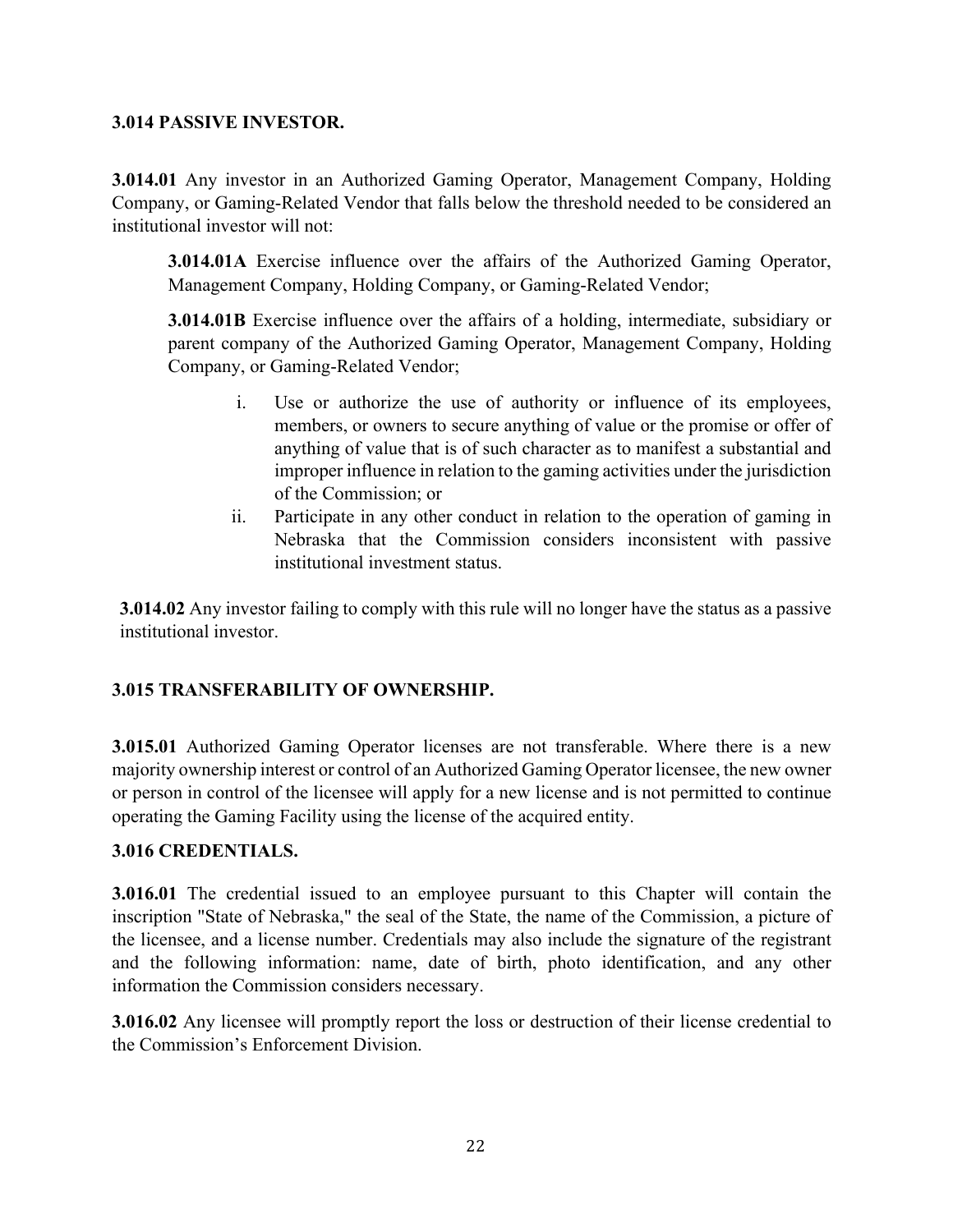### 3.014 PASSIVE INVESTOR.

**3.014.01** Any investor in an Authorized Gaming Operator, Management Company, Holding Company, or Gaming-Related Vendor that falls below the threshold needed to be considered an institutional investor will not:

> **3.014.01A** Exercise influence over the affairs of the Authorized Gaming Operator, Management Company, Holding Company, or Gaming-Related Vendor;
>
> **3.014.01B** Exercise influence over the affairs of a holding, intermediate, subsidiary or parent company of the Authorized Gaming Operator, Management Company, Holding Company, or Gaming-Related Vendor;
>
> i. Use or authorize the use of authority or influence of its employees, members, or owners to secure anything of value or the promise or offer of anything of value that is of such character as to manifest a substantial and improper influence in relation to the gaming activities under the jurisdiction of the Commission; or
>
> ii. Participate in any other conduct in relation to the operation of gaming in Nebraska that the Commission considers inconsistent with passive institutional investment status.

**3.014.02** Any investor failing to comply with this rule will no longer have the status as a passive institutional investor.

### 3.015 TRANSFERABILITY OF OWNERSHIP.

**3.015.01** Authorized Gaming Operator licenses are not transferable. Where there is a new majority ownership interest or control of an Authorized Gaming Operator licensee, the new owner or person in control of the licensee will apply for a new license and is not permitted to continue operating the Gaming Facility using the license of the acquired entity.

### 3.016 CREDENTIALS.

**3.016.01** The credential issued to an employee pursuant to this Chapter will contain the inscription "State of Nebraska," the seal of the State, the name of the Commission, a picture of the licensee, and a license number. Credentials may also include the signature of the registrant and the following information: name, date of birth, photo identification, and any other information the Commission considers necessary.

**3.016.02** Any licensee will promptly report the loss or destruction of their license credential to the Commission's Enforcement Division.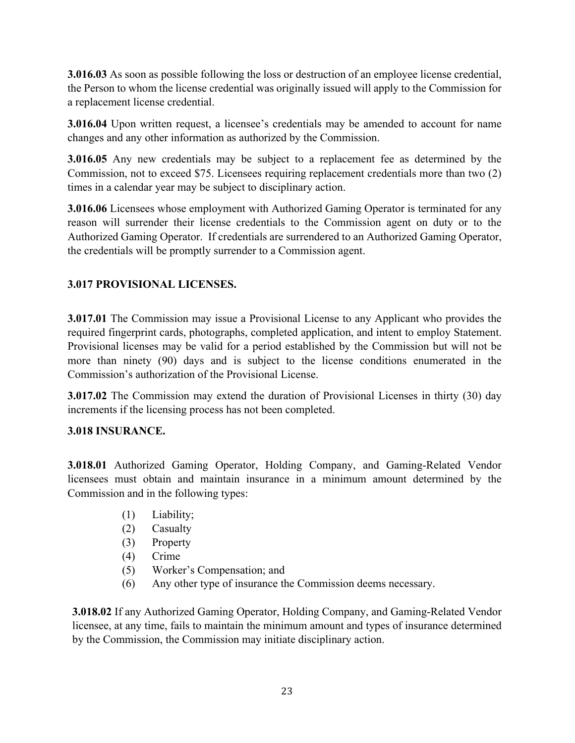**3.016.03** As soon as possible following the loss or destruction of an employee license credential, the Person to whom the license credential was originally issued will apply to the Commission for a replacement license credential.

**3.016.04** Upon written request, a licensee's credentials may be amended to account for name changes and any other information as authorized by the Commission.

**3.016.05** Any new credentials may be subject to a replacement fee as determined by the Commission, not to exceed $75. Licensees requiring replacement credentials more than two (2) times in a calendar year may be subject to disciplinary action.

**3.016.06** Licensees whose employment with Authorized Gaming Operator is terminated for any reason will surrender their license credentials to the Commission agent on duty or to the Authorized Gaming Operator. If credentials are surrendered to an Authorized Gaming Operator, the credentials will be promptly surrender to a Commission agent.

### 3.017 PROVISIONAL LICENSES.

**3.017.01** The Commission may issue a Provisional License to any Applicant who provides the required fingerprint cards, photographs, completed application, and intent to employ Statement. Provisional licenses may be valid for a period established by the Commission but will not be more than ninety (90) days and is subject to the license conditions enumerated in the Commission's authorization of the Provisional License.

**3.017.02** The Commission may extend the duration of Provisional Licenses in thirty (30) day increments if the licensing process has not been completed.

### 3.018 INSURANCE.

**3.018.01** Authorized Gaming Operator, Holding Company, and Gaming-Related Vendor licensees must obtain and maintain insurance in a minimum amount determined by the Commission and in the following types:

(1) Liability;
(2) Casualty
(3) Property
(4) Crime
(5) Worker's Compensation; and
(6) Any other type of insurance the Commission deems necessary.

**3.018.02** If any Authorized Gaming Operator, Holding Company, and Gaming-Related Vendor licensee, at any time, fails to maintain the minimum amount and types of insurance determined by the Commission, the Commission may initiate disciplinary action.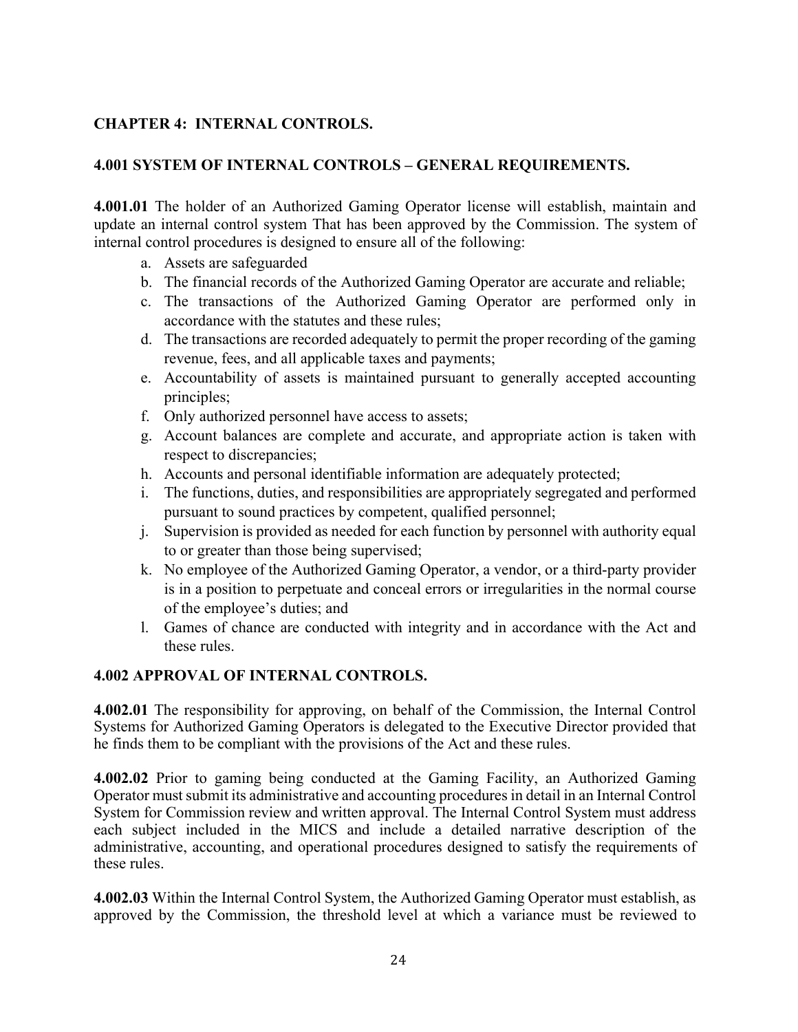## CHAPTER 4: INTERNAL CONTROLS.

### 4.001 SYSTEM OF INTERNAL CONTROLS – GENERAL REQUIREMENTS.

**4.001.01** The holder of an Authorized Gaming Operator license will establish, maintain and update an internal control system That has been approved by the Commission. The system of internal control procedures is designed to ensure all of the following:

a. Assets are safeguarded
b. The financial records of the Authorized Gaming Operator are accurate and reliable;
c. The transactions of the Authorized Gaming Operator are performed only in accordance with the statutes and these rules;
d. The transactions are recorded adequately to permit the proper recording of the gaming revenue, fees, and all applicable taxes and payments;
e. Accountability of assets is maintained pursuant to generally accepted accounting principles;
f. Only authorized personnel have access to assets;
g. Account balances are complete and accurate, and appropriate action is taken with respect to discrepancies;
h. Accounts and personal identifiable information are adequately protected;
i. The functions, duties, and responsibilities are appropriately segregated and performed pursuant to sound practices by competent, qualified personnel;
j. Supervision is provided as needed for each function by personnel with authority equal to or greater than those being supervised;
k. No employee of the Authorized Gaming Operator, a vendor, or a third-party provider is in a position to perpetuate and conceal errors or irregularities in the normal course of the employee's duties; and
l. Games of chance are conducted with integrity and in accordance with the Act and these rules.

### 4.002 APPROVAL OF INTERNAL CONTROLS.

**4.002.01** The responsibility for approving, on behalf of the Commission, the Internal Control Systems for Authorized Gaming Operators is delegated to the Executive Director provided that he finds them to be compliant with the provisions of the Act and these rules.

**4.002.02** Prior to gaming being conducted at the Gaming Facility, an Authorized Gaming Operator must submit its administrative and accounting procedures in detail in an Internal Control System for Commission review and written approval. The Internal Control System must address each subject included in the MICS and include a detailed narrative description of the administrative, accounting, and operational procedures designed to satisfy the requirements of these rules.

**4.002.03** Within the Internal Control System, the Authorized Gaming Operator must establish, as approved by the Commission, the threshold level at which a variance must be reviewed to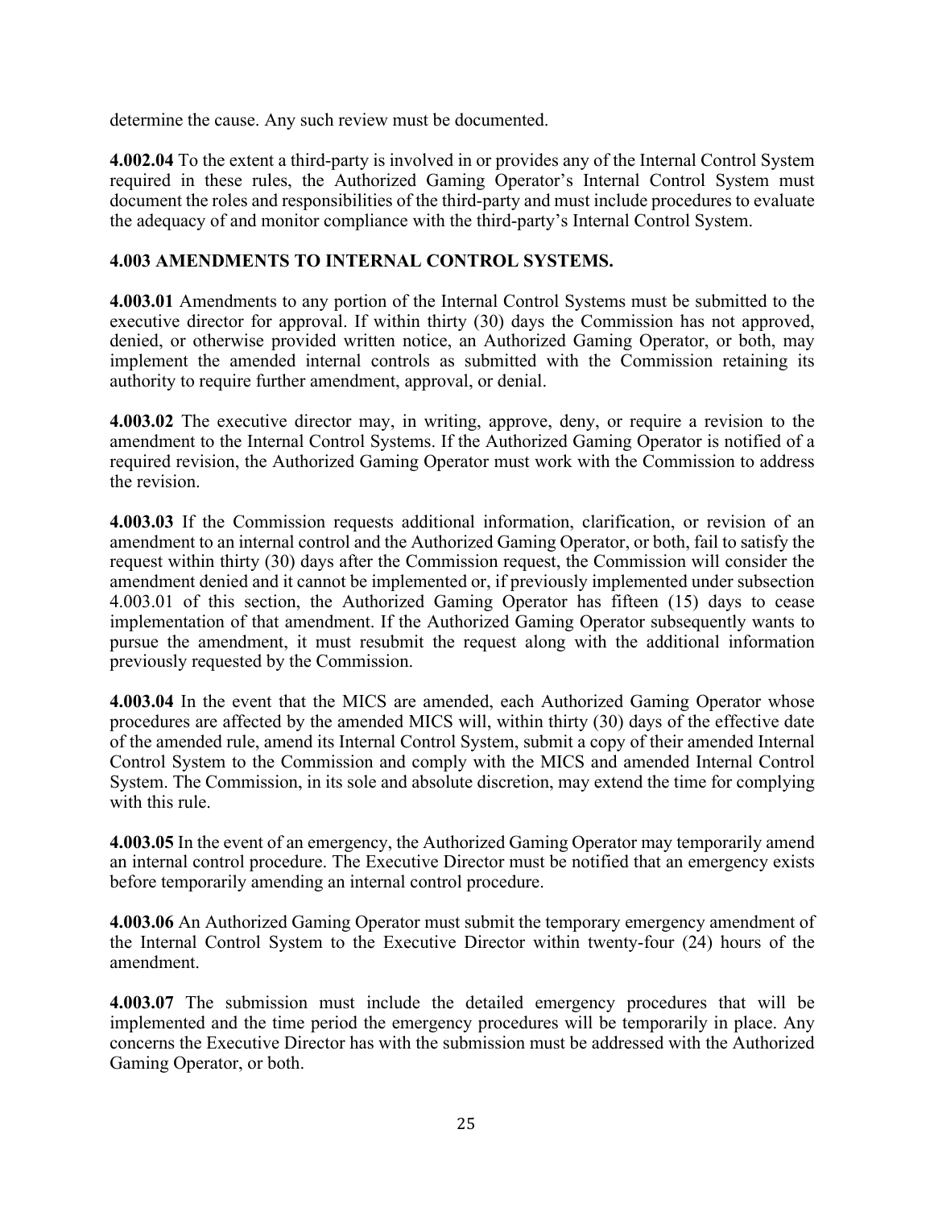determine the cause. Any such review must be documented.

**4.002.04** To the extent a third-party is involved in or provides any of the Internal Control System required in these rules, the Authorized Gaming Operator's Internal Control System must document the roles and responsibilities of the third-party and must include procedures to evaluate the adequacy of and monitor compliance with the third-party's Internal Control System.

## 4.003 AMENDMENTS TO INTERNAL CONTROL SYSTEMS.

**4.003.01** Amendments to any portion of the Internal Control Systems must be submitted to the executive director for approval. If within thirty (30) days the Commission has not approved, denied, or otherwise provided written notice, an Authorized Gaming Operator, or both, may implement the amended internal controls as submitted with the Commission retaining its authority to require further amendment, approval, or denial.

**4.003.02** The executive director may, in writing, approve, deny, or require a revision to the amendment to the Internal Control Systems. If the Authorized Gaming Operator is notified of a required revision, the Authorized Gaming Operator must work with the Commission to address the revision.

**4.003.03** If the Commission requests additional information, clarification, or revision of an amendment to an internal control and the Authorized Gaming Operator, or both, fail to satisfy the request within thirty (30) days after the Commission request, the Commission will consider the amendment denied and it cannot be implemented or, if previously implemented under subsection 4.003.01 of this section, the Authorized Gaming Operator has fifteen (15) days to cease implementation of that amendment. If the Authorized Gaming Operator subsequently wants to pursue the amendment, it must resubmit the request along with the additional information previously requested by the Commission.

**4.003.04** In the event that the MICS are amended, each Authorized Gaming Operator whose procedures are affected by the amended MICS will, within thirty (30) days of the effective date of the amended rule, amend its Internal Control System, submit a copy of their amended Internal Control System to the Commission and comply with the MICS and amended Internal Control System. The Commission, in its sole and absolute discretion, may extend the time for complying with this rule.

**4.003.05** In the event of an emergency, the Authorized Gaming Operator may temporarily amend an internal control procedure. The Executive Director must be notified that an emergency exists before temporarily amending an internal control procedure.

**4.003.06** An Authorized Gaming Operator must submit the temporary emergency amendment of the Internal Control System to the Executive Director within twenty-four (24) hours of the amendment.

**4.003.07** The submission must include the detailed emergency procedures that will be implemented and the time period the emergency procedures will be temporarily in place. Any concerns the Executive Director has with the submission must be addressed with the Authorized Gaming Operator, or both.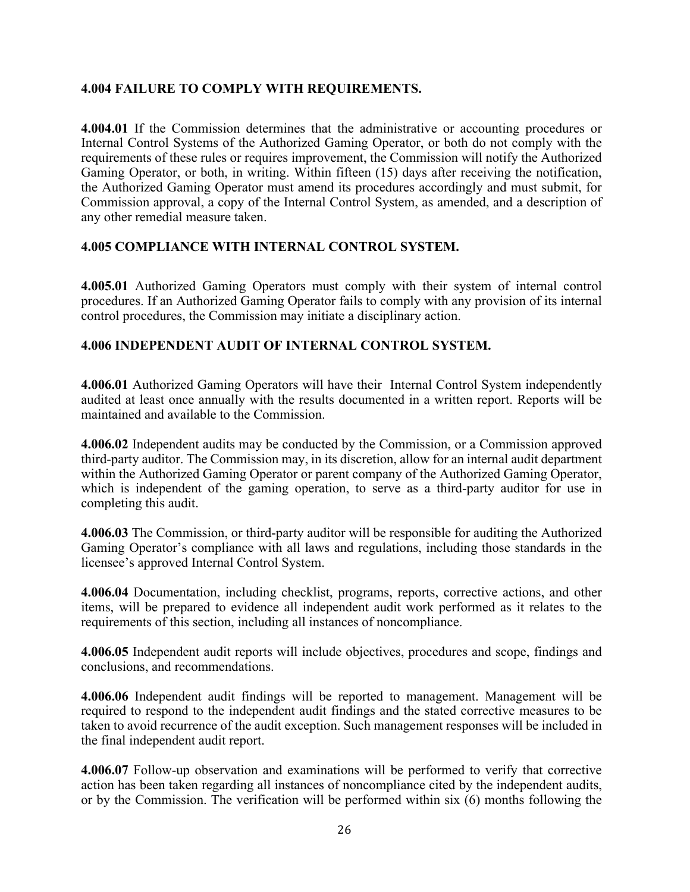### 4.004 FAILURE TO COMPLY WITH REQUIREMENTS.

**4.004.01** If the Commission determines that the administrative or accounting procedures or Internal Control Systems of the Authorized Gaming Operator, or both do not comply with the requirements of these rules or requires improvement, the Commission will notify the Authorized Gaming Operator, or both, in writing. Within fifteen (15) days after receiving the notification, the Authorized Gaming Operator must amend its procedures accordingly and must submit, for Commission approval, a copy of the Internal Control System, as amended, and a description of any other remedial measure taken.

### 4.005 COMPLIANCE WITH INTERNAL CONTROL SYSTEM.

**4.005.01** Authorized Gaming Operators must comply with their system of internal control procedures. If an Authorized Gaming Operator fails to comply with any provision of its internal control procedures, the Commission may initiate a disciplinary action.

### 4.006 INDEPENDENT AUDIT OF INTERNAL CONTROL SYSTEM.

**4.006.01** Authorized Gaming Operators will have their Internal Control System independently audited at least once annually with the results documented in a written report. Reports will be maintained and available to the Commission.

**4.006.02** Independent audits may be conducted by the Commission, or a Commission approved third-party auditor. The Commission may, in its discretion, allow for an internal audit department within the Authorized Gaming Operator or parent company of the Authorized Gaming Operator, which is independent of the gaming operation, to serve as a third-party auditor for use in completing this audit.

**4.006.03** The Commission, or third-party auditor will be responsible for auditing the Authorized Gaming Operator's compliance with all laws and regulations, including those standards in the licensee's approved Internal Control System.

**4.006.04** Documentation, including checklist, programs, reports, corrective actions, and other items, will be prepared to evidence all independent audit work performed as it relates to the requirements of this section, including all instances of noncompliance.

**4.006.05** Independent audit reports will include objectives, procedures and scope, findings and conclusions, and recommendations.

**4.006.06** Independent audit findings will be reported to management. Management will be required to respond to the independent audit findings and the stated corrective measures to be taken to avoid recurrence of the audit exception. Such management responses will be included in the final independent audit report.

**4.006.07** Follow-up observation and examinations will be performed to verify that corrective action has been taken regarding all instances of noncompliance cited by the independent audits, or by the Commission. The verification will be performed within six (6) months following the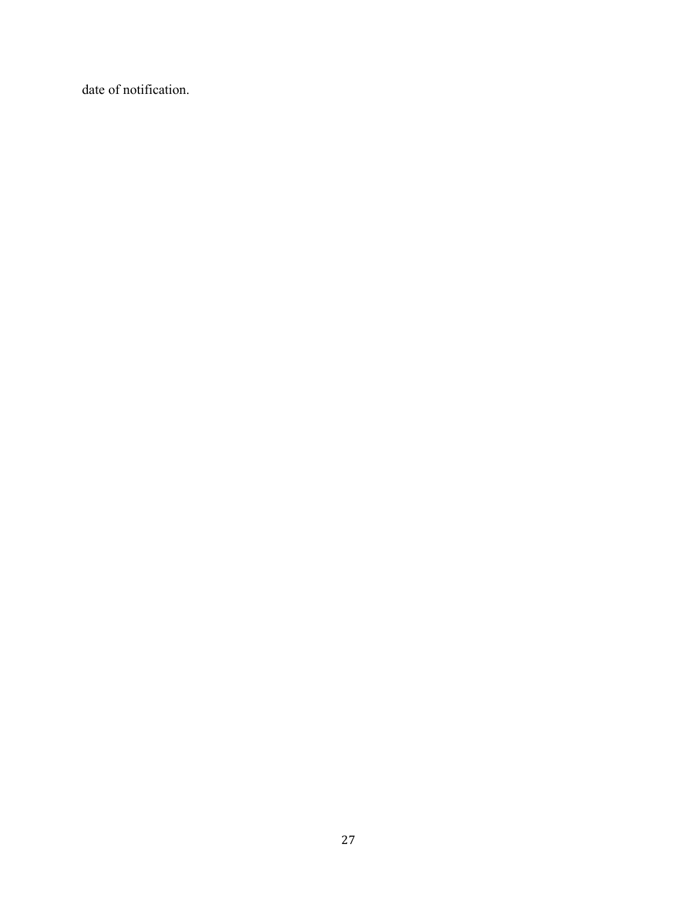date of notification.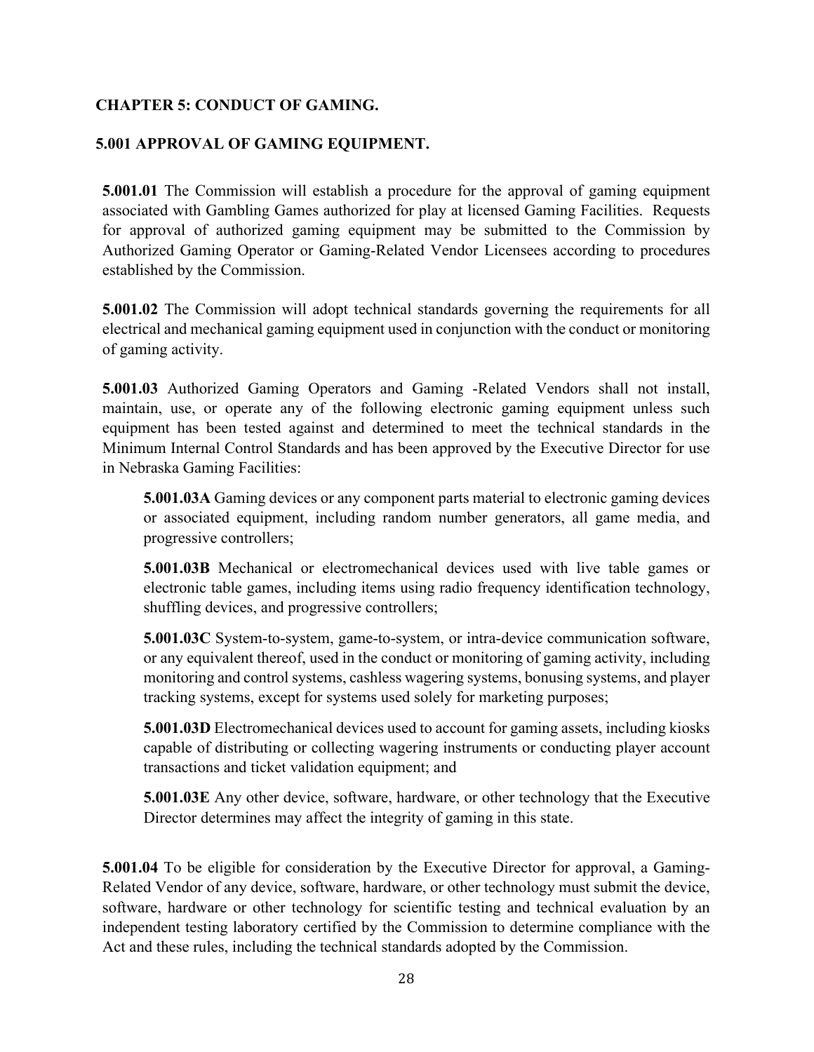## CHAPTER 5: CONDUCT OF GAMING.

### 5.001 APPROVAL OF GAMING EQUIPMENT.

**5.001.01** The Commission will establish a procedure for the approval of gaming equipment associated with Gambling Games authorized for play at licensed Gaming Facilities. Requests for approval of authorized gaming equipment may be submitted to the Commission by Authorized Gaming Operator or Gaming-Related Vendor Licensees according to procedures established by the Commission.

**5.001.02** The Commission will adopt technical standards governing the requirements for all electrical and mechanical gaming equipment used in conjunction with the conduct or monitoring of gaming activity.

**5.001.03** Authorized Gaming Operators and Gaming -Related Vendors shall not install, maintain, use, or operate any of the following electronic gaming equipment unless such equipment has been tested against and determined to meet the technical standards in the Minimum Internal Control Standards and has been approved by the Executive Director for use in Nebraska Gaming Facilities:

> **5.001.03A** Gaming devices or any component parts material to electronic gaming devices or associated equipment, including random number generators, all game media, and progressive controllers;
>
> **5.001.03B** Mechanical or electromechanical devices used with live table games or electronic table games, including items using radio frequency identification technology, shuffling devices, and progressive controllers;
>
> **5.001.03C** System-to-system, game-to-system, or intra-device communication software, or any equivalent thereof, used in the conduct or monitoring of gaming activity, including monitoring and control systems, cashless wagering systems, bonusing systems, and player tracking systems, except for systems used solely for marketing purposes;
>
> **5.001.03D** Electromechanical devices used to account for gaming assets, including kiosks capable of distributing or collecting wagering instruments or conducting player account transactions and ticket validation equipment; and
>
> **5.001.03E** Any other device, software, hardware, or other technology that the Executive Director determines may affect the integrity of gaming in this state.

**5.001.04** To be eligible for consideration by the Executive Director for approval, a Gaming-Related Vendor of any device, software, hardware, or other technology must submit the device, software, hardware or other technology for scientific testing and technical evaluation by an independent testing laboratory certified by the Commission to determine compliance with the Act and these rules, including the technical standards adopted by the Commission.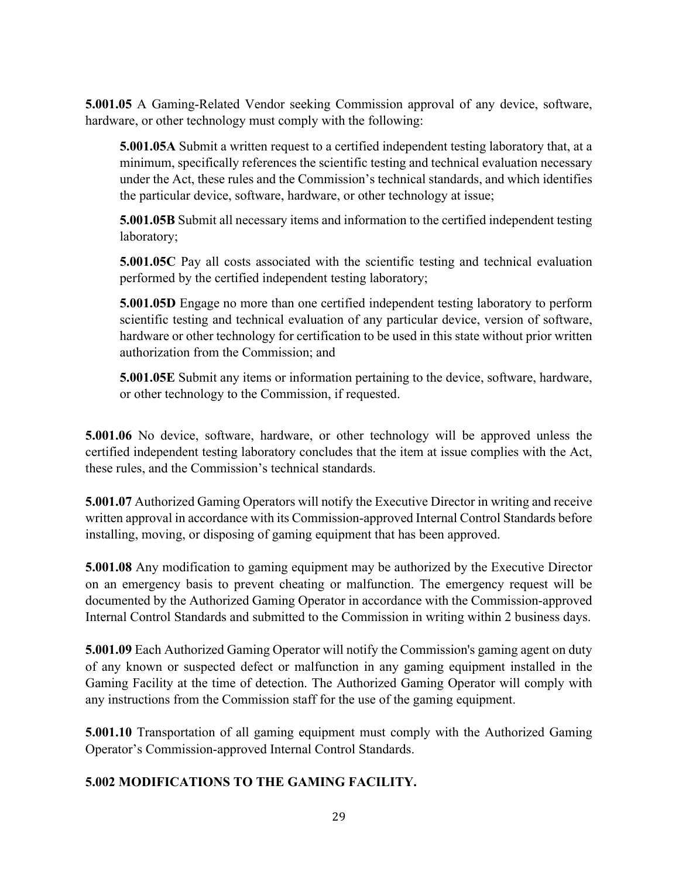**5.001.05** A Gaming-Related Vendor seeking Commission approval of any device, software, hardware, or other technology must comply with the following:

> **5.001.05A** Submit a written request to a certified independent testing laboratory that, at a minimum, specifically references the scientific testing and technical evaluation necessary under the Act, these rules and the Commission's technical standards, and which identifies the particular device, software, hardware, or other technology at issue;
>
> **5.001.05B** Submit all necessary items and information to the certified independent testing laboratory;
>
> **5.001.05C** Pay all costs associated with the scientific testing and technical evaluation performed by the certified independent testing laboratory;
>
> **5.001.05D** Engage no more than one certified independent testing laboratory to perform scientific testing and technical evaluation of any particular device, version of software, hardware or other technology for certification to be used in this state without prior written authorization from the Commission; and
>
> **5.001.05E** Submit any items or information pertaining to the device, software, hardware, or other technology to the Commission, if requested.

**5.001.06** No device, software, hardware, or other technology will be approved unless the certified independent testing laboratory concludes that the item at issue complies with the Act, these rules, and the Commission's technical standards.

**5.001.07** Authorized Gaming Operators will notify the Executive Director in writing and receive written approval in accordance with its Commission-approved Internal Control Standards before installing, moving, or disposing of gaming equipment that has been approved.

**5.001.08** Any modification to gaming equipment may be authorized by the Executive Director on an emergency basis to prevent cheating or malfunction. The emergency request will be documented by the Authorized Gaming Operator in accordance with the Commission-approved Internal Control Standards and submitted to the Commission in writing within 2 business days.

**5.001.09** Each Authorized Gaming Operator will notify the Commission's gaming agent on duty of any known or suspected defect or malfunction in any gaming equipment installed in the Gaming Facility at the time of detection. The Authorized Gaming Operator will comply with any instructions from the Commission staff for the use of the gaming equipment.

**5.001.10** Transportation of all gaming equipment must comply with the Authorized Gaming Operator's Commission-approved Internal Control Standards.

## 5.002 MODIFICATIONS TO THE GAMING FACILITY.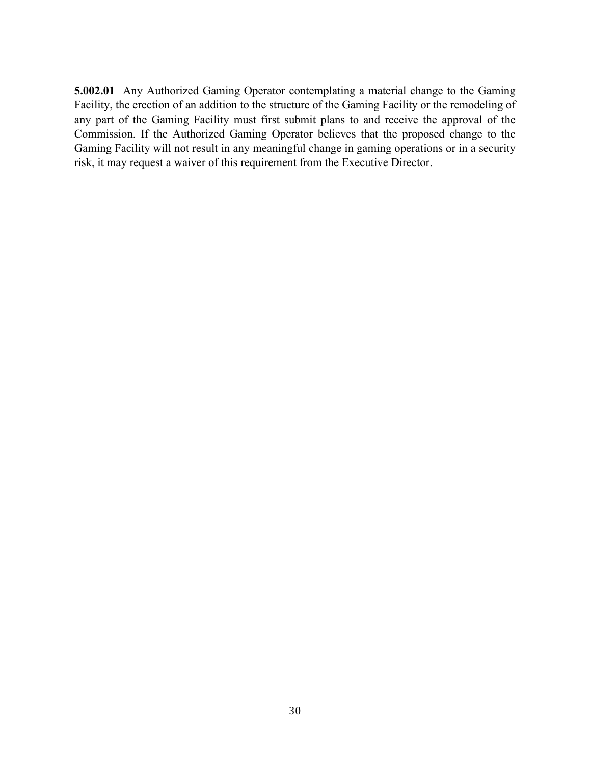**5.002.01** Any Authorized Gaming Operator contemplating a material change to the Gaming Facility, the erection of an addition to the structure of the Gaming Facility or the remodeling of any part of the Gaming Facility must first submit plans to and receive the approval of the Commission. If the Authorized Gaming Operator believes that the proposed change to the Gaming Facility will not result in any meaningful change in gaming operations or in a security risk, it may request a waiver of this requirement from the Executive Director.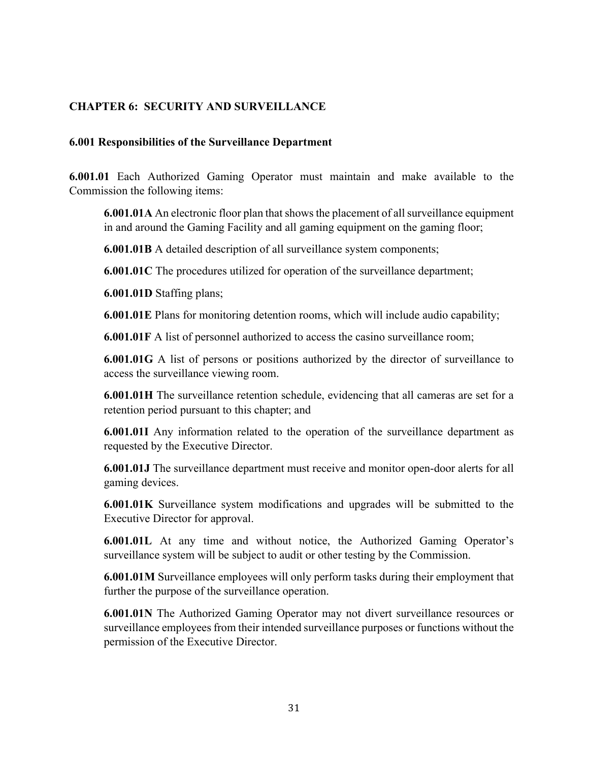## CHAPTER 6: SECURITY AND SURVEILLANCE

### 6.001 Responsibilities of the Surveillance Department

**6.001.01** Each Authorized Gaming Operator must maintain and make available to the Commission the following items:

> **6.001.01A** An electronic floor plan that shows the placement of all surveillance equipment in and around the Gaming Facility and all gaming equipment on the gaming floor;
>
> **6.001.01B** A detailed description of all surveillance system components;
>
> **6.001.01C** The procedures utilized for operation of the surveillance department;
>
> **6.001.01D** Staffing plans;
>
> **6.001.01E** Plans for monitoring detention rooms, which will include audio capability;
>
> **6.001.01F** A list of personnel authorized to access the casino surveillance room;
>
> **6.001.01G** A list of persons or positions authorized by the director of surveillance to access the surveillance viewing room.
>
> **6.001.01H** The surveillance retention schedule, evidencing that all cameras are set for a retention period pursuant to this chapter; and
>
> **6.001.01I** Any information related to the operation of the surveillance department as requested by the Executive Director.
>
> **6.001.01J** The surveillance department must receive and monitor open-door alerts for all gaming devices.
>
> **6.001.01K** Surveillance system modifications and upgrades will be submitted to the Executive Director for approval.
>
> **6.001.01L** At any time and without notice, the Authorized Gaming Operator's surveillance system will be subject to audit or other testing by the Commission.
>
> **6.001.01M** Surveillance employees will only perform tasks during their employment that further the purpose of the surveillance operation.
>
> **6.001.01N** The Authorized Gaming Operator may not divert surveillance resources or surveillance employees from their intended surveillance purposes or functions without the permission of the Executive Director.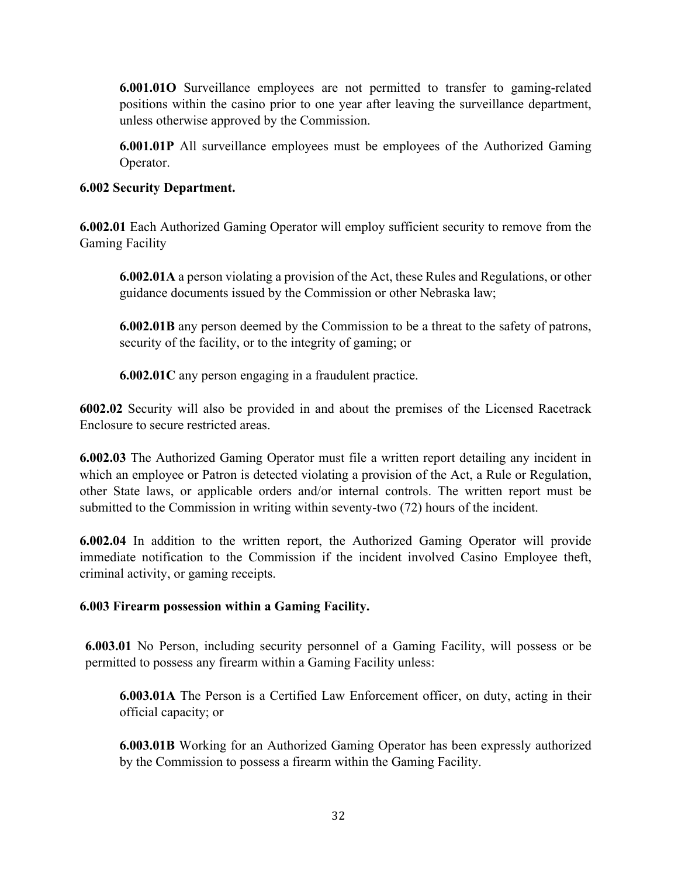**6.001.01O** Surveillance employees are not permitted to transfer to gaming-related positions within the casino prior to one year after leaving the surveillance department, unless otherwise approved by the Commission.

**6.001.01P** All surveillance employees must be employees of the Authorized Gaming Operator.

**6.002 Security Department.**

**6.002.01** Each Authorized Gaming Operator will employ sufficient security to remove from the Gaming Facility

**6.002.01A** a person violating a provision of the Act, these Rules and Regulations, or other guidance documents issued by the Commission or other Nebraska law;

**6.002.01B** any person deemed by the Commission to be a threat to the safety of patrons, security of the facility, or to the integrity of gaming; or

**6.002.01C** any person engaging in a fraudulent practice.

**6002.02** Security will also be provided in and about the premises of the Licensed Racetrack Enclosure to secure restricted areas.

**6.002.03** The Authorized Gaming Operator must file a written report detailing any incident in which an employee or Patron is detected violating a provision of the Act, a Rule or Regulation, other State laws, or applicable orders and/or internal controls. The written report must be submitted to the Commission in writing within seventy-two (72) hours of the incident.

**6.002.04** In addition to the written report, the Authorized Gaming Operator will provide immediate notification to the Commission if the incident involved Casino Employee theft, criminal activity, or gaming receipts.

**6.003 Firearm possession within a Gaming Facility.**

**6.003.01** No Person, including security personnel of a Gaming Facility, will possess or be permitted to possess any firearm within a Gaming Facility unless:

**6.003.01A** The Person is a Certified Law Enforcement officer, on duty, acting in their official capacity; or

**6.003.01B** Working for an Authorized Gaming Operator has been expressly authorized by the Commission to possess a firearm within the Gaming Facility.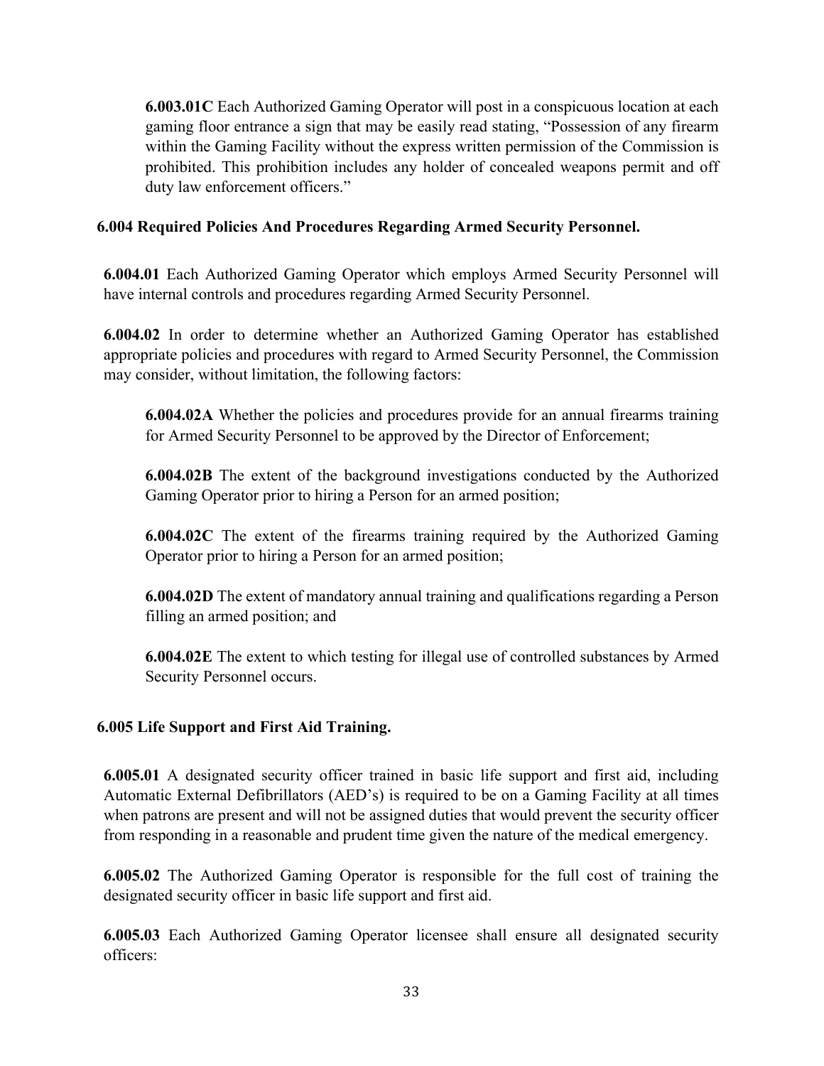**6.003.01C** Each Authorized Gaming Operator will post in a conspicuous location at each gaming floor entrance a sign that may be easily read stating, "Possession of any firearm within the Gaming Facility without the express written permission of the Commission is prohibited. This prohibition includes any holder of concealed weapons permit and off duty law enforcement officers."

**6.004 Required Policies And Procedures Regarding Armed Security Personnel.**

**6.004.01** Each Authorized Gaming Operator which employs Armed Security Personnel will have internal controls and procedures regarding Armed Security Personnel.

**6.004.02** In order to determine whether an Authorized Gaming Operator has established appropriate policies and procedures with regard to Armed Security Personnel, the Commission may consider, without limitation, the following factors:

**6.004.02A** Whether the policies and procedures provide for an annual firearms training for Armed Security Personnel to be approved by the Director of Enforcement;

**6.004.02B** The extent of the background investigations conducted by the Authorized Gaming Operator prior to hiring a Person for an armed position;

**6.004.02C** The extent of the firearms training required by the Authorized Gaming Operator prior to hiring a Person for an armed position;

**6.004.02D** The extent of mandatory annual training and qualifications regarding a Person filling an armed position; and

**6.004.02E** The extent to which testing for illegal use of controlled substances by Armed Security Personnel occurs.

**6.005 Life Support and First Aid Training.**

**6.005.01** A designated security officer trained in basic life support and first aid, including Automatic External Defibrillators (AED's) is required to be on a Gaming Facility at all times when patrons are present and will not be assigned duties that would prevent the security officer from responding in a reasonable and prudent time given the nature of the medical emergency.

**6.005.02** The Authorized Gaming Operator is responsible for the full cost of training the designated security officer in basic life support and first aid.

**6.005.03** Each Authorized Gaming Operator licensee shall ensure all designated security officers: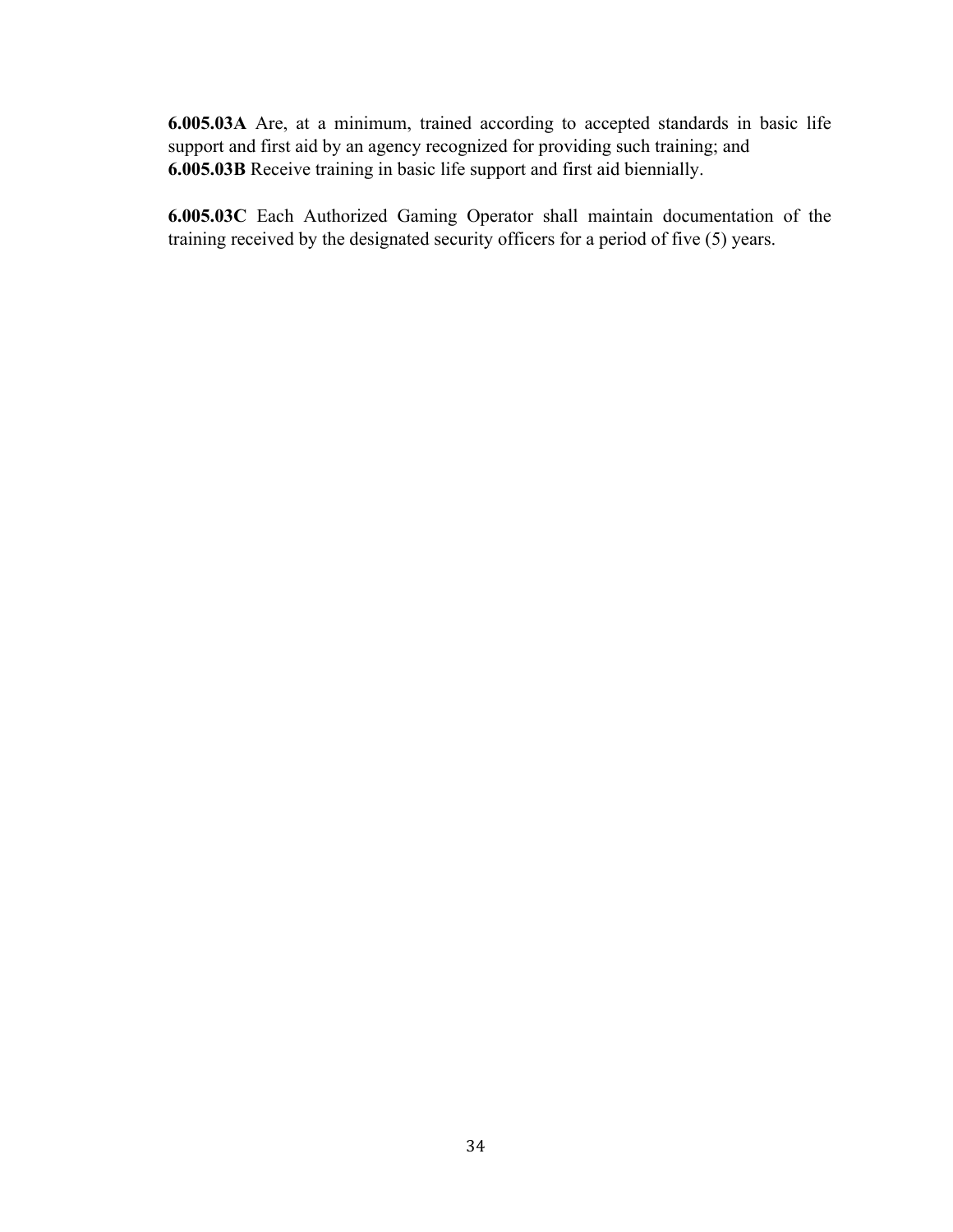**6.005.03A** Are, at a minimum, trained according to accepted standards in basic life support and first aid by an agency recognized for providing such training; and
**6.005.03B** Receive training in basic life support and first aid biennially.

**6.005.03C** Each Authorized Gaming Operator shall maintain documentation of the training received by the designated security officers for a period of five (5) years.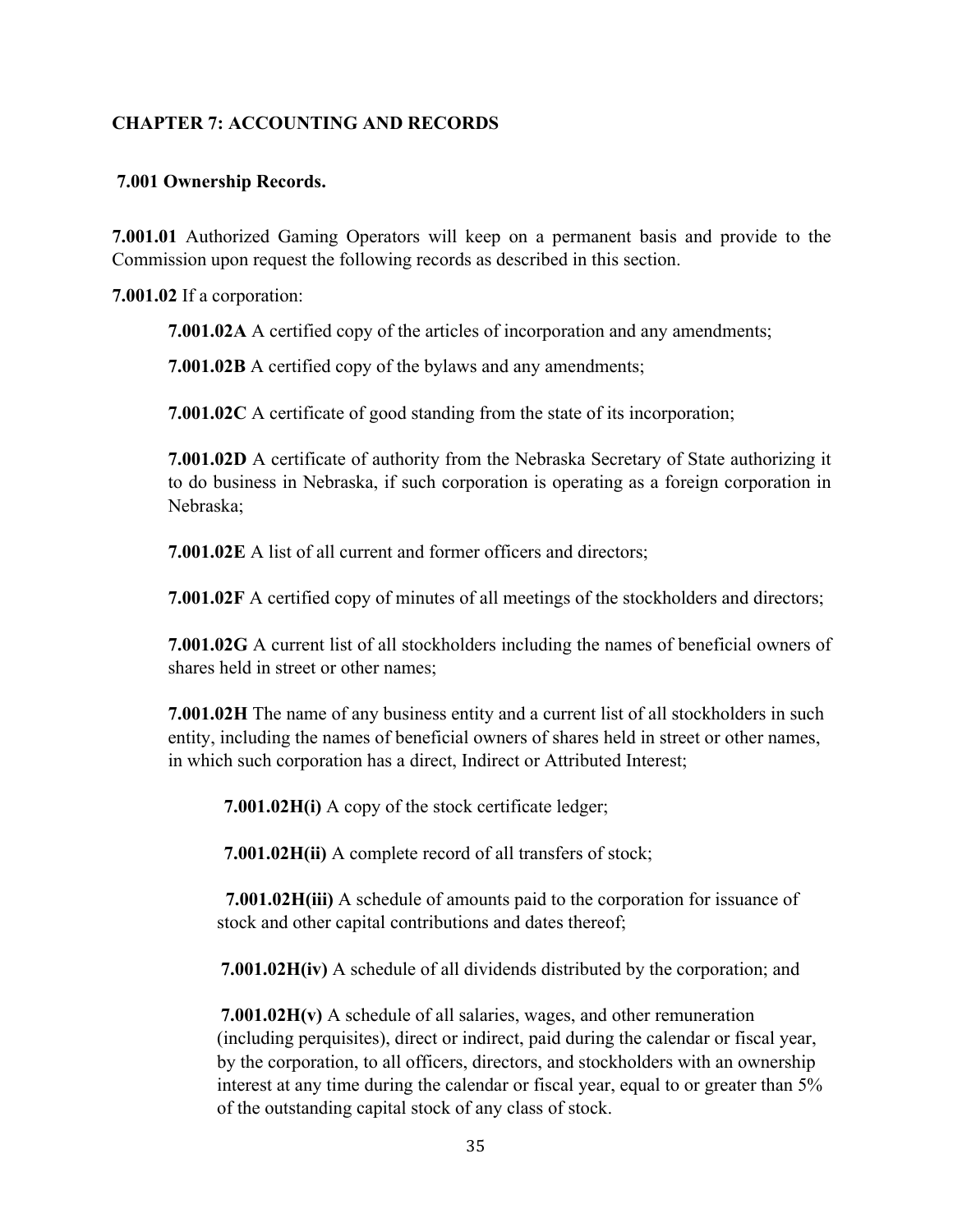## CHAPTER 7: ACCOUNTING AND RECORDS

### 7.001 Ownership Records.

**7.001.01** Authorized Gaming Operators will keep on a permanent basis and provide to the Commission upon request the following records as described in this section.

**7.001.02** If a corporation:

**7.001.02A** A certified copy of the articles of incorporation and any amendments;

**7.001.02B** A certified copy of the bylaws and any amendments;

**7.001.02C** A certificate of good standing from the state of its incorporation;

**7.001.02D** A certificate of authority from the Nebraska Secretary of State authorizing it to do business in Nebraska, if such corporation is operating as a foreign corporation in Nebraska;

**7.001.02E** A list of all current and former officers and directors;

**7.001.02F** A certified copy of minutes of all meetings of the stockholders and directors;

**7.001.02G** A current list of all stockholders including the names of beneficial owners of shares held in street or other names;

**7.001.02H** The name of any business entity and a current list of all stockholders in such entity, including the names of beneficial owners of shares held in street or other names, in which such corporation has a direct, Indirect or Attributed Interest;

**7.001.02H(i)** A copy of the stock certificate ledger;

**7.001.02H(ii)** A complete record of all transfers of stock;

**7.001.02H(iii)** A schedule of amounts paid to the corporation for issuance of stock and other capital contributions and dates thereof;

**7.001.02H(iv)** A schedule of all dividends distributed by the corporation; and

**7.001.02H(v)** A schedule of all salaries, wages, and other remuneration (including perquisites), direct or indirect, paid during the calendar or fiscal year, by the corporation, to all officers, directors, and stockholders with an ownership interest at any time during the calendar or fiscal year, equal to or greater than 5% of the outstanding capital stock of any class of stock.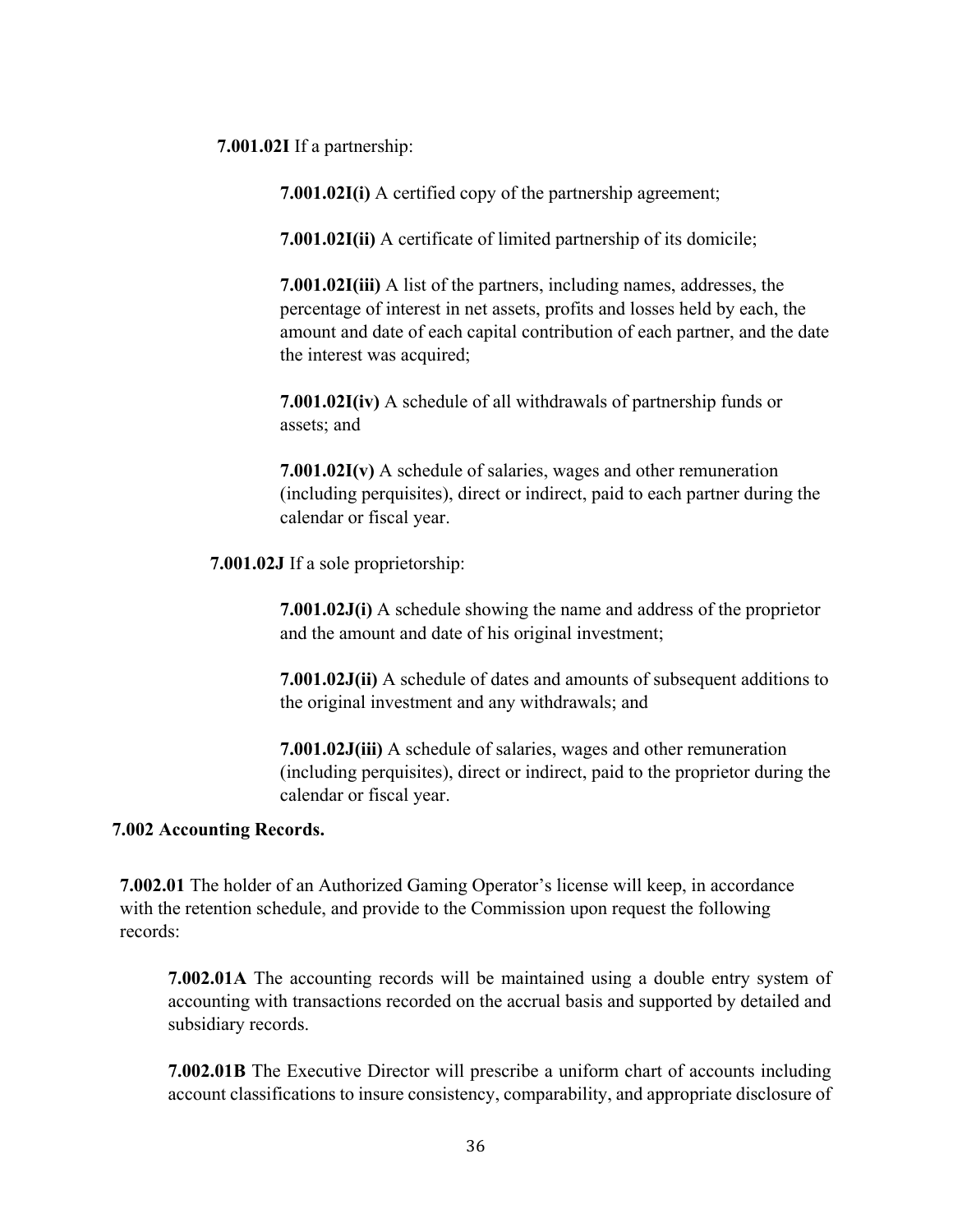**7.001.02I** If a partnership:

**7.001.02I(i)** A certified copy of the partnership agreement;

**7.001.02I(ii)** A certificate of limited partnership of its domicile;

**7.001.02I(iii)** A list of the partners, including names, addresses, the percentage of interest in net assets, profits and losses held by each, the amount and date of each capital contribution of each partner, and the date the interest was acquired;

**7.001.02I(iv)** A schedule of all withdrawals of partnership funds or assets; and

**7.001.02I(v)** A schedule of salaries, wages and other remuneration (including perquisites), direct or indirect, paid to each partner during the calendar or fiscal year.

**7.001.02J** If a sole proprietorship:

**7.001.02J(i)** A schedule showing the name and address of the proprietor and the amount and date of his original investment;

**7.001.02J(ii)** A schedule of dates and amounts of subsequent additions to the original investment and any withdrawals; and

**7.001.02J(iii)** A schedule of salaries, wages and other remuneration (including perquisites), direct or indirect, paid to the proprietor during the calendar or fiscal year.

**7.002 Accounting Records.**

**7.002.01** The holder of an Authorized Gaming Operator's license will keep, in accordance with the retention schedule, and provide to the Commission upon request the following records:

**7.002.01A** The accounting records will be maintained using a double entry system of accounting with transactions recorded on the accrual basis and supported by detailed and subsidiary records.

**7.002.01B** The Executive Director will prescribe a uniform chart of accounts including account classifications to insure consistency, comparability, and appropriate disclosure of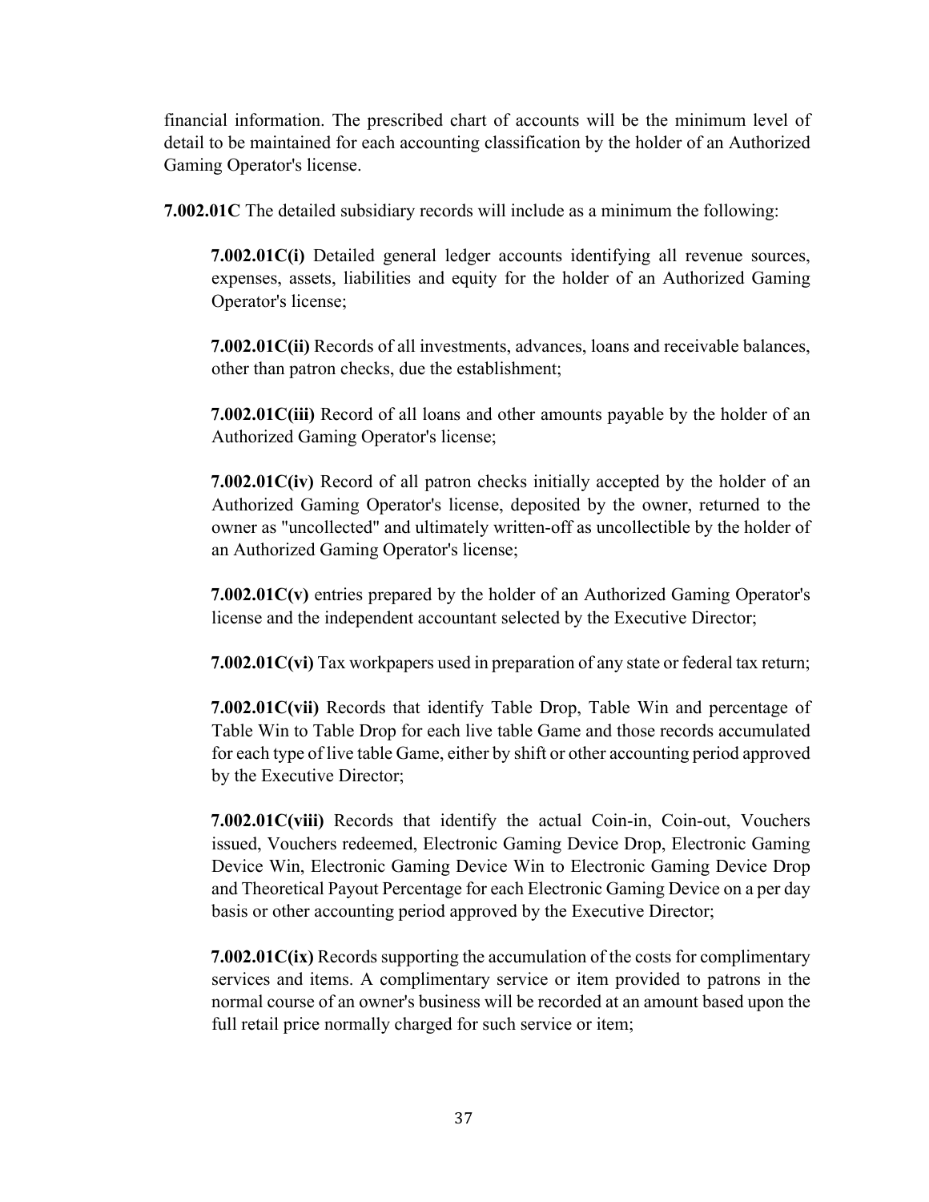financial information. The prescribed chart of accounts will be the minimum level of detail to be maintained for each accounting classification by the holder of an Authorized Gaming Operator's license.

**7.002.01C** The detailed subsidiary records will include as a minimum the following:

> **7.002.01C(i)** Detailed general ledger accounts identifying all revenue sources, expenses, assets, liabilities and equity for the holder of an Authorized Gaming Operator's license;
>
> **7.002.01C(ii)** Records of all investments, advances, loans and receivable balances, other than patron checks, due the establishment;
>
> **7.002.01C(iii)** Record of all loans and other amounts payable by the holder of an Authorized Gaming Operator's license;
>
> **7.002.01C(iv)** Record of all patron checks initially accepted by the holder of an Authorized Gaming Operator's license, deposited by the owner, returned to the owner as "uncollected" and ultimately written-off as uncollectible by the holder of an Authorized Gaming Operator's license;
>
> **7.002.01C(v)** entries prepared by the holder of an Authorized Gaming Operator's license and the independent accountant selected by the Executive Director;
>
> **7.002.01C(vi)** Tax workpapers used in preparation of any state or federal tax return;
>
> **7.002.01C(vii)** Records that identify Table Drop, Table Win and percentage of Table Win to Table Drop for each live table Game and those records accumulated for each type of live table Game, either by shift or other accounting period approved by the Executive Director;
>
> **7.002.01C(viii)** Records that identify the actual Coin-in, Coin-out, Vouchers issued, Vouchers redeemed, Electronic Gaming Device Drop, Electronic Gaming Device Win, Electronic Gaming Device Win to Electronic Gaming Device Drop and Theoretical Payout Percentage for each Electronic Gaming Device on a per day basis or other accounting period approved by the Executive Director;
>
> **7.002.01C(ix)** Records supporting the accumulation of the costs for complimentary services and items. A complimentary service or item provided to patrons in the normal course of an owner's business will be recorded at an amount based upon the full retail price normally charged for such service or item;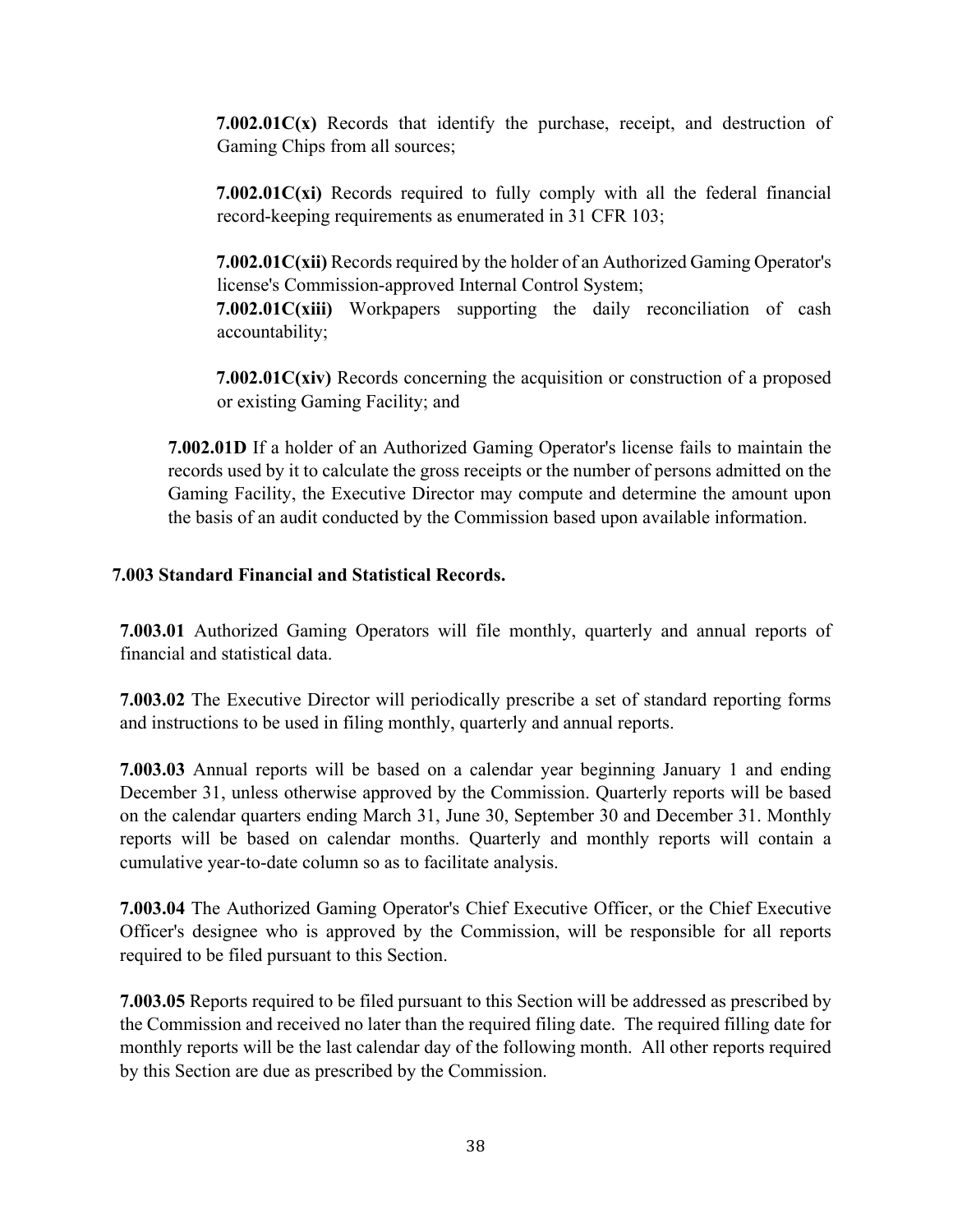**7.002.01C(x)** Records that identify the purchase, receipt, and destruction of Gaming Chips from all sources;

**7.002.01C(xi)** Records required to fully comply with all the federal financial record-keeping requirements as enumerated in 31 CFR 103;

**7.002.01C(xii)** Records required by the holder of an Authorized Gaming Operator's license's Commission-approved Internal Control System;

**7.002.01C(xiii)** Workpapers supporting the daily reconciliation of cash accountability;

**7.002.01C(xiv)** Records concerning the acquisition or construction of a proposed or existing Gaming Facility; and

**7.002.01D** If a holder of an Authorized Gaming Operator's license fails to maintain the records used by it to calculate the gross receipts or the number of persons admitted on the Gaming Facility, the Executive Director may compute and determine the amount upon the basis of an audit conducted by the Commission based upon available information.

**7.003 Standard Financial and Statistical Records.**

**7.003.01** Authorized Gaming Operators will file monthly, quarterly and annual reports of financial and statistical data.

**7.003.02** The Executive Director will periodically prescribe a set of standard reporting forms and instructions to be used in filing monthly, quarterly and annual reports.

**7.003.03** Annual reports will be based on a calendar year beginning January 1 and ending December 31, unless otherwise approved by the Commission. Quarterly reports will be based on the calendar quarters ending March 31, June 30, September 30 and December 31. Monthly reports will be based on calendar months. Quarterly and monthly reports will contain a cumulative year-to-date column so as to facilitate analysis.

**7.003.04** The Authorized Gaming Operator's Chief Executive Officer, or the Chief Executive Officer's designee who is approved by the Commission, will be responsible for all reports required to be filed pursuant to this Section.

**7.003.05** Reports required to be filed pursuant to this Section will be addressed as prescribed by the Commission and received no later than the required filing date. The required filling date for monthly reports will be the last calendar day of the following month. All other reports required by this Section are due as prescribed by the Commission.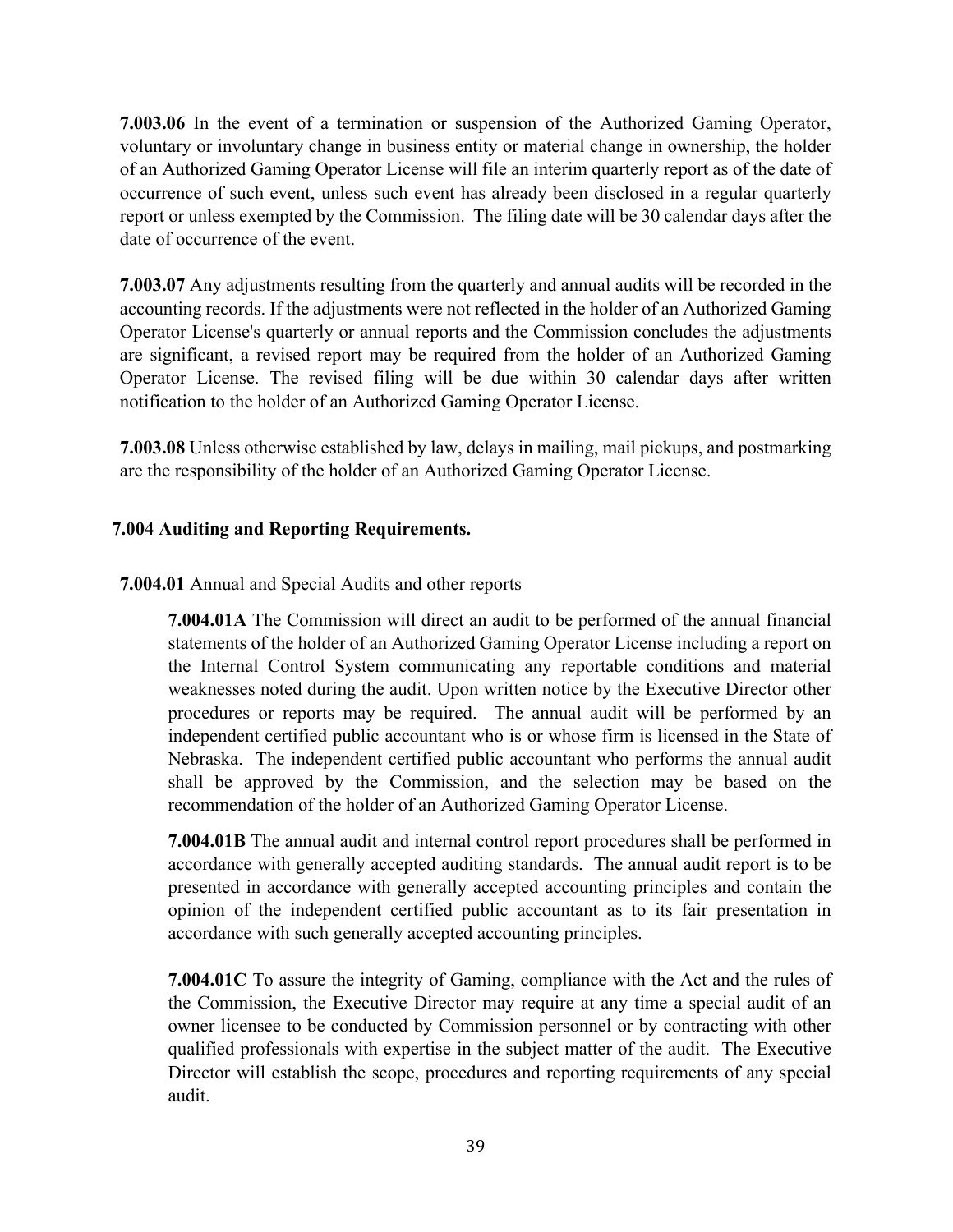**7.003.06** In the event of a termination or suspension of the Authorized Gaming Operator, voluntary or involuntary change in business entity or material change in ownership, the holder of an Authorized Gaming Operator License will file an interim quarterly report as of the date of occurrence of such event, unless such event has already been disclosed in a regular quarterly report or unless exempted by the Commission. The filing date will be 30 calendar days after the date of occurrence of the event.

**7.003.07** Any adjustments resulting from the quarterly and annual audits will be recorded in the accounting records. If the adjustments were not reflected in the holder of an Authorized Gaming Operator License's quarterly or annual reports and the Commission concludes the adjustments are significant, a revised report may be required from the holder of an Authorized Gaming Operator License. The revised filing will be due within 30 calendar days after written notification to the holder of an Authorized Gaming Operator License.

**7.003.08** Unless otherwise established by law, delays in mailing, mail pickups, and postmarking are the responsibility of the holder of an Authorized Gaming Operator License.

## 7.004 Auditing and Reporting Requirements.

**7.004.01** Annual and Special Audits and other reports

**7.004.01A** The Commission will direct an audit to be performed of the annual financial statements of the holder of an Authorized Gaming Operator License including a report on the Internal Control System communicating any reportable conditions and material weaknesses noted during the audit. Upon written notice by the Executive Director other procedures or reports may be required. The annual audit will be performed by an independent certified public accountant who is or whose firm is licensed in the State of Nebraska. The independent certified public accountant who performs the annual audit shall be approved by the Commission, and the selection may be based on the recommendation of the holder of an Authorized Gaming Operator License.

**7.004.01B** The annual audit and internal control report procedures shall be performed in accordance with generally accepted auditing standards. The annual audit report is to be presented in accordance with generally accepted accounting principles and contain the opinion of the independent certified public accountant as to its fair presentation in accordance with such generally accepted accounting principles.

**7.004.01C** To assure the integrity of Gaming, compliance with the Act and the rules of the Commission, the Executive Director may require at any time a special audit of an owner licensee to be conducted by Commission personnel or by contracting with other qualified professionals with expertise in the subject matter of the audit. The Executive Director will establish the scope, procedures and reporting requirements of any special audit.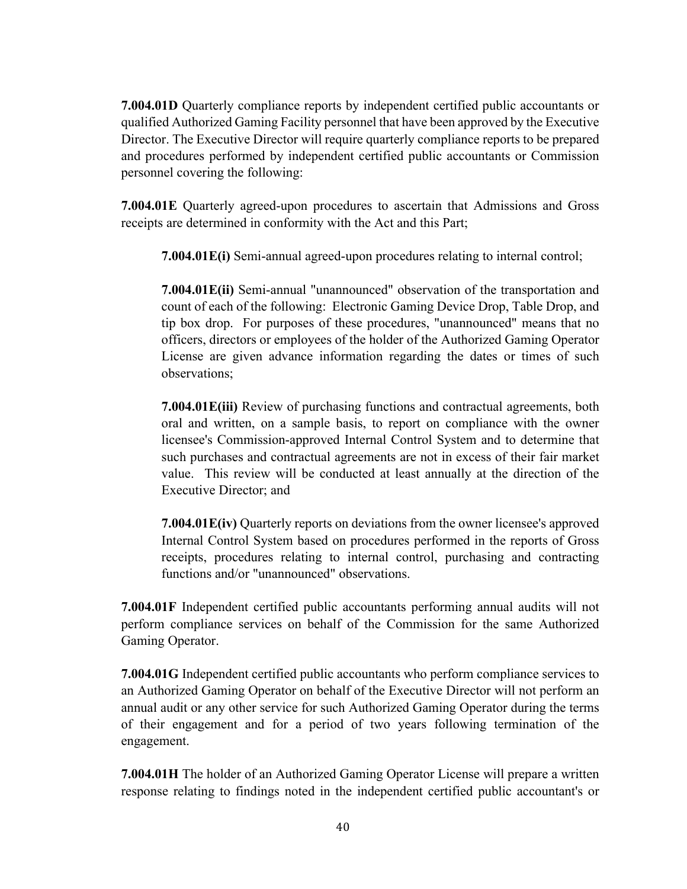**7.004.01D** Quarterly compliance reports by independent certified public accountants or qualified Authorized Gaming Facility personnel that have been approved by the Executive Director. The Executive Director will require quarterly compliance reports to be prepared and procedures performed by independent certified public accountants or Commission personnel covering the following:

**7.004.01E** Quarterly agreed-upon procedures to ascertain that Admissions and Gross receipts are determined in conformity with the Act and this Part;

> **7.004.01E(i)** Semi-annual agreed-upon procedures relating to internal control;
>
> **7.004.01E(ii)** Semi-annual "unannounced" observation of the transportation and count of each of the following: Electronic Gaming Device Drop, Table Drop, and tip box drop. For purposes of these procedures, "unannounced" means that no officers, directors or employees of the holder of the Authorized Gaming Operator License are given advance information regarding the dates or times of such observations;
>
> **7.004.01E(iii)** Review of purchasing functions and contractual agreements, both oral and written, on a sample basis, to report on compliance with the owner licensee's Commission-approved Internal Control System and to determine that such purchases and contractual agreements are not in excess of their fair market value. This review will be conducted at least annually at the direction of the Executive Director; and
>
> **7.004.01E(iv)** Quarterly reports on deviations from the owner licensee's approved Internal Control System based on procedures performed in the reports of Gross receipts, procedures relating to internal control, purchasing and contracting functions and/or "unannounced" observations.

**7.004.01F** Independent certified public accountants performing annual audits will not perform compliance services on behalf of the Commission for the same Authorized Gaming Operator.

**7.004.01G** Independent certified public accountants who perform compliance services to an Authorized Gaming Operator on behalf of the Executive Director will not perform an annual audit or any other service for such Authorized Gaming Operator during the terms of their engagement and for a period of two years following termination of the engagement.

**7.004.01H** The holder of an Authorized Gaming Operator License will prepare a written response relating to findings noted in the independent certified public accountant's or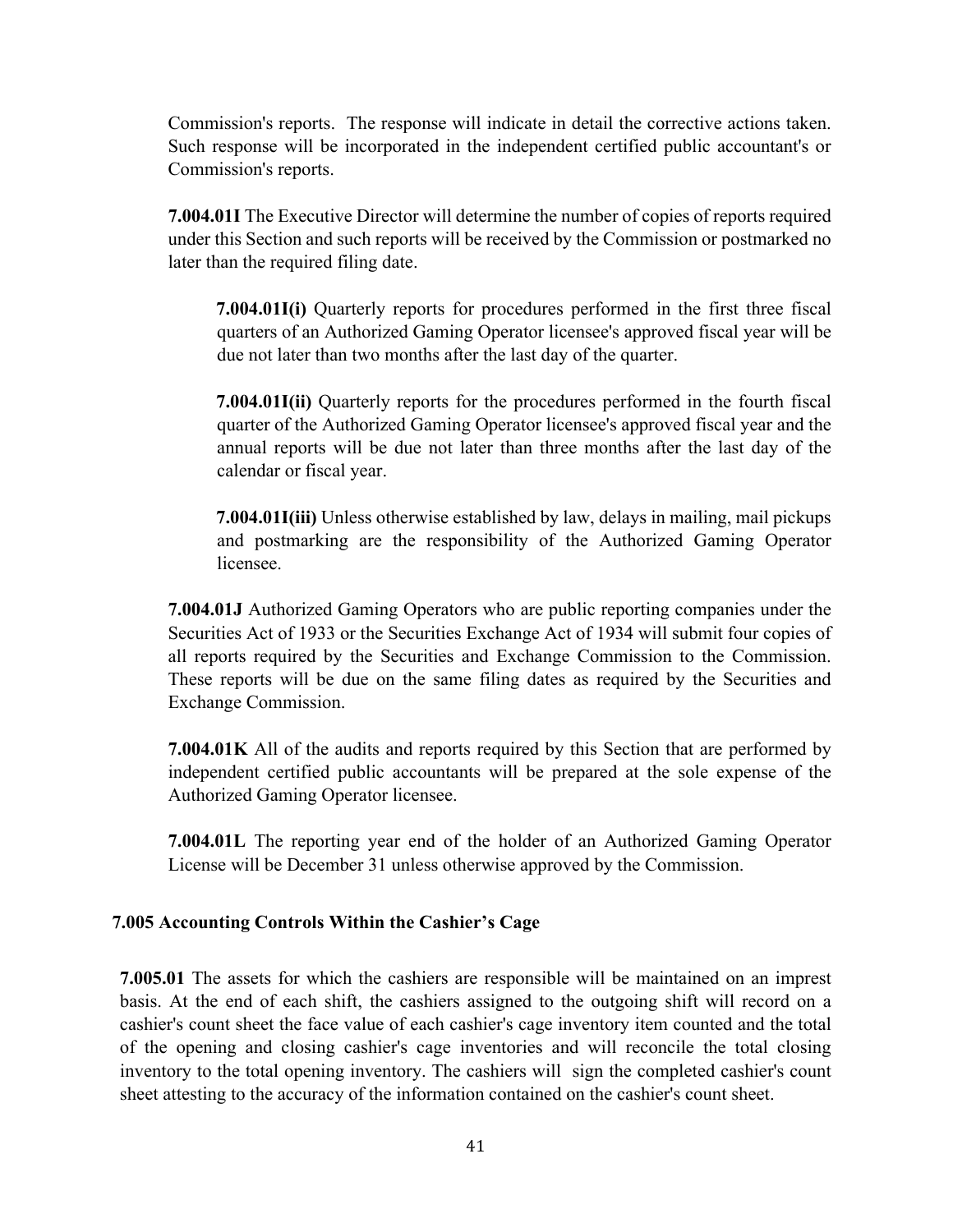Commission's reports. The response will indicate in detail the corrective actions taken. Such response will be incorporated in the independent certified public accountant's or Commission's reports.

**7.004.01I** The Executive Director will determine the number of copies of reports required under this Section and such reports will be received by the Commission or postmarked no later than the required filing date.

**7.004.01I(i)** Quarterly reports for procedures performed in the first three fiscal quarters of an Authorized Gaming Operator licensee's approved fiscal year will be due not later than two months after the last day of the quarter.

**7.004.01I(ii)** Quarterly reports for the procedures performed in the fourth fiscal quarter of the Authorized Gaming Operator licensee's approved fiscal year and the annual reports will be due not later than three months after the last day of the calendar or fiscal year.

**7.004.01I(iii)** Unless otherwise established by law, delays in mailing, mail pickups and postmarking are the responsibility of the Authorized Gaming Operator licensee.

**7.004.01J** Authorized Gaming Operators who are public reporting companies under the Securities Act of 1933 or the Securities Exchange Act of 1934 will submit four copies of all reports required by the Securities and Exchange Commission to the Commission. These reports will be due on the same filing dates as required by the Securities and Exchange Commission.

**7.004.01K** All of the audits and reports required by this Section that are performed by independent certified public accountants will be prepared at the sole expense of the Authorized Gaming Operator licensee.

**7.004.01L** The reporting year end of the holder of an Authorized Gaming Operator License will be December 31 unless otherwise approved by the Commission.

## 7.005 Accounting Controls Within the Cashier's Cage

**7.005.01** The assets for which the cashiers are responsible will be maintained on an imprest basis. At the end of each shift, the cashiers assigned to the outgoing shift will record on a cashier's count sheet the face value of each cashier's cage inventory item counted and the total of the opening and closing cashier's cage inventories and will reconcile the total closing inventory to the total opening inventory. The cashiers will sign the completed cashier's count sheet attesting to the accuracy of the information contained on the cashier's count sheet.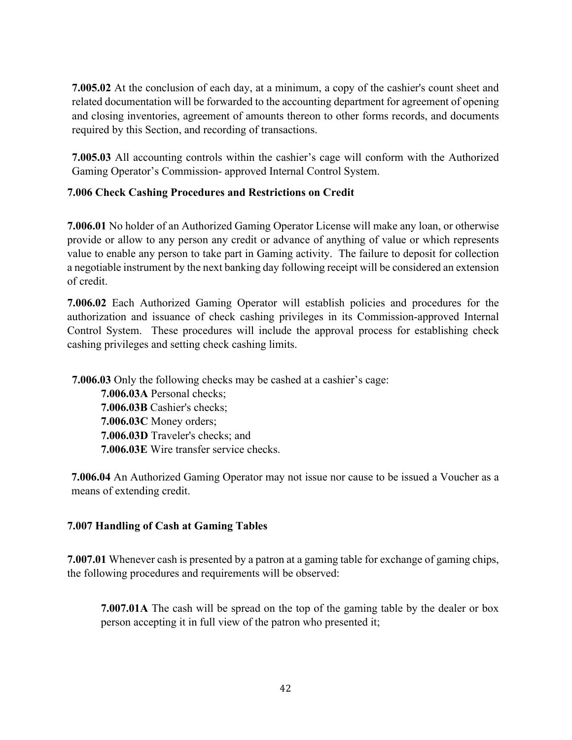**7.005.02** At the conclusion of each day, at a minimum, a copy of the cashier's count sheet and related documentation will be forwarded to the accounting department for agreement of opening and closing inventories, agreement of amounts thereon to other forms records, and documents required by this Section, and recording of transactions.

**7.005.03** All accounting controls within the cashier's cage will conform with the Authorized Gaming Operator's Commission- approved Internal Control System.

### 7.006 Check Cashing Procedures and Restrictions on Credit

**7.006.01** No holder of an Authorized Gaming Operator License will make any loan, or otherwise provide or allow to any person any credit or advance of anything of value or which represents value to enable any person to take part in Gaming activity. The failure to deposit for collection a negotiable instrument by the next banking day following receipt will be considered an extension of credit.

**7.006.02** Each Authorized Gaming Operator will establish policies and procedures for the authorization and issuance of check cashing privileges in its Commission-approved Internal Control System. These procedures will include the approval process for establishing check cashing privileges and setting check cashing limits.

**7.006.03** Only the following checks may be cashed at a cashier's cage:

- **7.006.03A** Personal checks;
- **7.006.03B** Cashier's checks;
- **7.006.03C** Money orders;
- **7.006.03D** Traveler's checks; and
- **7.006.03E** Wire transfer service checks.

**7.006.04** An Authorized Gaming Operator may not issue nor cause to be issued a Voucher as a means of extending credit.

### 7.007 Handling of Cash at Gaming Tables

**7.007.01** Whenever cash is presented by a patron at a gaming table for exchange of gaming chips, the following procedures and requirements will be observed:

**7.007.01A** The cash will be spread on the top of the gaming table by the dealer or box person accepting it in full view of the patron who presented it;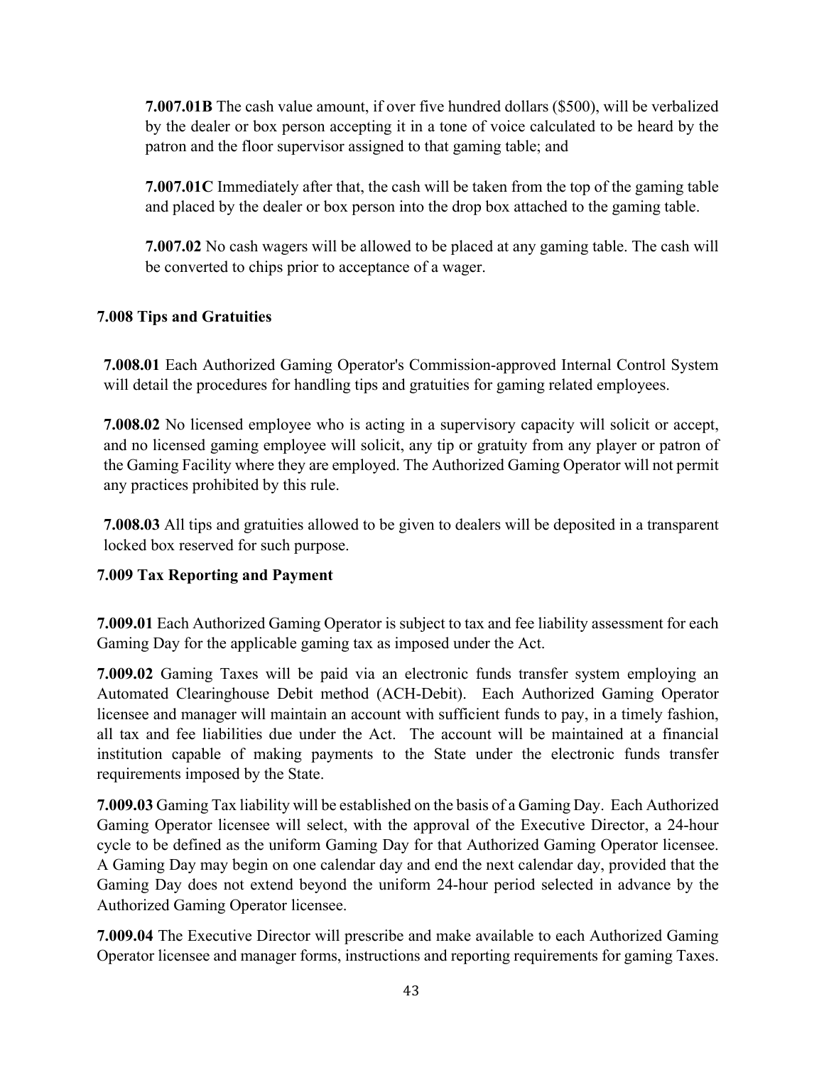**7.007.01B** The cash value amount, if over five hundred dollars ($500), will be verbalized by the dealer or box person accepting it in a tone of voice calculated to be heard by the patron and the floor supervisor assigned to that gaming table; and

**7.007.01C** Immediately after that, the cash will be taken from the top of the gaming table and placed by the dealer or box person into the drop box attached to the gaming table.

**7.007.02** No cash wagers will be allowed to be placed at any gaming table. The cash will be converted to chips prior to acceptance of a wager.

### 7.008 Tips and Gratuities

**7.008.01** Each Authorized Gaming Operator's Commission-approved Internal Control System will detail the procedures for handling tips and gratuities for gaming related employees.

**7.008.02** No licensed employee who is acting in a supervisory capacity will solicit or accept, and no licensed gaming employee will solicit, any tip or gratuity from any player or patron of the Gaming Facility where they are employed. The Authorized Gaming Operator will not permit any practices prohibited by this rule.

**7.008.03** All tips and gratuities allowed to be given to dealers will be deposited in a transparent locked box reserved for such purpose.

### 7.009 Tax Reporting and Payment

**7.009.01** Each Authorized Gaming Operator is subject to tax and fee liability assessment for each Gaming Day for the applicable gaming tax as imposed under the Act.

**7.009.02** Gaming Taxes will be paid via an electronic funds transfer system employing an Automated Clearinghouse Debit method (ACH-Debit). Each Authorized Gaming Operator licensee and manager will maintain an account with sufficient funds to pay, in a timely fashion, all tax and fee liabilities due under the Act. The account will be maintained at a financial institution capable of making payments to the State under the electronic funds transfer requirements imposed by the State.

**7.009.03** Gaming Tax liability will be established on the basis of a Gaming Day. Each Authorized Gaming Operator licensee will select, with the approval of the Executive Director, a 24-hour cycle to be defined as the uniform Gaming Day for that Authorized Gaming Operator licensee. A Gaming Day may begin on one calendar day and end the next calendar day, provided that the Gaming Day does not extend beyond the uniform 24-hour period selected in advance by the Authorized Gaming Operator licensee.

**7.009.04** The Executive Director will prescribe and make available to each Authorized Gaming Operator licensee and manager forms, instructions and reporting requirements for gaming Taxes.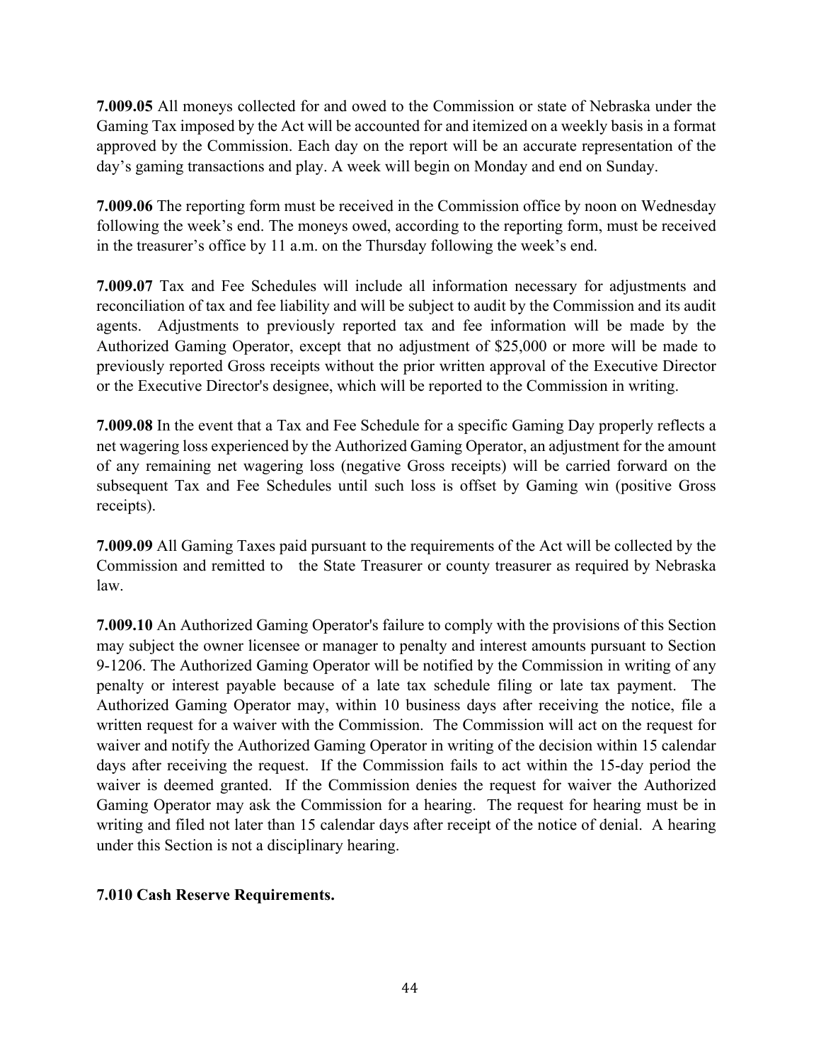**7.009.05** All moneys collected for and owed to the Commission or state of Nebraska under the Gaming Tax imposed by the Act will be accounted for and itemized on a weekly basis in a format approved by the Commission. Each day on the report will be an accurate representation of the day's gaming transactions and play. A week will begin on Monday and end on Sunday.

**7.009.06** The reporting form must be received in the Commission office by noon on Wednesday following the week's end. The moneys owed, according to the reporting form, must be received in the treasurer's office by 11 a.m. on the Thursday following the week's end.

**7.009.07** Tax and Fee Schedules will include all information necessary for adjustments and reconciliation of tax and fee liability and will be subject to audit by the Commission and its audit agents. Adjustments to previously reported tax and fee information will be made by the Authorized Gaming Operator, except that no adjustment of $25,000 or more will be made to previously reported Gross receipts without the prior written approval of the Executive Director or the Executive Director's designee, which will be reported to the Commission in writing.

**7.009.08** In the event that a Tax and Fee Schedule for a specific Gaming Day properly reflects a net wagering loss experienced by the Authorized Gaming Operator, an adjustment for the amount of any remaining net wagering loss (negative Gross receipts) will be carried forward on the subsequent Tax and Fee Schedules until such loss is offset by Gaming win (positive Gross receipts).

**7.009.09** All Gaming Taxes paid pursuant to the requirements of the Act will be collected by the Commission and remitted to the State Treasurer or county treasurer as required by Nebraska law.

**7.009.10** An Authorized Gaming Operator's failure to comply with the provisions of this Section may subject the owner licensee or manager to penalty and interest amounts pursuant to Section 9-1206. The Authorized Gaming Operator will be notified by the Commission in writing of any penalty or interest payable because of a late tax schedule filing or late tax payment. The Authorized Gaming Operator may, within 10 business days after receiving the notice, file a written request for a waiver with the Commission. The Commission will act on the request for waiver and notify the Authorized Gaming Operator in writing of the decision within 15 calendar days after receiving the request. If the Commission fails to act within the 15-day period the waiver is deemed granted. If the Commission denies the request for waiver the Authorized Gaming Operator may ask the Commission for a hearing. The request for hearing must be in writing and filed not later than 15 calendar days after receipt of the notice of denial. A hearing under this Section is not a disciplinary hearing.

**7.010 Cash Reserve Requirements.**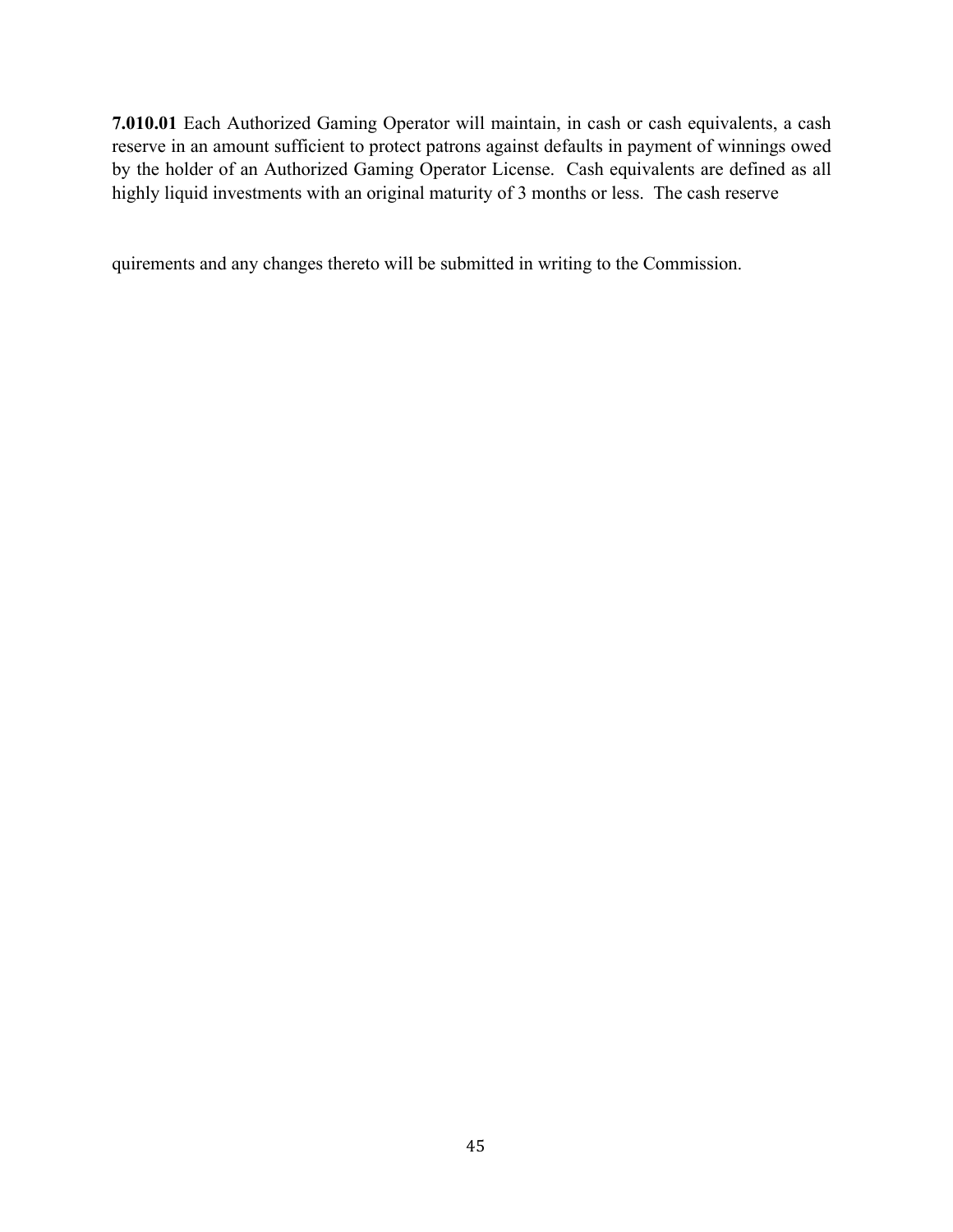**7.010.01** Each Authorized Gaming Operator will maintain, in cash or cash equivalents, a cash reserve in an amount sufficient to protect patrons against defaults in payment of winnings owed by the holder of an Authorized Gaming Operator License. Cash equivalents are defined as all highly liquid investments with an original maturity of 3 months or less. The cash reserve

quirements and any changes thereto will be submitted in writing to the Commission.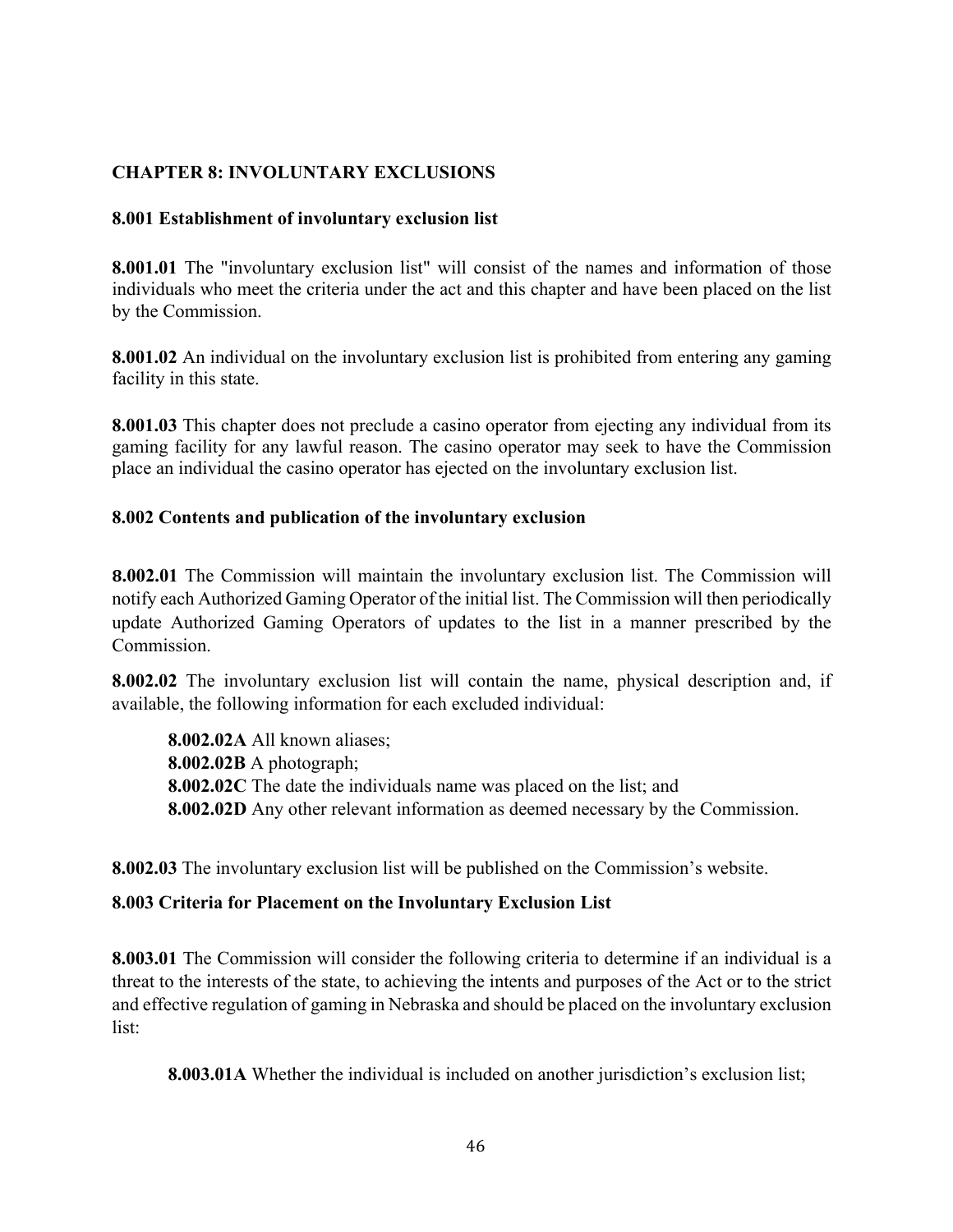## CHAPTER 8: INVOLUNTARY EXCLUSIONS

### 8.001 Establishment of involuntary exclusion list

**8.001.01** The "involuntary exclusion list" will consist of the names and information of those individuals who meet the criteria under the act and this chapter and have been placed on the list by the Commission.

**8.001.02** An individual on the involuntary exclusion list is prohibited from entering any gaming facility in this state.

**8.001.03** This chapter does not preclude a casino operator from ejecting any individual from its gaming facility for any lawful reason. The casino operator may seek to have the Commission place an individual the casino operator has ejected on the involuntary exclusion list.

### 8.002 Contents and publication of the involuntary exclusion

**8.002.01** The Commission will maintain the involuntary exclusion list. The Commission will notify each Authorized Gaming Operator of the initial list. The Commission will then periodically update Authorized Gaming Operators of updates to the list in a manner prescribed by the Commission.

**8.002.02** The involuntary exclusion list will contain the name, physical description and, if available, the following information for each excluded individual:

- **8.002.02A** All known aliases;
- **8.002.02B** A photograph;
- **8.002.02C** The date the individuals name was placed on the list; and
- **8.002.02D** Any other relevant information as deemed necessary by the Commission.

**8.002.03** The involuntary exclusion list will be published on the Commission's website.

### 8.003 Criteria for Placement on the Involuntary Exclusion List

**8.003.01** The Commission will consider the following criteria to determine if an individual is a threat to the interests of the state, to achieving the intents and purposes of the Act or to the strict and effective regulation of gaming in Nebraska and should be placed on the involuntary exclusion list:

- **8.003.01A** Whether the individual is included on another jurisdiction's exclusion list;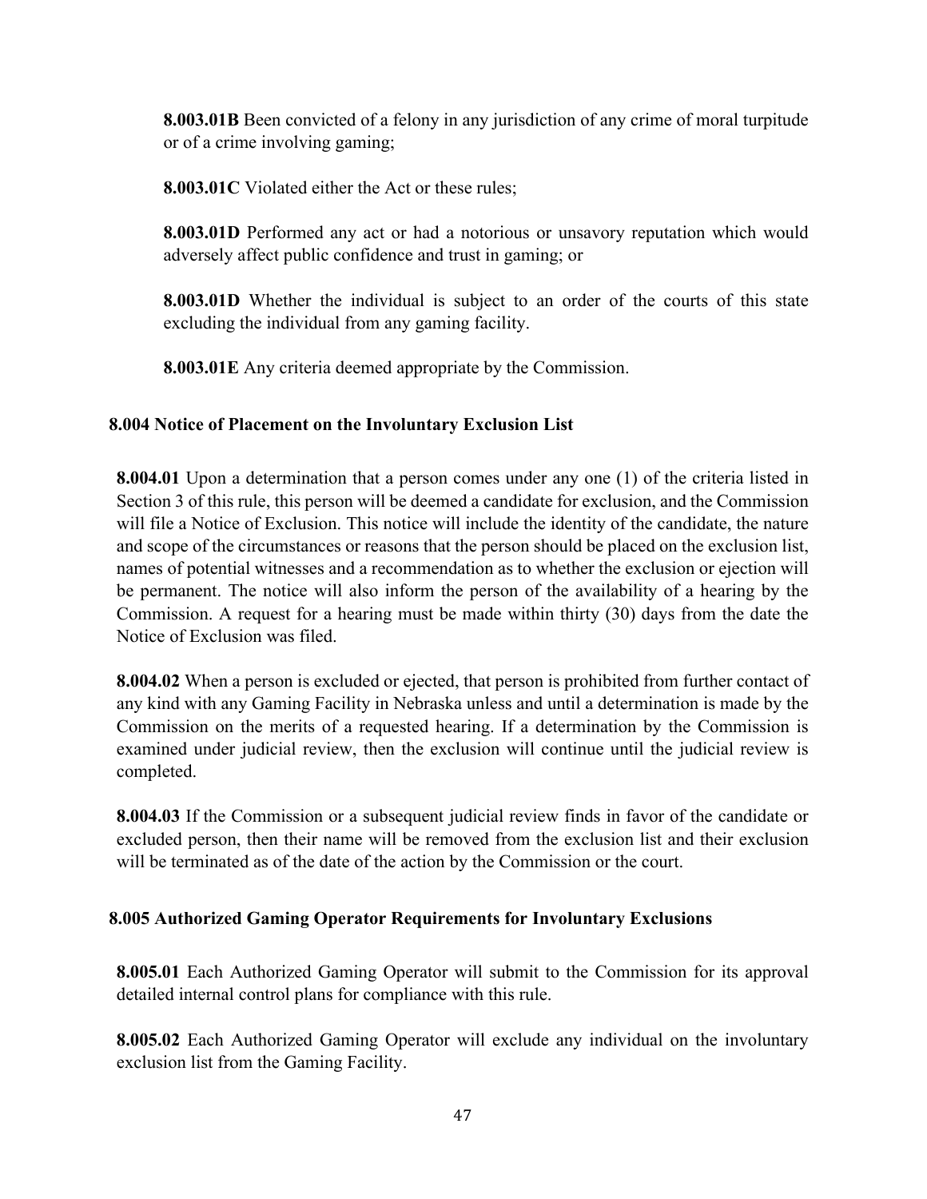**8.003.01B** Been convicted of a felony in any jurisdiction of any crime of moral turpitude or of a crime involving gaming;

**8.003.01C** Violated either the Act or these rules;

**8.003.01D** Performed any act or had a notorious or unsavory reputation which would adversely affect public confidence and trust in gaming; or

**8.003.01D** Whether the individual is subject to an order of the courts of this state excluding the individual from any gaming facility.

**8.003.01E** Any criteria deemed appropriate by the Commission.

### 8.004 Notice of Placement on the Involuntary Exclusion List

**8.004.01** Upon a determination that a person comes under any one (1) of the criteria listed in Section 3 of this rule, this person will be deemed a candidate for exclusion, and the Commission will file a Notice of Exclusion. This notice will include the identity of the candidate, the nature and scope of the circumstances or reasons that the person should be placed on the exclusion list, names of potential witnesses and a recommendation as to whether the exclusion or ejection will be permanent. The notice will also inform the person of the availability of a hearing by the Commission. A request for a hearing must be made within thirty (30) days from the date the Notice of Exclusion was filed.

**8.004.02** When a person is excluded or ejected, that person is prohibited from further contact of any kind with any Gaming Facility in Nebraska unless and until a determination is made by the Commission on the merits of a requested hearing. If a determination by the Commission is examined under judicial review, then the exclusion will continue until the judicial review is completed.

**8.004.03** If the Commission or a subsequent judicial review finds in favor of the candidate or excluded person, then their name will be removed from the exclusion list and their exclusion will be terminated as of the date of the action by the Commission or the court.

### 8.005 Authorized Gaming Operator Requirements for Involuntary Exclusions

**8.005.01** Each Authorized Gaming Operator will submit to the Commission for its approval detailed internal control plans for compliance with this rule.

**8.005.02** Each Authorized Gaming Operator will exclude any individual on the involuntary exclusion list from the Gaming Facility.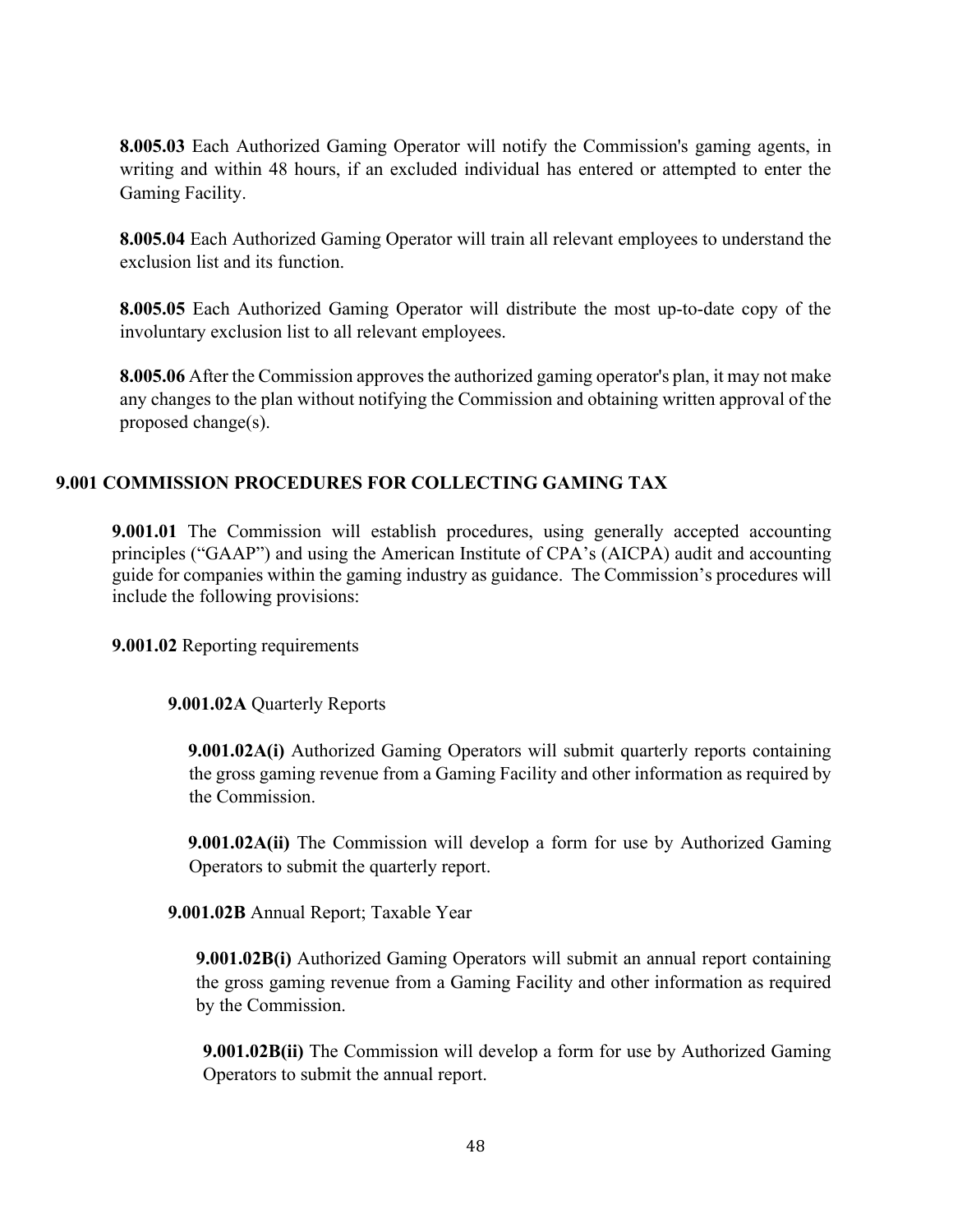**8.005.03** Each Authorized Gaming Operator will notify the Commission's gaming agents, in writing and within 48 hours, if an excluded individual has entered or attempted to enter the Gaming Facility.

**8.005.04** Each Authorized Gaming Operator will train all relevant employees to understand the exclusion list and its function.

**8.005.05** Each Authorized Gaming Operator will distribute the most up-to-date copy of the involuntary exclusion list to all relevant employees.

**8.005.06** After the Commission approves the authorized gaming operator's plan, it may not make any changes to the plan without notifying the Commission and obtaining written approval of the proposed change(s).

## 9.001 COMMISSION PROCEDURES FOR COLLECTING GAMING TAX

**9.001.01** The Commission will establish procedures, using generally accepted accounting principles ("GAAP") and using the American Institute of CPA's (AICPA) audit and accounting guide for companies within the gaming industry as guidance. The Commission's procedures will include the following provisions:

**9.001.02** Reporting requirements

**9.001.02A** Quarterly Reports

**9.001.02A(i)** Authorized Gaming Operators will submit quarterly reports containing the gross gaming revenue from a Gaming Facility and other information as required by the Commission.

**9.001.02A(ii)** The Commission will develop a form for use by Authorized Gaming Operators to submit the quarterly report.

**9.001.02B** Annual Report; Taxable Year

**9.001.02B(i)** Authorized Gaming Operators will submit an annual report containing the gross gaming revenue from a Gaming Facility and other information as required by the Commission.

**9.001.02B(ii)** The Commission will develop a form for use by Authorized Gaming Operators to submit the annual report.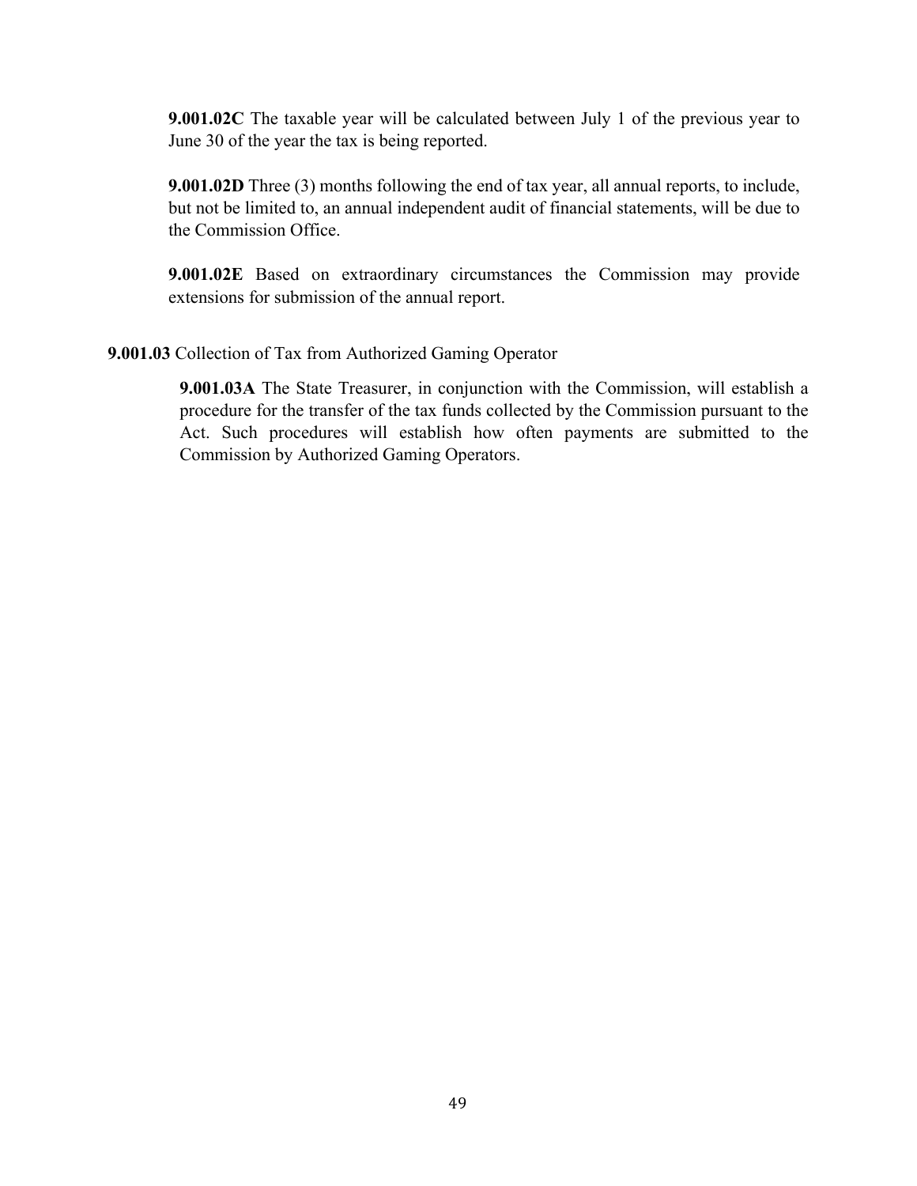**9.001.02C** The taxable year will be calculated between July 1 of the previous year to June 30 of the year the tax is being reported.

**9.001.02D** Three (3) months following the end of tax year, all annual reports, to include, but not be limited to, an annual independent audit of financial statements, will be due to the Commission Office.

**9.001.02E** Based on extraordinary circumstances the Commission may provide extensions for submission of the annual report.

**9.001.03** Collection of Tax from Authorized Gaming Operator

**9.001.03A** The State Treasurer, in conjunction with the Commission, will establish a procedure for the transfer of the tax funds collected by the Commission pursuant to the Act. Such procedures will establish how often payments are submitted to the Commission by Authorized Gaming Operators.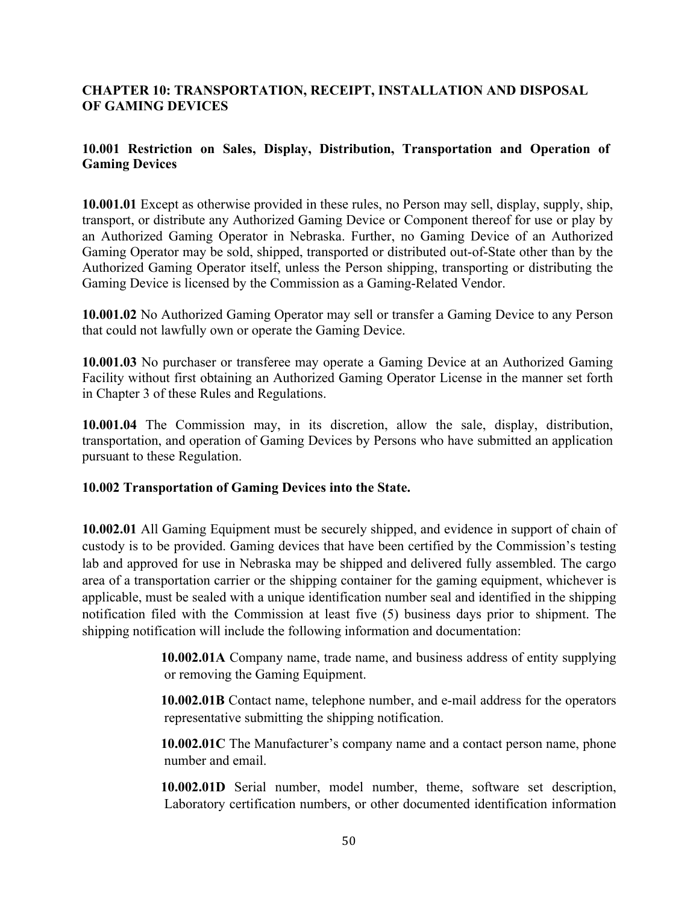## CHAPTER 10: TRANSPORTATION, RECEIPT, INSTALLATION AND DISPOSAL OF GAMING DEVICES

### 10.001 Restriction on Sales, Display, Distribution, Transportation and Operation of Gaming Devices

**10.001.01** Except as otherwise provided in these rules, no Person may sell, display, supply, ship, transport, or distribute any Authorized Gaming Device or Component thereof for use or play by an Authorized Gaming Operator in Nebraska. Further, no Gaming Device of an Authorized Gaming Operator may be sold, shipped, transported or distributed out-of-State other than by the Authorized Gaming Operator itself, unless the Person shipping, transporting or distributing the Gaming Device is licensed by the Commission as a Gaming-Related Vendor.

**10.001.02** No Authorized Gaming Operator may sell or transfer a Gaming Device to any Person that could not lawfully own or operate the Gaming Device.

**10.001.03** No purchaser or transferee may operate a Gaming Device at an Authorized Gaming Facility without first obtaining an Authorized Gaming Operator License in the manner set forth in Chapter 3 of these Rules and Regulations.

**10.001.04** The Commission may, in its discretion, allow the sale, display, distribution, transportation, and operation of Gaming Devices by Persons who have submitted an application pursuant to these Regulation.

### 10.002 Transportation of Gaming Devices into the State.

**10.002.01** All Gaming Equipment must be securely shipped, and evidence in support of chain of custody is to be provided. Gaming devices that have been certified by the Commission's testing lab and approved for use in Nebraska may be shipped and delivered fully assembled. The cargo area of a transportation carrier or the shipping container for the gaming equipment, whichever is applicable, must be sealed with a unique identification number seal and identified in the shipping notification filed with the Commission at least five (5) business days prior to shipment. The shipping notification will include the following information and documentation:

> **10.002.01A** Company name, trade name, and business address of entity supplying or removing the Gaming Equipment.
>
> **10.002.01B** Contact name, telephone number, and e-mail address for the operators representative submitting the shipping notification.
>
> **10.002.01C** The Manufacturer's company name and a contact person name, phone number and email.
>
> **10.002.01D** Serial number, model number, theme, software set description, Laboratory certification numbers, or other documented identification information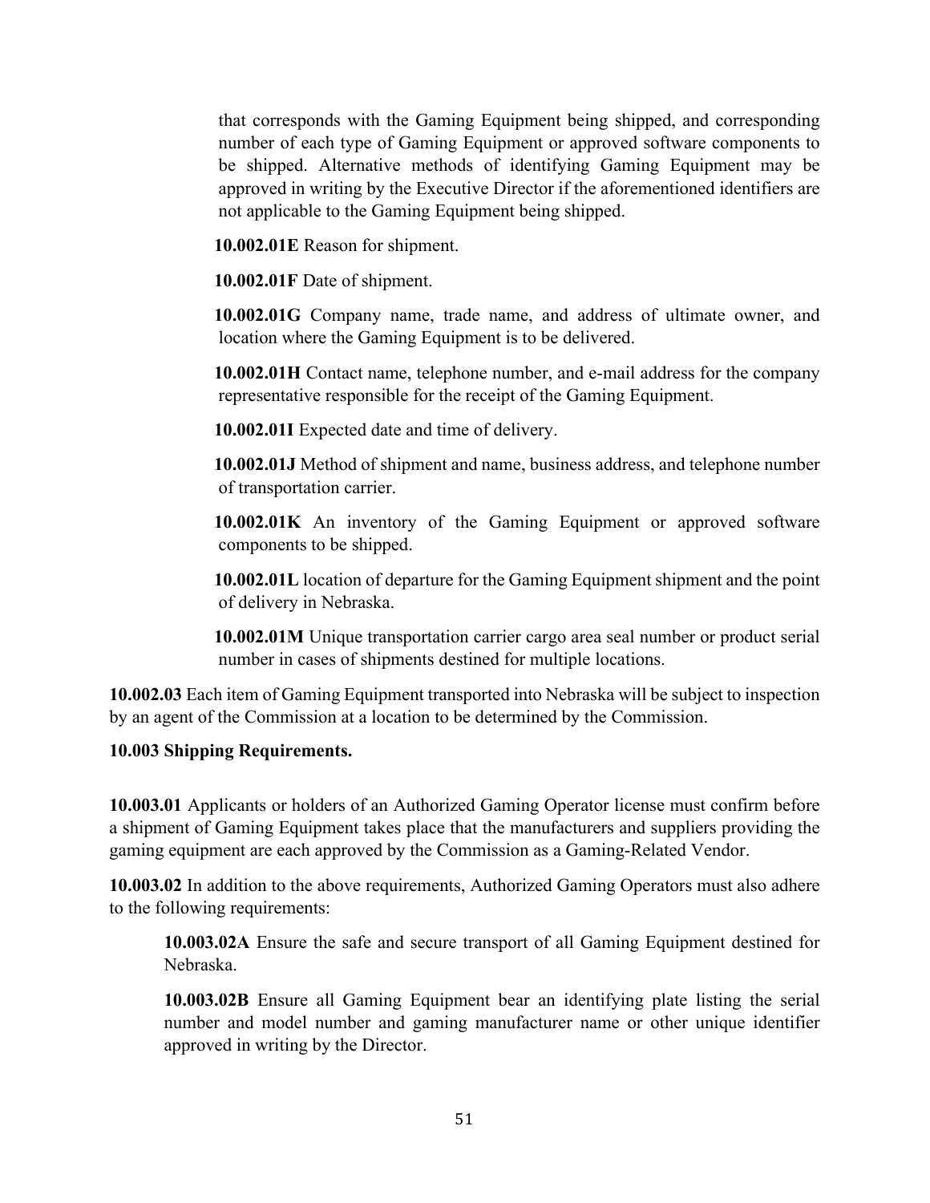that corresponds with the Gaming Equipment being shipped, and corresponding number of each type of Gaming Equipment or approved software components to be shipped. Alternative methods of identifying Gaming Equipment may be approved in writing by the Executive Director if the aforementioned identifiers are not applicable to the Gaming Equipment being shipped.

**10.002.01E** Reason for shipment.

**10.002.01F** Date of shipment.

**10.002.01G** Company name, trade name, and address of ultimate owner, and location where the Gaming Equipment is to be delivered.

**10.002.01H** Contact name, telephone number, and e-mail address for the company representative responsible for the receipt of the Gaming Equipment.

**10.002.01I** Expected date and time of delivery.

**10.002.01J** Method of shipment and name, business address, and telephone number of transportation carrier.

**10.002.01K** An inventory of the Gaming Equipment or approved software components to be shipped.

**10.002.01L** location of departure for the Gaming Equipment shipment and the point of delivery in Nebraska.

**10.002.01M** Unique transportation carrier cargo area seal number or product serial number in cases of shipments destined for multiple locations.

**10.002.03** Each item of Gaming Equipment transported into Nebraska will be subject to inspection by an agent of the Commission at a location to be determined by the Commission.

**10.003 Shipping Requirements.**

**10.003.01** Applicants or holders of an Authorized Gaming Operator license must confirm before a shipment of Gaming Equipment takes place that the manufacturers and suppliers providing the gaming equipment are each approved by the Commission as a Gaming-Related Vendor.

**10.003.02** In addition to the above requirements, Authorized Gaming Operators must also adhere to the following requirements:

**10.003.02A** Ensure the safe and secure transport of all Gaming Equipment destined for Nebraska.

**10.003.02B** Ensure all Gaming Equipment bear an identifying plate listing the serial number and model number and gaming manufacturer name or other unique identifier approved in writing by the Director.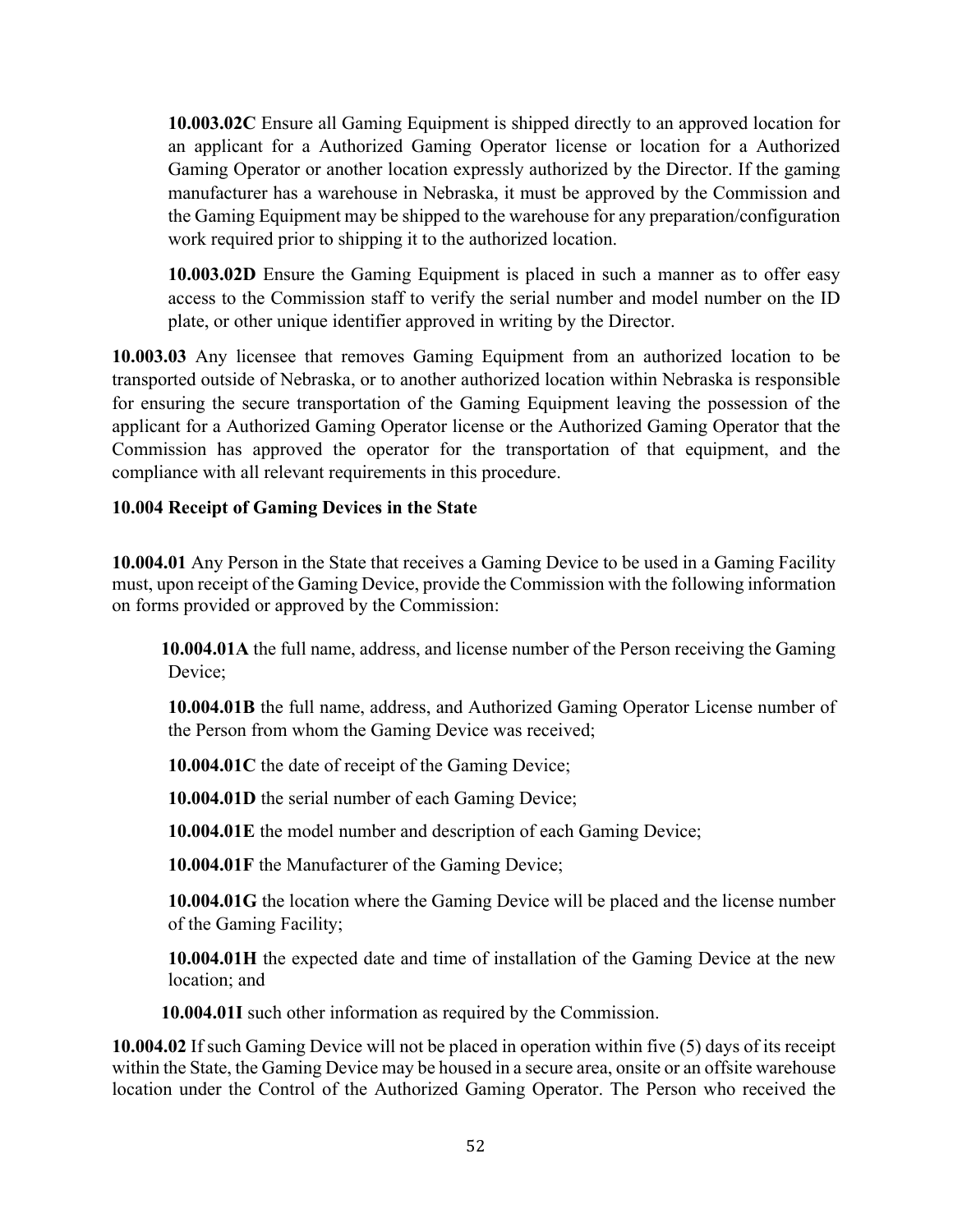**10.003.02C** Ensure all Gaming Equipment is shipped directly to an approved location for an applicant for a Authorized Gaming Operator license or location for a Authorized Gaming Operator or another location expressly authorized by the Director. If the gaming manufacturer has a warehouse in Nebraska, it must be approved by the Commission and the Gaming Equipment may be shipped to the warehouse for any preparation/configuration work required prior to shipping it to the authorized location.

**10.003.02D** Ensure the Gaming Equipment is placed in such a manner as to offer easy access to the Commission staff to verify the serial number and model number on the ID plate, or other unique identifier approved in writing by the Director.

**10.003.03** Any licensee that removes Gaming Equipment from an authorized location to be transported outside of Nebraska, or to another authorized location within Nebraska is responsible for ensuring the secure transportation of the Gaming Equipment leaving the possession of the applicant for a Authorized Gaming Operator license or the Authorized Gaming Operator that the Commission has approved the operator for the transportation of that equipment, and the compliance with all relevant requirements in this procedure.

**10.004 Receipt of Gaming Devices in the State**

**10.004.01** Any Person in the State that receives a Gaming Device to be used in a Gaming Facility must, upon receipt of the Gaming Device, provide the Commission with the following information on forms provided or approved by the Commission:

**10.004.01A** the full name, address, and license number of the Person receiving the Gaming Device;

**10.004.01B** the full name, address, and Authorized Gaming Operator License number of the Person from whom the Gaming Device was received;

**10.004.01C** the date of receipt of the Gaming Device;

**10.004.01D** the serial number of each Gaming Device;

**10.004.01E** the model number and description of each Gaming Device;

**10.004.01F** the Manufacturer of the Gaming Device;

**10.004.01G** the location where the Gaming Device will be placed and the license number of the Gaming Facility;

**10.004.01H** the expected date and time of installation of the Gaming Device at the new location; and

**10.004.01I** such other information as required by the Commission.

**10.004.02** If such Gaming Device will not be placed in operation within five (5) days of its receipt within the State, the Gaming Device may be housed in a secure area, onsite or an offsite warehouse location under the Control of the Authorized Gaming Operator. The Person who received the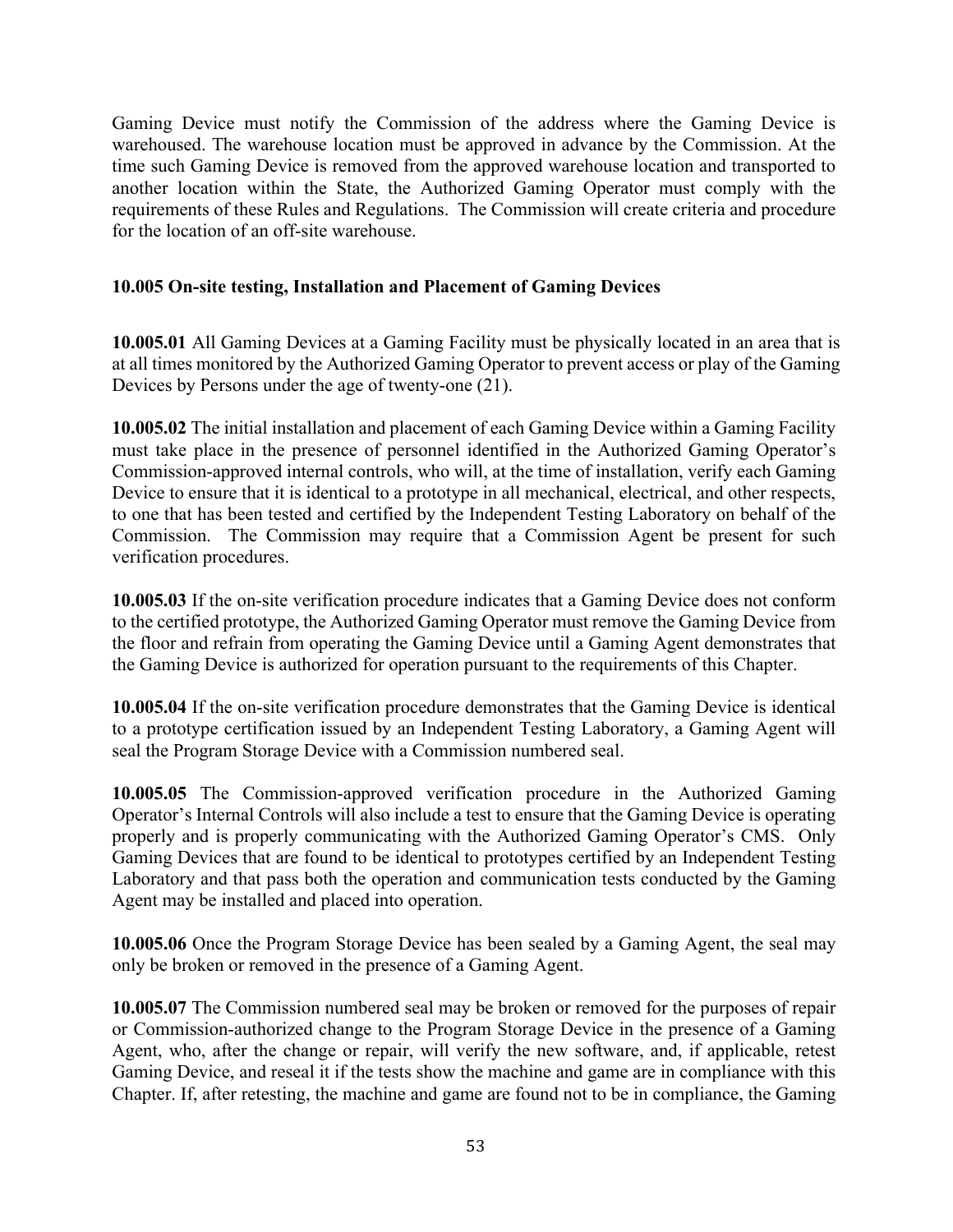Gaming Device must notify the Commission of the address where the Gaming Device is warehoused. The warehouse location must be approved in advance by the Commission. At the time such Gaming Device is removed from the approved warehouse location and transported to another location within the State, the Authorized Gaming Operator must comply with the requirements of these Rules and Regulations. The Commission will create criteria and procedure for the location of an off-site warehouse.

### 10.005 On-site testing, Installation and Placement of Gaming Devices

**10.005.01** All Gaming Devices at a Gaming Facility must be physically located in an area that is at all times monitored by the Authorized Gaming Operator to prevent access or play of the Gaming Devices by Persons under the age of twenty-one (21).

**10.005.02** The initial installation and placement of each Gaming Device within a Gaming Facility must take place in the presence of personnel identified in the Authorized Gaming Operator's Commission-approved internal controls, who will, at the time of installation, verify each Gaming Device to ensure that it is identical to a prototype in all mechanical, electrical, and other respects, to one that has been tested and certified by the Independent Testing Laboratory on behalf of the Commission. The Commission may require that a Commission Agent be present for such verification procedures.

**10.005.03** If the on-site verification procedure indicates that a Gaming Device does not conform to the certified prototype, the Authorized Gaming Operator must remove the Gaming Device from the floor and refrain from operating the Gaming Device until a Gaming Agent demonstrates that the Gaming Device is authorized for operation pursuant to the requirements of this Chapter.

**10.005.04** If the on-site verification procedure demonstrates that the Gaming Device is identical to a prototype certification issued by an Independent Testing Laboratory, a Gaming Agent will seal the Program Storage Device with a Commission numbered seal.

**10.005.05** The Commission-approved verification procedure in the Authorized Gaming Operator's Internal Controls will also include a test to ensure that the Gaming Device is operating properly and is properly communicating with the Authorized Gaming Operator's CMS. Only Gaming Devices that are found to be identical to prototypes certified by an Independent Testing Laboratory and that pass both the operation and communication tests conducted by the Gaming Agent may be installed and placed into operation.

**10.005.06** Once the Program Storage Device has been sealed by a Gaming Agent, the seal may only be broken or removed in the presence of a Gaming Agent.

**10.005.07** The Commission numbered seal may be broken or removed for the purposes of repair or Commission-authorized change to the Program Storage Device in the presence of a Gaming Agent, who, after the change or repair, will verify the new software, and, if applicable, retest Gaming Device, and reseal it if the tests show the machine and game are in compliance with this Chapter. If, after retesting, the machine and game are found not to be in compliance, the Gaming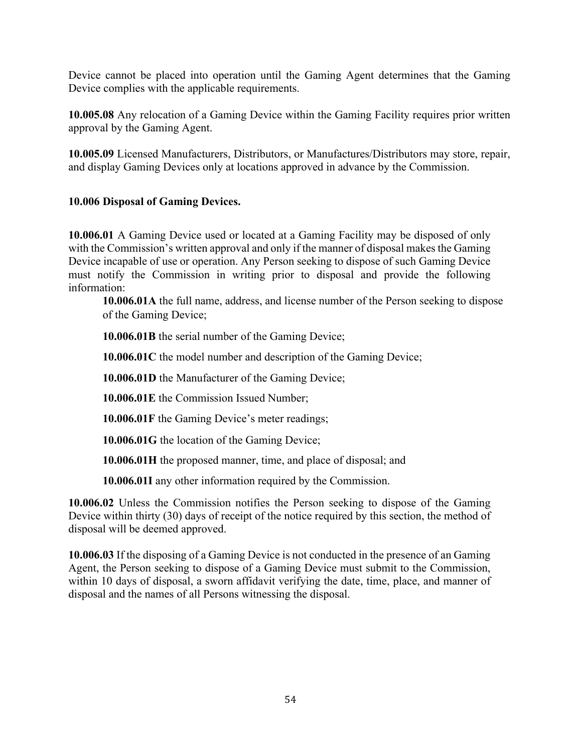Device cannot be placed into operation until the Gaming Agent determines that the Gaming Device complies with the applicable requirements.

**10.005.08** Any relocation of a Gaming Device within the Gaming Facility requires prior written approval by the Gaming Agent.

**10.005.09** Licensed Manufacturers, Distributors, or Manufactures/Distributors may store, repair, and display Gaming Devices only at locations approved in advance by the Commission.

**10.006 Disposal of Gaming Devices.**

**10.006.01** A Gaming Device used or located at a Gaming Facility may be disposed of only with the Commission's written approval and only if the manner of disposal makes the Gaming Device incapable of use or operation. Any Person seeking to dispose of such Gaming Device must notify the Commission in writing prior to disposal and provide the following information:

> **10.006.01A** the full name, address, and license number of the Person seeking to dispose of the Gaming Device;
>
> **10.006.01B** the serial number of the Gaming Device;
>
> **10.006.01C** the model number and description of the Gaming Device;
>
> **10.006.01D** the Manufacturer of the Gaming Device;
>
> **10.006.01E** the Commission Issued Number;
>
> **10.006.01F** the Gaming Device's meter readings;
>
> **10.006.01G** the location of the Gaming Device;
>
> **10.006.01H** the proposed manner, time, and place of disposal; and
>
> **10.006.01I** any other information required by the Commission.

**10.006.02** Unless the Commission notifies the Person seeking to dispose of the Gaming Device within thirty (30) days of receipt of the notice required by this section, the method of disposal will be deemed approved.

**10.006.03** If the disposing of a Gaming Device is not conducted in the presence of an Gaming Agent, the Person seeking to dispose of a Gaming Device must submit to the Commission, within 10 days of disposal, a sworn affidavit verifying the date, time, place, and manner of disposal and the names of all Persons witnessing the disposal.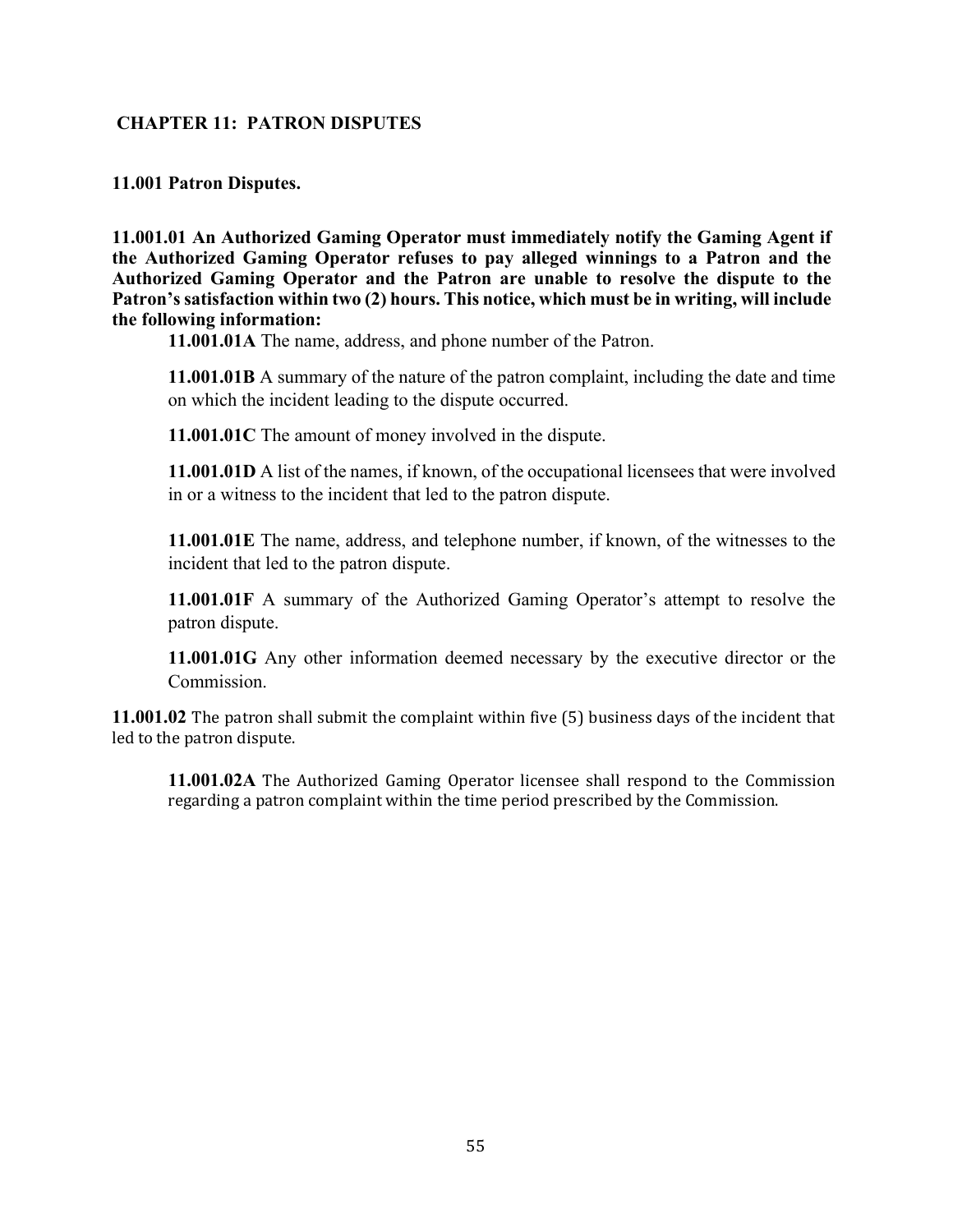## CHAPTER 11: PATRON DISPUTES

### 11.001 Patron Disputes.

**11.001.01 An Authorized Gaming Operator must immediately notify the Gaming Agent if the Authorized Gaming Operator refuses to pay alleged winnings to a Patron and the Authorized Gaming Operator and the Patron are unable to resolve the dispute to the Patron's satisfaction within two (2) hours. This notice, which must be in writing, will include the following information:**

**11.001.01A** The name, address, and phone number of the Patron.

**11.001.01B** A summary of the nature of the patron complaint, including the date and time on which the incident leading to the dispute occurred.

**11.001.01C** The amount of money involved in the dispute.

**11.001.01D** A list of the names, if known, of the occupational licensees that were involved in or a witness to the incident that led to the patron dispute.

**11.001.01E** The name, address, and telephone number, if known, of the witnesses to the incident that led to the patron dispute.

**11.001.01F** A summary of the Authorized Gaming Operator's attempt to resolve the patron dispute.

**11.001.01G** Any other information deemed necessary by the executive director or the Commission.

**11.001.02** The patron shall submit the complaint within five (5) business days of the incident that led to the patron dispute.

**11.001.02A** The Authorized Gaming Operator licensee shall respond to the Commission regarding a patron complaint within the time period prescribed by the Commission.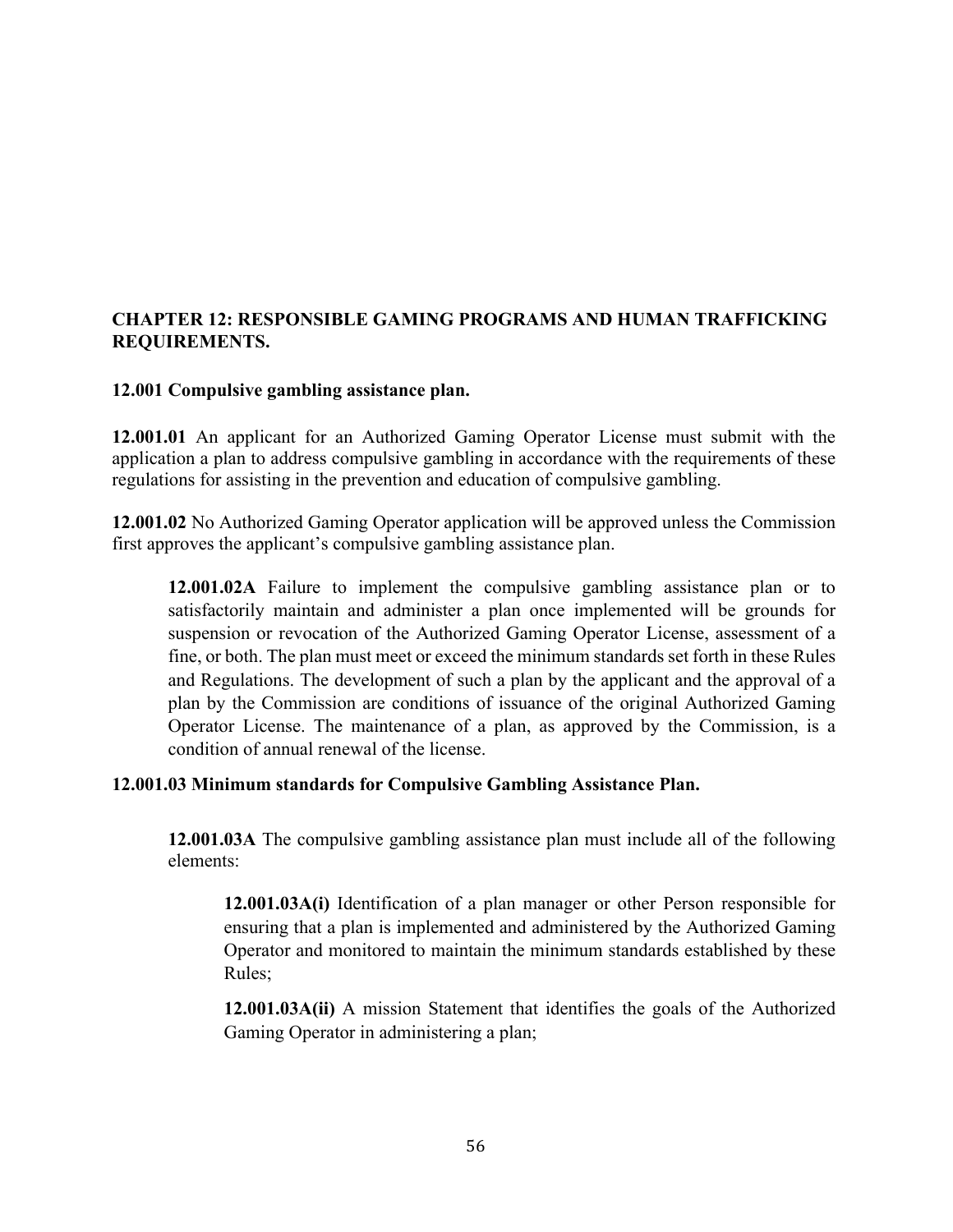## CHAPTER 12: RESPONSIBLE GAMING PROGRAMS AND HUMAN TRAFFICKING REQUIREMENTS.

### 12.001 Compulsive gambling assistance plan.

**12.001.01** An applicant for an Authorized Gaming Operator License must submit with the application a plan to address compulsive gambling in accordance with the requirements of these regulations for assisting in the prevention and education of compulsive gambling.

**12.001.02** No Authorized Gaming Operator application will be approved unless the Commission first approves the applicant's compulsive gambling assistance plan.

> **12.001.02A** Failure to implement the compulsive gambling assistance plan or to satisfactorily maintain and administer a plan once implemented will be grounds for suspension or revocation of the Authorized Gaming Operator License, assessment of a fine, or both. The plan must meet or exceed the minimum standards set forth in these Rules and Regulations. The development of such a plan by the applicant and the approval of a plan by the Commission are conditions of issuance of the original Authorized Gaming Operator License. The maintenance of a plan, as approved by the Commission, is a condition of annual renewal of the license.

**12.001.03 Minimum standards for Compulsive Gambling Assistance Plan.**

> **12.001.03A** The compulsive gambling assistance plan must include all of the following elements:
>
> > **12.001.03A(i)** Identification of a plan manager or other Person responsible for ensuring that a plan is implemented and administered by the Authorized Gaming Operator and monitored to maintain the minimum standards established by these Rules;
> >
> > **12.001.03A(ii)** A mission Statement that identifies the goals of the Authorized Gaming Operator in administering a plan;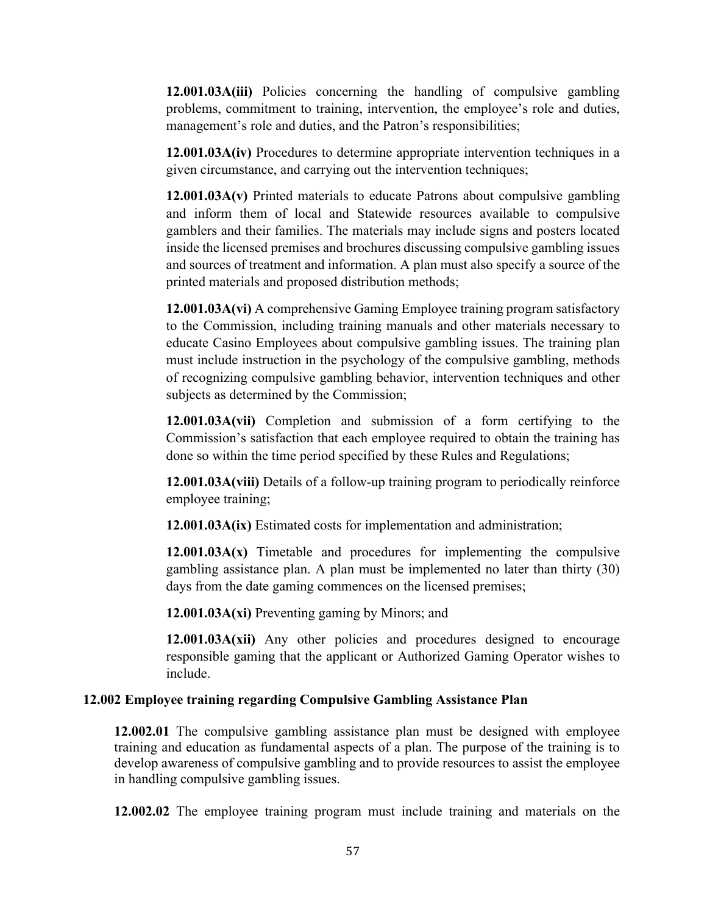**12.001.03A(iii)** Policies concerning the handling of compulsive gambling problems, commitment to training, intervention, the employee's role and duties, management's role and duties, and the Patron's responsibilities;

**12.001.03A(iv)** Procedures to determine appropriate intervention techniques in a given circumstance, and carrying out the intervention techniques;

**12.001.03A(v)** Printed materials to educate Patrons about compulsive gambling and inform them of local and Statewide resources available to compulsive gamblers and their families. The materials may include signs and posters located inside the licensed premises and brochures discussing compulsive gambling issues and sources of treatment and information. A plan must also specify a source of the printed materials and proposed distribution methods;

**12.001.03A(vi)** A comprehensive Gaming Employee training program satisfactory to the Commission, including training manuals and other materials necessary to educate Casino Employees about compulsive gambling issues. The training plan must include instruction in the psychology of the compulsive gambling, methods of recognizing compulsive gambling behavior, intervention techniques and other subjects as determined by the Commission;

**12.001.03A(vii)** Completion and submission of a form certifying to the Commission's satisfaction that each employee required to obtain the training has done so within the time period specified by these Rules and Regulations;

**12.001.03A(viii)** Details of a follow-up training program to periodically reinforce employee training;

**12.001.03A(ix)** Estimated costs for implementation and administration;

**12.001.03A(x)** Timetable and procedures for implementing the compulsive gambling assistance plan. A plan must be implemented no later than thirty (30) days from the date gaming commences on the licensed premises;

**12.001.03A(xi)** Preventing gaming by Minors; and

**12.001.03A(xii)** Any other policies and procedures designed to encourage responsible gaming that the applicant or Authorized Gaming Operator wishes to include.

**12.002 Employee training regarding Compulsive Gambling Assistance Plan**

**12.002.01** The compulsive gambling assistance plan must be designed with employee training and education as fundamental aspects of a plan. The purpose of the training is to develop awareness of compulsive gambling and to provide resources to assist the employee in handling compulsive gambling issues.

**12.002.02** The employee training program must include training and materials on the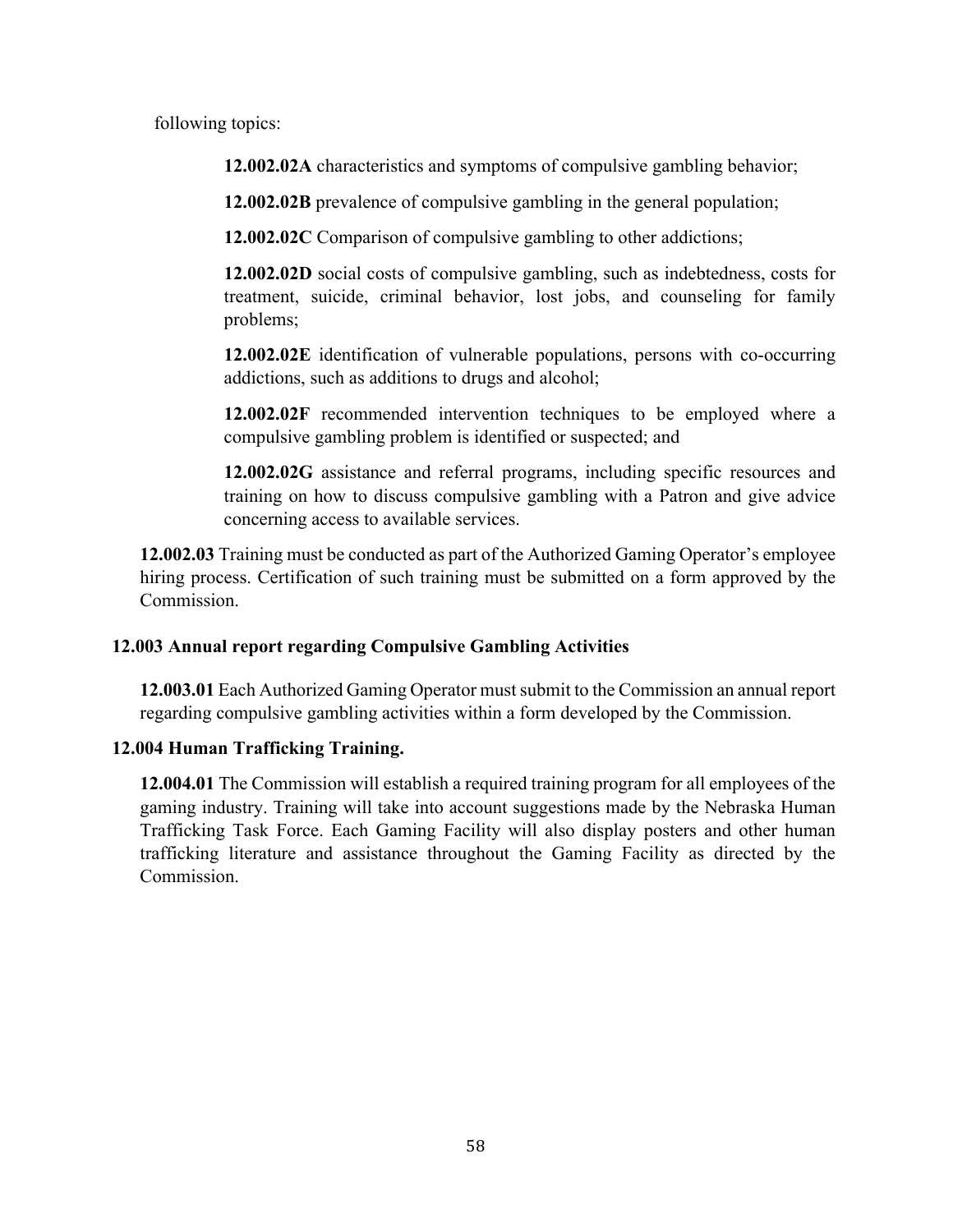following topics:

**12.002.02A** characteristics and symptoms of compulsive gambling behavior;

**12.002.02B** prevalence of compulsive gambling in the general population;

**12.002.02C** Comparison of compulsive gambling to other addictions;

**12.002.02D** social costs of compulsive gambling, such as indebtedness, costs for treatment, suicide, criminal behavior, lost jobs, and counseling for family problems;

**12.002.02E** identification of vulnerable populations, persons with co-occurring addictions, such as additions to drugs and alcohol;

**12.002.02F** recommended intervention techniques to be employed where a compulsive gambling problem is identified or suspected; and

**12.002.02G** assistance and referral programs, including specific resources and training on how to discuss compulsive gambling with a Patron and give advice concerning access to available services.

**12.002.03** Training must be conducted as part of the Authorized Gaming Operator's employee hiring process. Certification of such training must be submitted on a form approved by the Commission.

**12.003 Annual report regarding Compulsive Gambling Activities**

**12.003.01** Each Authorized Gaming Operator must submit to the Commission an annual report regarding compulsive gambling activities within a form developed by the Commission.

**12.004 Human Trafficking Training.**

**12.004.01** The Commission will establish a required training program for all employees of the gaming industry. Training will take into account suggestions made by the Nebraska Human Trafficking Task Force. Each Gaming Facility will also display posters and other human trafficking literature and assistance throughout the Gaming Facility as directed by the Commission.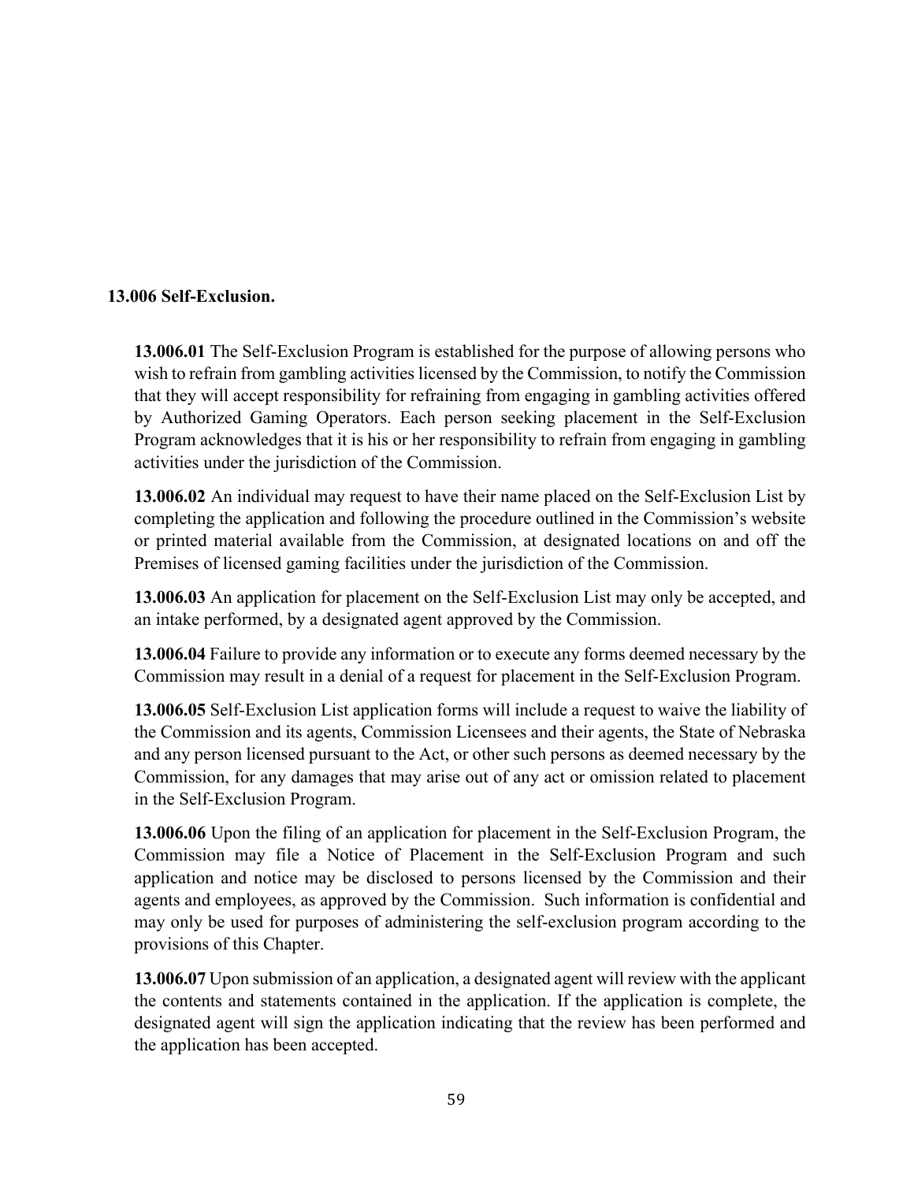**13.006 Self-Exclusion.**

**13.006.01** The Self-Exclusion Program is established for the purpose of allowing persons who wish to refrain from gambling activities licensed by the Commission, to notify the Commission that they will accept responsibility for refraining from engaging in gambling activities offered by Authorized Gaming Operators. Each person seeking placement in the Self-Exclusion Program acknowledges that it is his or her responsibility to refrain from engaging in gambling activities under the jurisdiction of the Commission.

**13.006.02** An individual may request to have their name placed on the Self-Exclusion List by completing the application and following the procedure outlined in the Commission's website or printed material available from the Commission, at designated locations on and off the Premises of licensed gaming facilities under the jurisdiction of the Commission.

**13.006.03** An application for placement on the Self-Exclusion List may only be accepted, and an intake performed, by a designated agent approved by the Commission.

**13.006.04** Failure to provide any information or to execute any forms deemed necessary by the Commission may result in a denial of a request for placement in the Self-Exclusion Program.

**13.006.05** Self-Exclusion List application forms will include a request to waive the liability of the Commission and its agents, Commission Licensees and their agents, the State of Nebraska and any person licensed pursuant to the Act, or other such persons as deemed necessary by the Commission, for any damages that may arise out of any act or omission related to placement in the Self-Exclusion Program.

**13.006.06** Upon the filing of an application for placement in the Self-Exclusion Program, the Commission may file a Notice of Placement in the Self-Exclusion Program and such application and notice may be disclosed to persons licensed by the Commission and their agents and employees, as approved by the Commission. Such information is confidential and may only be used for purposes of administering the self-exclusion program according to the provisions of this Chapter.

**13.006.07** Upon submission of an application, a designated agent will review with the applicant the contents and statements contained in the application. If the application is complete, the designated agent will sign the application indicating that the review has been performed and the application has been accepted.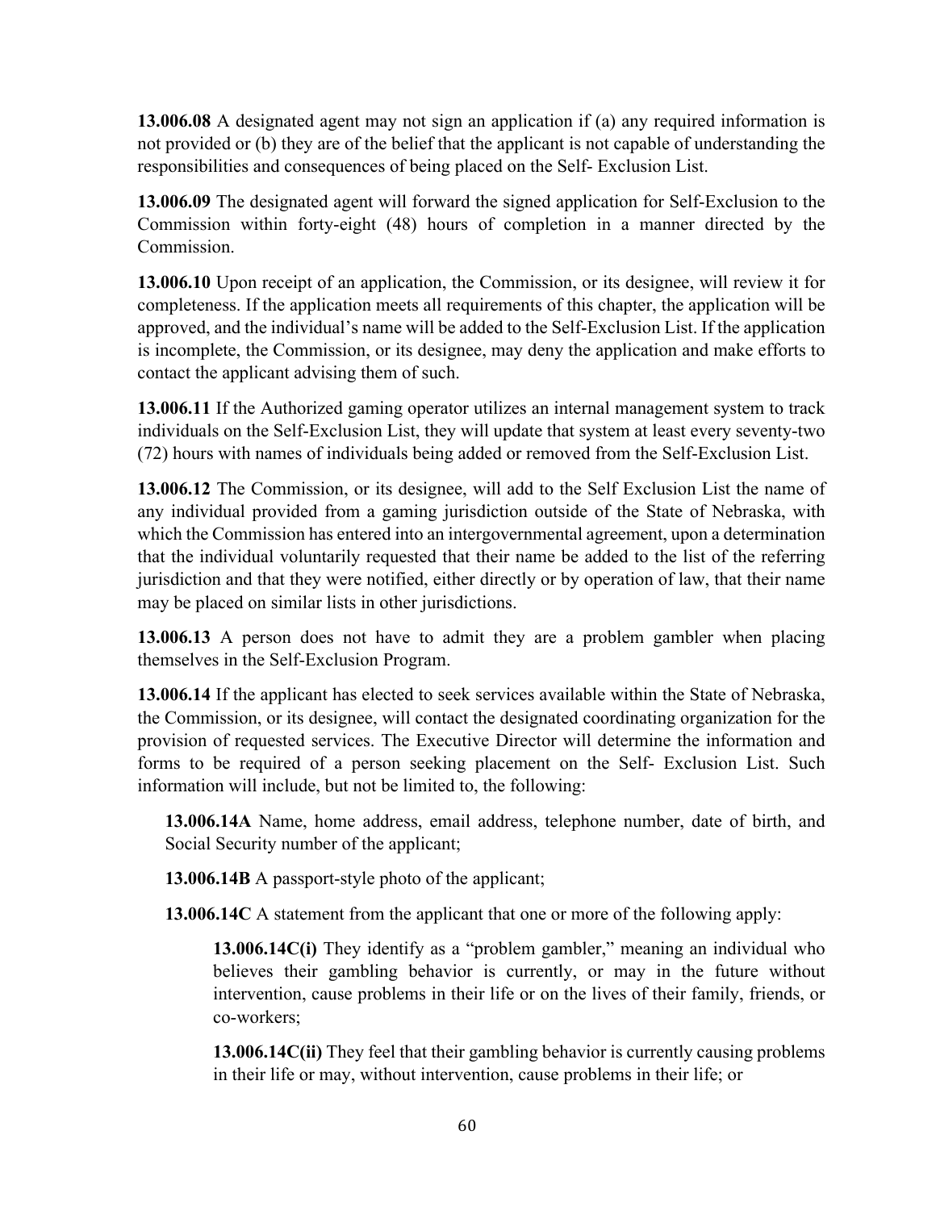**13.006.08** A designated agent may not sign an application if (a) any required information is not provided or (b) they are of the belief that the applicant is not capable of understanding the responsibilities and consequences of being placed on the Self- Exclusion List.

**13.006.09** The designated agent will forward the signed application for Self-Exclusion to the Commission within forty-eight (48) hours of completion in a manner directed by the Commission.

**13.006.10** Upon receipt of an application, the Commission, or its designee, will review it for completeness. If the application meets all requirements of this chapter, the application will be approved, and the individual's name will be added to the Self-Exclusion List. If the application is incomplete, the Commission, or its designee, may deny the application and make efforts to contact the applicant advising them of such.

**13.006.11** If the Authorized gaming operator utilizes an internal management system to track individuals on the Self-Exclusion List, they will update that system at least every seventy-two (72) hours with names of individuals being added or removed from the Self-Exclusion List.

**13.006.12** The Commission, or its designee, will add to the Self Exclusion List the name of any individual provided from a gaming jurisdiction outside of the State of Nebraska, with which the Commission has entered into an intergovernmental agreement, upon a determination that the individual voluntarily requested that their name be added to the list of the referring jurisdiction and that they were notified, either directly or by operation of law, that their name may be placed on similar lists in other jurisdictions.

**13.006.13** A person does not have to admit they are a problem gambler when placing themselves in the Self-Exclusion Program.

**13.006.14** If the applicant has elected to seek services available within the State of Nebraska, the Commission, or its designee, will contact the designated coordinating organization for the provision of requested services. The Executive Director will determine the information and forms to be required of a person seeking placement on the Self- Exclusion List. Such information will include, but not be limited to, the following:

**13.006.14A** Name, home address, email address, telephone number, date of birth, and Social Security number of the applicant;

**13.006.14B** A passport-style photo of the applicant;

**13.006.14C** A statement from the applicant that one or more of the following apply:

**13.006.14C(i)** They identify as a "problem gambler," meaning an individual who believes their gambling behavior is currently, or may in the future without intervention, cause problems in their life or on the lives of their family, friends, or co-workers;

**13.006.14C(ii)** They feel that their gambling behavior is currently causing problems in their life or may, without intervention, cause problems in their life; or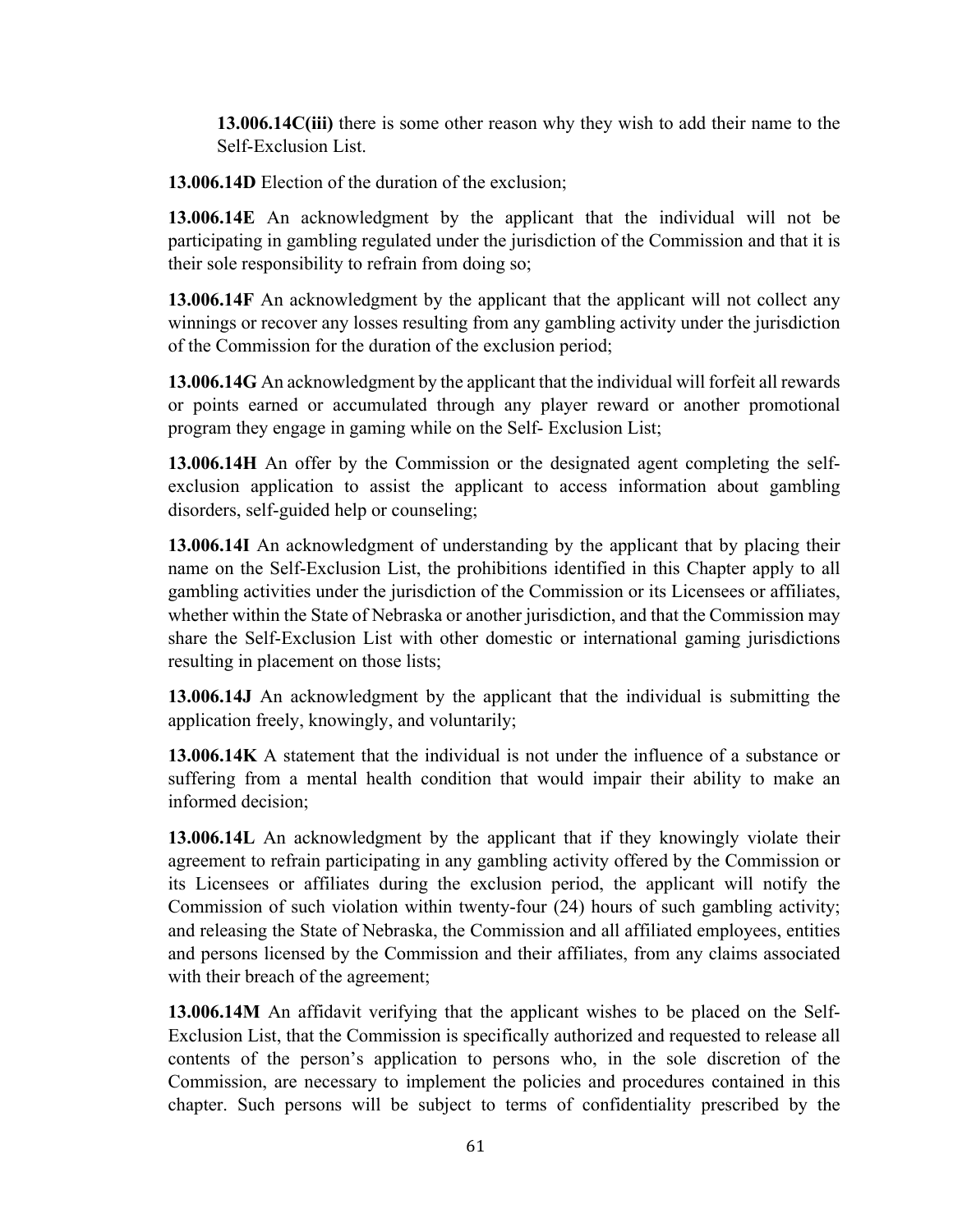**13.006.14C(iii)** there is some other reason why they wish to add their name to the Self-Exclusion List.

**13.006.14D** Election of the duration of the exclusion;

**13.006.14E** An acknowledgment by the applicant that the individual will not be participating in gambling regulated under the jurisdiction of the Commission and that it is their sole responsibility to refrain from doing so;

**13.006.14F** An acknowledgment by the applicant that the applicant will not collect any winnings or recover any losses resulting from any gambling activity under the jurisdiction of the Commission for the duration of the exclusion period;

**13.006.14G** An acknowledgment by the applicant that the individual will forfeit all rewards or points earned or accumulated through any player reward or another promotional program they engage in gaming while on the Self- Exclusion List;

**13.006.14H** An offer by the Commission or the designated agent completing the self-exclusion application to assist the applicant to access information about gambling disorders, self-guided help or counseling;

**13.006.14I** An acknowledgment of understanding by the applicant that by placing their name on the Self-Exclusion List, the prohibitions identified in this Chapter apply to all gambling activities under the jurisdiction of the Commission or its Licensees or affiliates, whether within the State of Nebraska or another jurisdiction, and that the Commission may share the Self-Exclusion List with other domestic or international gaming jurisdictions resulting in placement on those lists;

**13.006.14J** An acknowledgment by the applicant that the individual is submitting the application freely, knowingly, and voluntarily;

**13.006.14K** A statement that the individual is not under the influence of a substance or suffering from a mental health condition that would impair their ability to make an informed decision;

**13.006.14L** An acknowledgment by the applicant that if they knowingly violate their agreement to refrain participating in any gambling activity offered by the Commission or its Licensees or affiliates during the exclusion period, the applicant will notify the Commission of such violation within twenty-four (24) hours of such gambling activity; and releasing the State of Nebraska, the Commission and all affiliated employees, entities and persons licensed by the Commission and their affiliates, from any claims associated with their breach of the agreement;

**13.006.14M** An affidavit verifying that the applicant wishes to be placed on the Self-Exclusion List, that the Commission is specifically authorized and requested to release all contents of the person's application to persons who, in the sole discretion of the Commission, are necessary to implement the policies and procedures contained in this chapter. Such persons will be subject to terms of confidentiality prescribed by the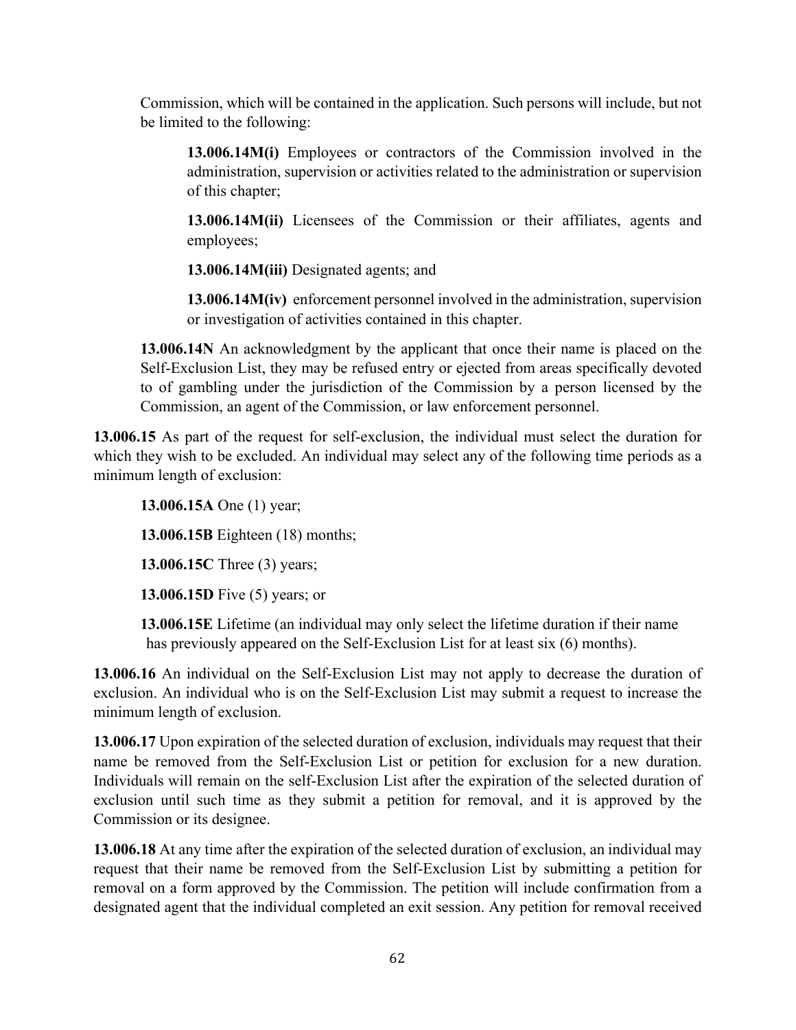Commission, which will be contained in the application. Such persons will include, but not be limited to the following:

**13.006.14M(i)** Employees or contractors of the Commission involved in the administration, supervision or activities related to the administration or supervision of this chapter;

**13.006.14M(ii)** Licensees of the Commission or their affiliates, agents and employees;

**13.006.14M(iii)** Designated agents; and

**13.006.14M(iv)** enforcement personnel involved in the administration, supervision or investigation of activities contained in this chapter.

**13.006.14N** An acknowledgment by the applicant that once their name is placed on the Self-Exclusion List, they may be refused entry or ejected from areas specifically devoted to of gambling under the jurisdiction of the Commission by a person licensed by the Commission, an agent of the Commission, or law enforcement personnel.

**13.006.15** As part of the request for self-exclusion, the individual must select the duration for which they wish to be excluded. An individual may select any of the following time periods as a minimum length of exclusion:

**13.006.15A** One (1) year;

**13.006.15B** Eighteen (18) months;

**13.006.15C** Three (3) years;

**13.006.15D** Five (5) years; or

**13.006.15E** Lifetime (an individual may only select the lifetime duration if their name has previously appeared on the Self-Exclusion List for at least six (6) months).

**13.006.16** An individual on the Self-Exclusion List may not apply to decrease the duration of exclusion. An individual who is on the Self-Exclusion List may submit a request to increase the minimum length of exclusion.

**13.006.17** Upon expiration of the selected duration of exclusion, individuals may request that their name be removed from the Self-Exclusion List or petition for exclusion for a new duration. Individuals will remain on the self-Exclusion List after the expiration of the selected duration of exclusion until such time as they submit a petition for removal, and it is approved by the Commission or its designee.

**13.006.18** At any time after the expiration of the selected duration of exclusion, an individual may request that their name be removed from the Self-Exclusion List by submitting a petition for removal on a form approved by the Commission. The petition will include confirmation from a designated agent that the individual completed an exit session. Any petition for removal received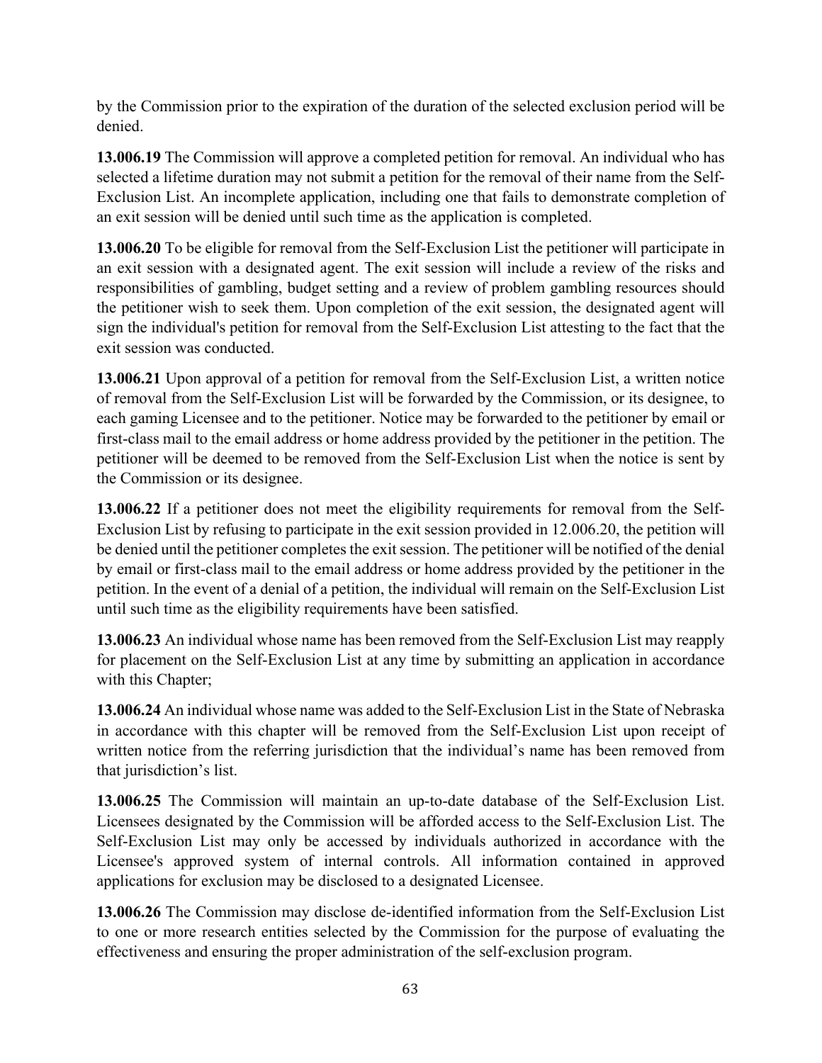by the Commission prior to the expiration of the duration of the selected exclusion period will be denied.

**13.006.19** The Commission will approve a completed petition for removal. An individual who has selected a lifetime duration may not submit a petition for the removal of their name from the Self-Exclusion List. An incomplete application, including one that fails to demonstrate completion of an exit session will be denied until such time as the application is completed.

**13.006.20** To be eligible for removal from the Self-Exclusion List the petitioner will participate in an exit session with a designated agent. The exit session will include a review of the risks and responsibilities of gambling, budget setting and a review of problem gambling resources should the petitioner wish to seek them. Upon completion of the exit session, the designated agent will sign the individual's petition for removal from the Self-Exclusion List attesting to the fact that the exit session was conducted.

**13.006.21** Upon approval of a petition for removal from the Self-Exclusion List, a written notice of removal from the Self-Exclusion List will be forwarded by the Commission, or its designee, to each gaming Licensee and to the petitioner. Notice may be forwarded to the petitioner by email or first-class mail to the email address or home address provided by the petitioner in the petition. The petitioner will be deemed to be removed from the Self-Exclusion List when the notice is sent by the Commission or its designee.

**13.006.22** If a petitioner does not meet the eligibility requirements for removal from the Self-Exclusion List by refusing to participate in the exit session provided in 12.006.20, the petition will be denied until the petitioner completes the exit session. The petitioner will be notified of the denial by email or first-class mail to the email address or home address provided by the petitioner in the petition. In the event of a denial of a petition, the individual will remain on the Self-Exclusion List until such time as the eligibility requirements have been satisfied.

**13.006.23** An individual whose name has been removed from the Self-Exclusion List may reapply for placement on the Self-Exclusion List at any time by submitting an application in accordance with this Chapter;

**13.006.24** An individual whose name was added to the Self-Exclusion List in the State of Nebraska in accordance with this chapter will be removed from the Self-Exclusion List upon receipt of written notice from the referring jurisdiction that the individual's name has been removed from that jurisdiction's list.

**13.006.25** The Commission will maintain an up-to-date database of the Self-Exclusion List. Licensees designated by the Commission will be afforded access to the Self-Exclusion List. The Self-Exclusion List may only be accessed by individuals authorized in accordance with the Licensee's approved system of internal controls. All information contained in approved applications for exclusion may be disclosed to a designated Licensee.

**13.006.26** The Commission may disclose de-identified information from the Self-Exclusion List to one or more research entities selected by the Commission for the purpose of evaluating the effectiveness and ensuring the proper administration of the self-exclusion program.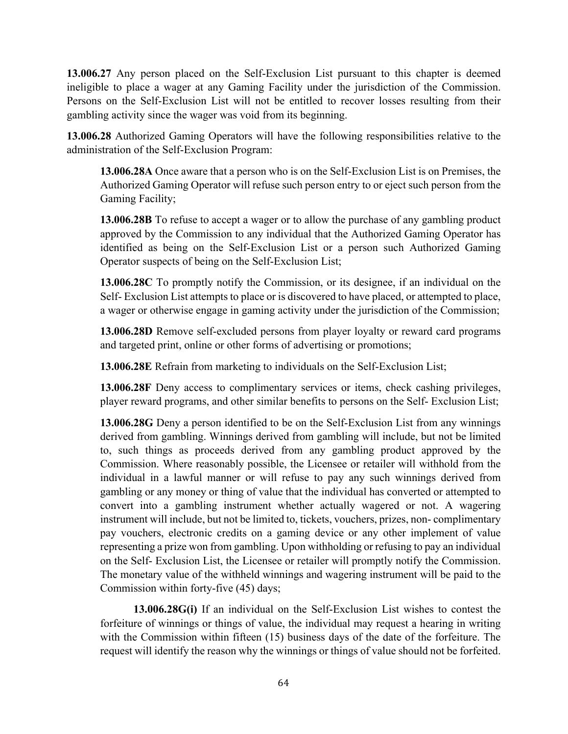**13.006.27** Any person placed on the Self-Exclusion List pursuant to this chapter is deemed ineligible to place a wager at any Gaming Facility under the jurisdiction of the Commission. Persons on the Self-Exclusion List will not be entitled to recover losses resulting from their gambling activity since the wager was void from its beginning.

**13.006.28** Authorized Gaming Operators will have the following responsibilities relative to the administration of the Self-Exclusion Program:

> **13.006.28A** Once aware that a person who is on the Self-Exclusion List is on Premises, the Authorized Gaming Operator will refuse such person entry to or eject such person from the Gaming Facility;
>
> **13.006.28B** To refuse to accept a wager or to allow the purchase of any gambling product approved by the Commission to any individual that the Authorized Gaming Operator has identified as being on the Self-Exclusion List or a person such Authorized Gaming Operator suspects of being on the Self-Exclusion List;
>
> **13.006.28C** To promptly notify the Commission, or its designee, if an individual on the Self- Exclusion List attempts to place or is discovered to have placed, or attempted to place, a wager or otherwise engage in gaming activity under the jurisdiction of the Commission;
>
> **13.006.28D** Remove self-excluded persons from player loyalty or reward card programs and targeted print, online or other forms of advertising or promotions;
>
> **13.006.28E** Refrain from marketing to individuals on the Self-Exclusion List;
>
> **13.006.28F** Deny access to complimentary services or items, check cashing privileges, player reward programs, and other similar benefits to persons on the Self- Exclusion List;
>
> **13.006.28G** Deny a person identified to be on the Self-Exclusion List from any winnings derived from gambling. Winnings derived from gambling will include, but not be limited to, such things as proceeds derived from any gambling product approved by the Commission. Where reasonably possible, the Licensee or retailer will withhold from the individual in a lawful manner or will refuse to pay any such winnings derived from gambling or any money or thing of value that the individual has converted or attempted to convert into a gambling instrument whether actually wagered or not. A wagering instrument will include, but not be limited to, tickets, vouchers, prizes, non- complimentary pay vouchers, electronic credits on a gaming device or any other implement of value representing a prize won from gambling. Upon withholding or refusing to pay an individual on the Self- Exclusion List, the Licensee or retailer will promptly notify the Commission. The monetary value of the withheld winnings and wagering instrument will be paid to the Commission within forty-five (45) days;
>
> > **13.006.28G(i)** If an individual on the Self-Exclusion List wishes to contest the forfeiture of winnings or things of value, the individual may request a hearing in writing with the Commission within fifteen (15) business days of the date of the forfeiture. The request will identify the reason why the winnings or things of value should not be forfeited.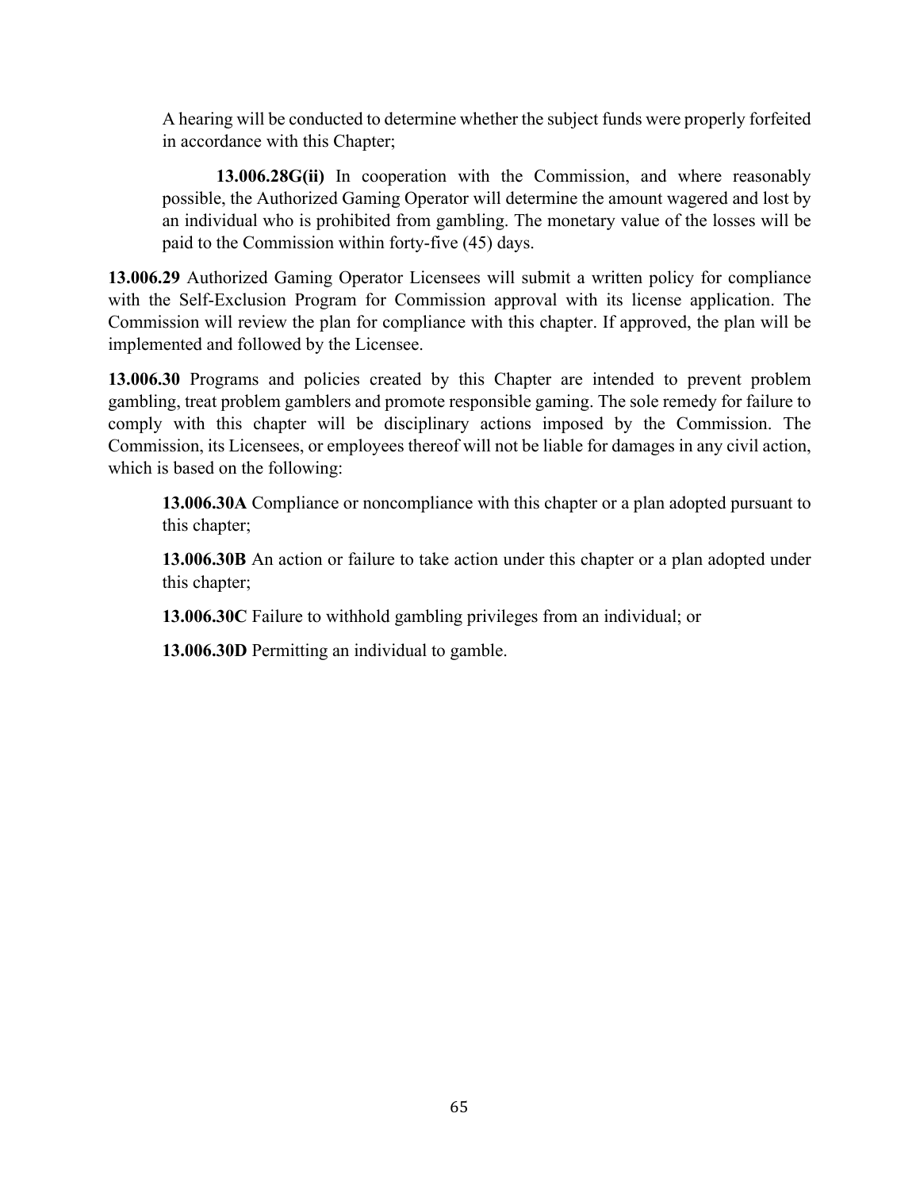A hearing will be conducted to determine whether the subject funds were properly forfeited in accordance with this Chapter;

**13.006.28G(ii)** In cooperation with the Commission, and where reasonably possible, the Authorized Gaming Operator will determine the amount wagered and lost by an individual who is prohibited from gambling. The monetary value of the losses will be paid to the Commission within forty-five (45) days.

**13.006.29** Authorized Gaming Operator Licensees will submit a written policy for compliance with the Self-Exclusion Program for Commission approval with its license application. The Commission will review the plan for compliance with this chapter. If approved, the plan will be implemented and followed by the Licensee.

**13.006.30** Programs and policies created by this Chapter are intended to prevent problem gambling, treat problem gamblers and promote responsible gaming. The sole remedy for failure to comply with this chapter will be disciplinary actions imposed by the Commission. The Commission, its Licensees, or employees thereof will not be liable for damages in any civil action, which is based on the following:

**13.006.30A** Compliance or noncompliance with this chapter or a plan adopted pursuant to this chapter;

**13.006.30B** An action or failure to take action under this chapter or a plan adopted under this chapter;

**13.006.30C** Failure to withhold gambling privileges from an individual; or

**13.006.30D** Permitting an individual to gamble.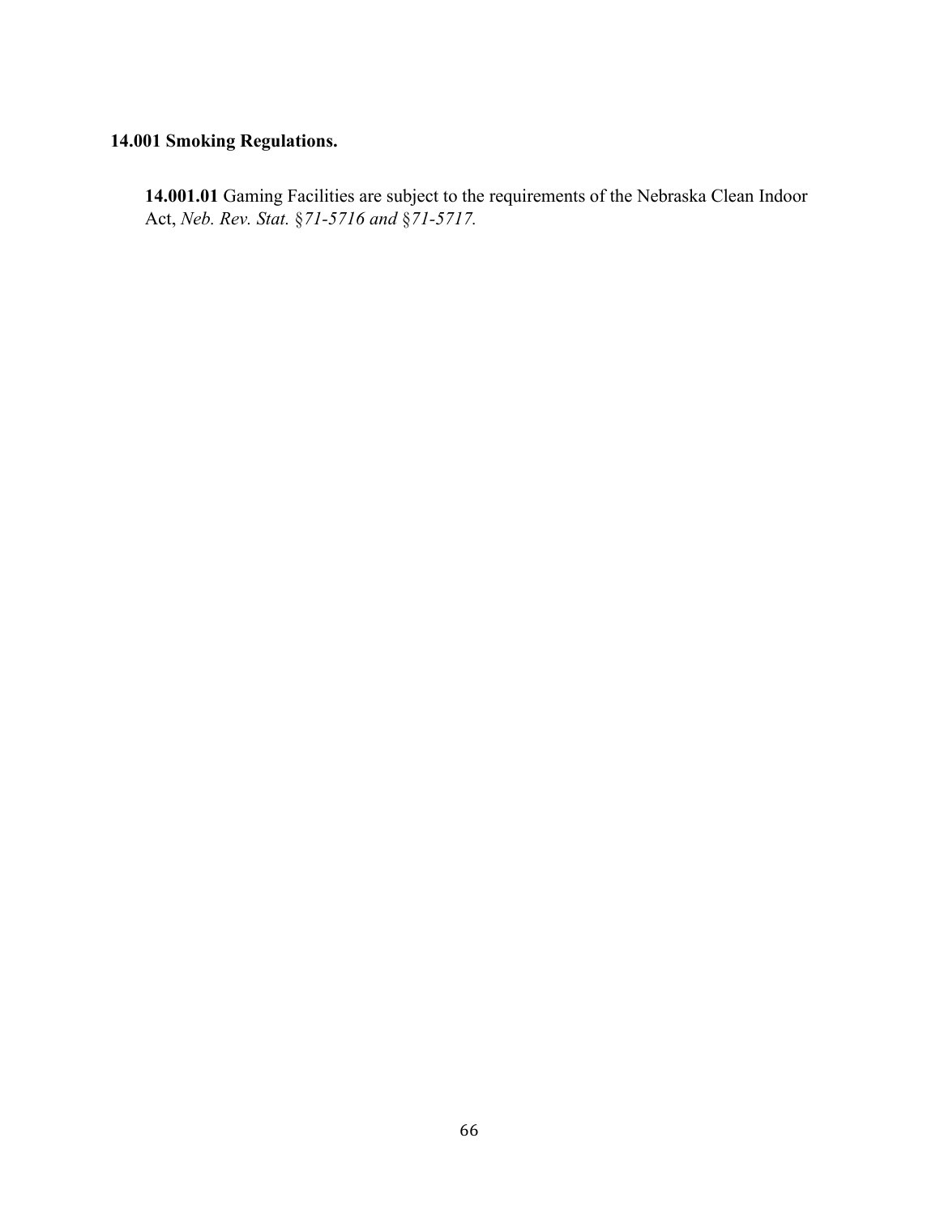## 14.001 Smoking Regulations.

**14.001.01** Gaming Facilities are subject to the requirements of the Nebraska Clean Indoor Act, *Neb. Rev. Stat. §71-5716 and §71-5717.*